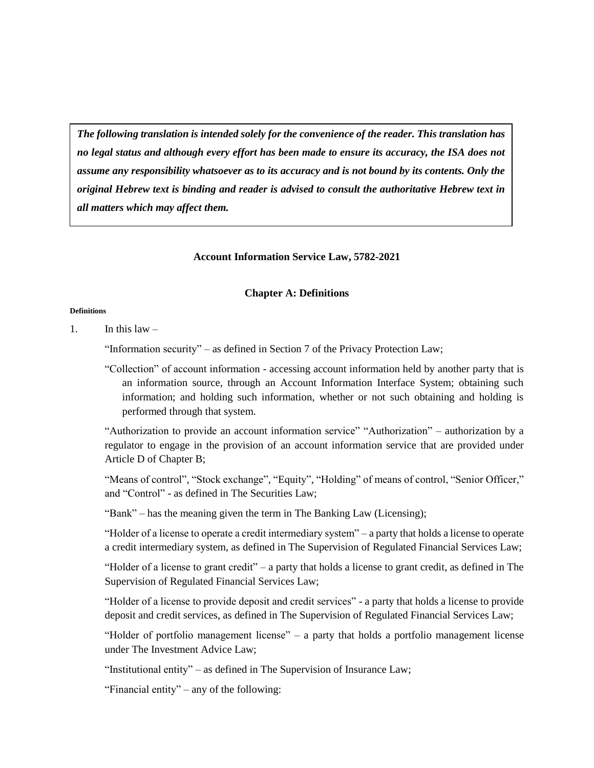***The following translation is intended solely for the convenience of the reader. This translation has no legal status and although every effort has been made to ensure its accuracy, the ISA does not assume any responsibility whatsoever as to its accuracy and is not bound by its contents. Only the original Hebrew text is binding and reader is advised to consult the authoritative Hebrew text in all matters which may affect them.***

# Account Information Service Law, 5782-2021

## Chapter A: Definitions

**Definitions**

1. In this law –

"Information security" – as defined in Section 7 of the Privacy Protection Law;

"Collection" of account information - accessing account information held by another party that is an information source, through an Account Information Interface System; obtaining such information; and holding such information, whether or not such obtaining and holding is performed through that system.

"Authorization to provide an account information service" "Authorization" – authorization by a regulator to engage in the provision of an account information service that are provided under Article D of Chapter B;

"Means of control", "Stock exchange", "Equity", "Holding" of means of control, "Senior Officer," and "Control" - as defined in The Securities Law;

"Bank" – has the meaning given the term in The Banking Law (Licensing);

"Holder of a license to operate a credit intermediary system" – a party that holds a license to operate a credit intermediary system, as defined in The Supervision of Regulated Financial Services Law;

"Holder of a license to grant credit" – a party that holds a license to grant credit, as defined in The Supervision of Regulated Financial Services Law;

"Holder of a license to provide deposit and credit services" - a party that holds a license to provide deposit and credit services, as defined in The Supervision of Regulated Financial Services Law;

"Holder of portfolio management license" – a party that holds a portfolio management license under The Investment Advice Law;

"Institutional entity" – as defined in The Supervision of Insurance Law;

"Financial entity" – any of the following: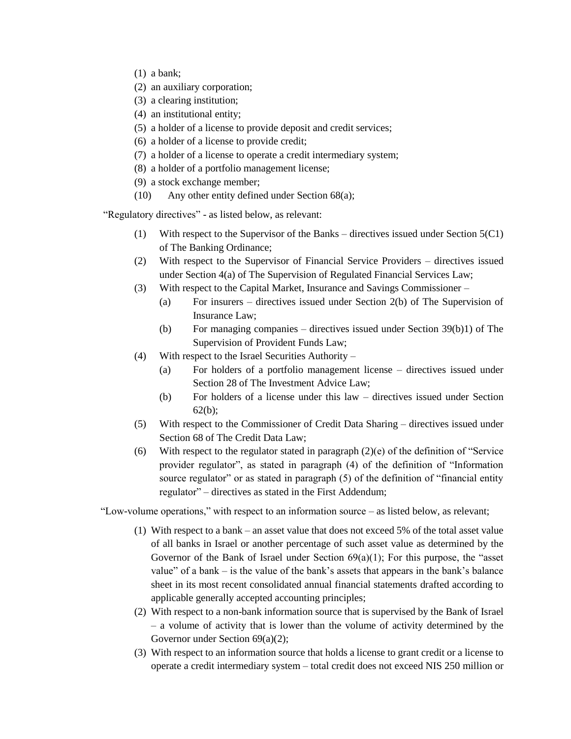(1) a bank;

(2) an auxiliary corporation;

(3) a clearing institution;

(4) an institutional entity;

(5) a holder of a license to provide deposit and credit services;

(6) a holder of a license to provide credit;

(7) a holder of a license to operate a credit intermediary system;

(8) a holder of a portfolio management license;

(9) a stock exchange member;

(10) Any other entity defined under Section 68(a);

"Regulatory directives" - as listed below, as relevant:

(1) With respect to the Supervisor of the Banks – directives issued under Section 5(C1) of The Banking Ordinance;

(2) With respect to the Supervisor of Financial Service Providers – directives issued under Section 4(a) of The Supervision of Regulated Financial Services Law;

(3) With respect to the Capital Market, Insurance and Savings Commissioner –

  (a) For insurers – directives issued under Section 2(b) of The Supervision of Insurance Law;

  (b) For managing companies – directives issued under Section 39(b)1) of The Supervision of Provident Funds Law;

(4) With respect to the Israel Securities Authority –

  (a) For holders of a portfolio management license – directives issued under Section 28 of The Investment Advice Law;

  (b) For holders of a license under this law – directives issued under Section 62(b);

(5) With respect to the Commissioner of Credit Data Sharing – directives issued under Section 68 of The Credit Data Law;

(6) With respect to the regulator stated in paragraph (2)(e) of the definition of "Service provider regulator", as stated in paragraph (4) of the definition of "Information source regulator" or as stated in paragraph (5) of the definition of "financial entity regulator" – directives as stated in the First Addendum;

"Low-volume operations," with respect to an information source – as listed below, as relevant;

(1) With respect to a bank – an asset value that does not exceed 5% of the total asset value of all banks in Israel or another percentage of such asset value as determined by the Governor of the Bank of Israel under Section 69(a)(1); For this purpose, the "asset value" of a bank – is the value of the bank's assets that appears in the bank's balance sheet in its most recent consolidated annual financial statements drafted according to applicable generally accepted accounting principles;

(2) With respect to a non-bank information source that is supervised by the Bank of Israel – a volume of activity that is lower than the volume of activity determined by the Governor under Section 69(a)(2);

(3) With respect to an information source that holds a license to grant credit or a license to operate a credit intermediary system – total credit does not exceed NIS 250 million or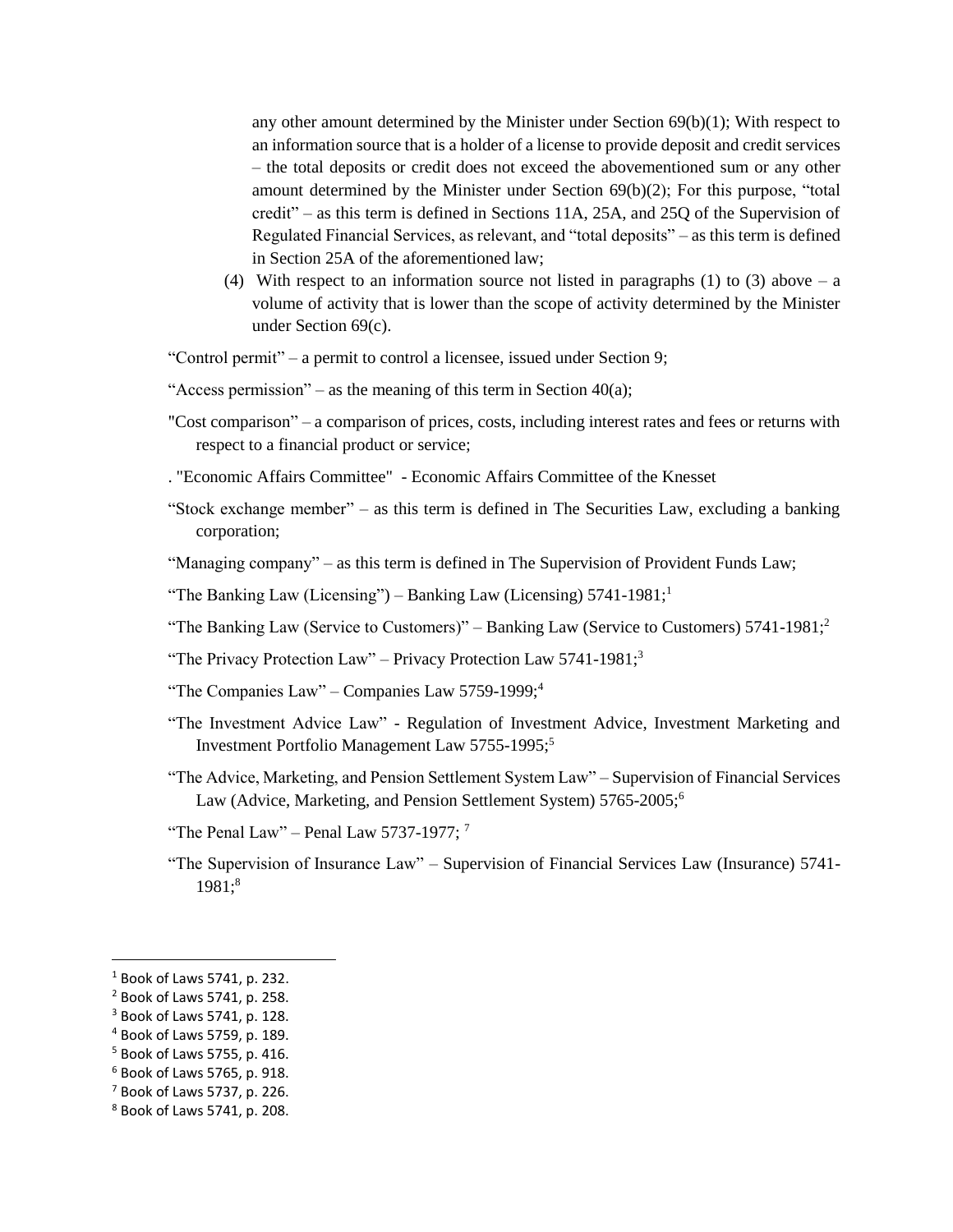any other amount determined by the Minister under Section 69(b)(1); With respect to an information source that is a holder of a license to provide deposit and credit services – the total deposits or credit does not exceed the abovementioned sum or any other amount determined by the Minister under Section 69(b)(2); For this purpose, "total credit" – as this term is defined in Sections 11A, 25A, and 25Q of the Supervision of Regulated Financial Services, as relevant, and "total deposits" – as this term is defined in Section 25A of the aforementioned law;

(4) With respect to an information source not listed in paragraphs (1) to (3) above – a volume of activity that is lower than the scope of activity determined by the Minister under Section 69(c).

"Control permit" – a permit to control a licensee, issued under Section 9;

"Access permission" – as the meaning of this term in Section 40(a);

"Cost comparison" – a comparison of prices, costs, including interest rates and fees or returns with respect to a financial product or service;

. "Economic Affairs Committee" - Economic Affairs Committee of the Knesset

"Stock exchange member" – as this term is defined in The Securities Law, excluding a banking corporation;

"Managing company" – as this term is defined in The Supervision of Provident Funds Law;

"The Banking Law (Licensing") – Banking Law (Licensing) 5741-1981;[1]

"The Banking Law (Service to Customers)" – Banking Law (Service to Customers) 5741-1981;[2]

"The Privacy Protection Law" – Privacy Protection Law 5741-1981;[3]

"The Companies Law" – Companies Law 5759-1999;[4]

"The Investment Advice Law" - Regulation of Investment Advice, Investment Marketing and Investment Portfolio Management Law 5755-1995;[5]

"The Advice, Marketing, and Pension Settlement System Law" – Supervision of Financial Services Law (Advice, Marketing, and Pension Settlement System) 5765-2005;[6]

"The Penal Law" – Penal Law 5737-1977; [7]

"The Supervision of Insurance Law" – Supervision of Financial Services Law (Insurance) 5741-1981;[8]

---

[1] Book of Laws 5741, p. 232.
[2] Book of Laws 5741, p. 258.
[3] Book of Laws 5741, p. 128.
[4] Book of Laws 5759, p. 189.
[5] Book of Laws 5755, p. 416.
[6] Book of Laws 5765, p. 918.
[7] Book of Laws 5737, p. 226.
[8] Book of Laws 5741, p. 208.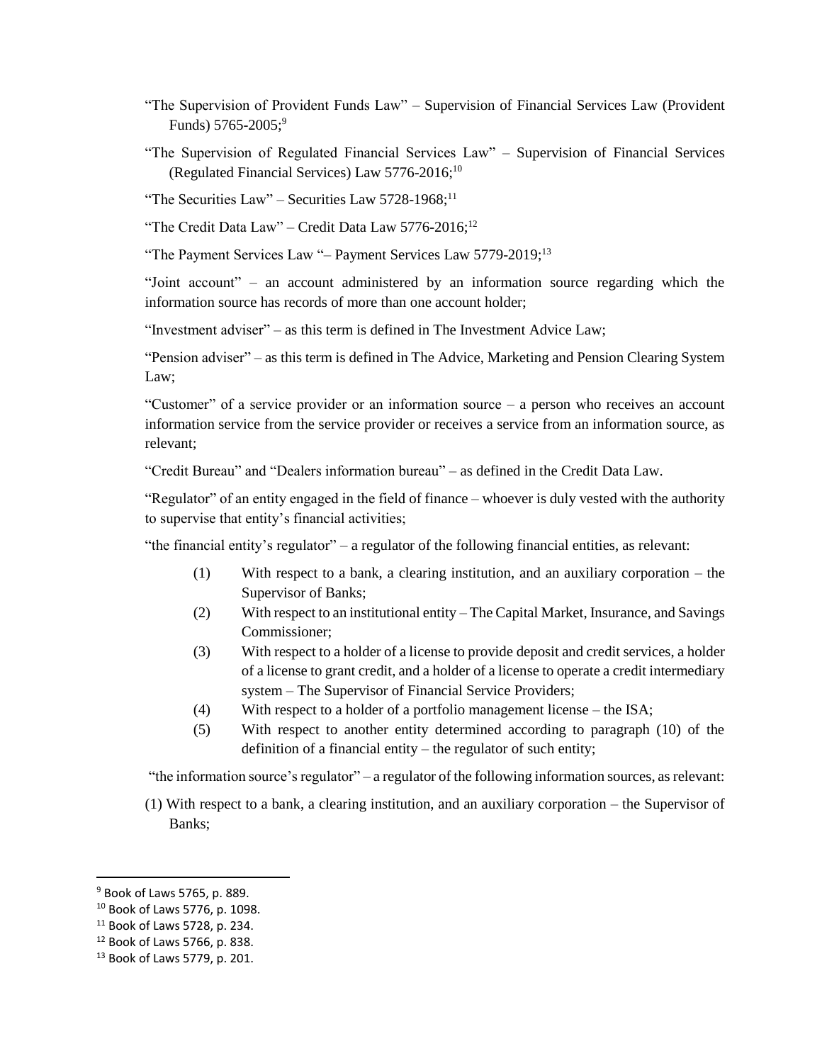"The Supervision of Provident Funds Law" – Supervision of Financial Services Law (Provident Funds) 5765-2005;[9]

"The Supervision of Regulated Financial Services Law" – Supervision of Financial Services (Regulated Financial Services) Law 5776-2016;[10]

"The Securities Law" – Securities Law 5728-1968;[11]

"The Credit Data Law" – Credit Data Law 5776-2016;[12]

"The Payment Services Law "– Payment Services Law 5779-2019;[13]

"Joint account" – an account administered by an information source regarding which the information source has records of more than one account holder;

"Investment adviser" – as this term is defined in The Investment Advice Law;

"Pension adviser" – as this term is defined in The Advice, Marketing and Pension Clearing System Law;

"Customer" of a service provider or an information source – a person who receives an account information service from the service provider or receives a service from an information source, as relevant;

"Credit Bureau" and "Dealers information bureau" – as defined in the Credit Data Law.

"Regulator" of an entity engaged in the field of finance – whoever is duly vested with the authority to supervise that entity's financial activities;

"the financial entity's regulator" – a regulator of the following financial entities, as relevant:

(1) With respect to a bank, a clearing institution, and an auxiliary corporation – the Supervisor of Banks;

(2) With respect to an institutional entity – The Capital Market, Insurance, and Savings Commissioner;

(3) With respect to a holder of a license to provide deposit and credit services, a holder of a license to grant credit, and a holder of a license to operate a credit intermediary system – The Supervisor of Financial Service Providers;

(4) With respect to a holder of a portfolio management license – the ISA;

(5) With respect to another entity determined according to paragraph (10) of the definition of a financial entity – the regulator of such entity;

"the information source's regulator" – a regulator of the following information sources, as relevant:

(1) With respect to a bank, a clearing institution, and an auxiliary corporation – the Supervisor of Banks;

---

[9] Book of Laws 5765, p. 889.

[10] Book of Laws 5776, p. 1098.

[11] Book of Laws 5728, p. 234.

[12] Book of Laws 5766, p. 838.

[13] Book of Laws 5779, p. 201.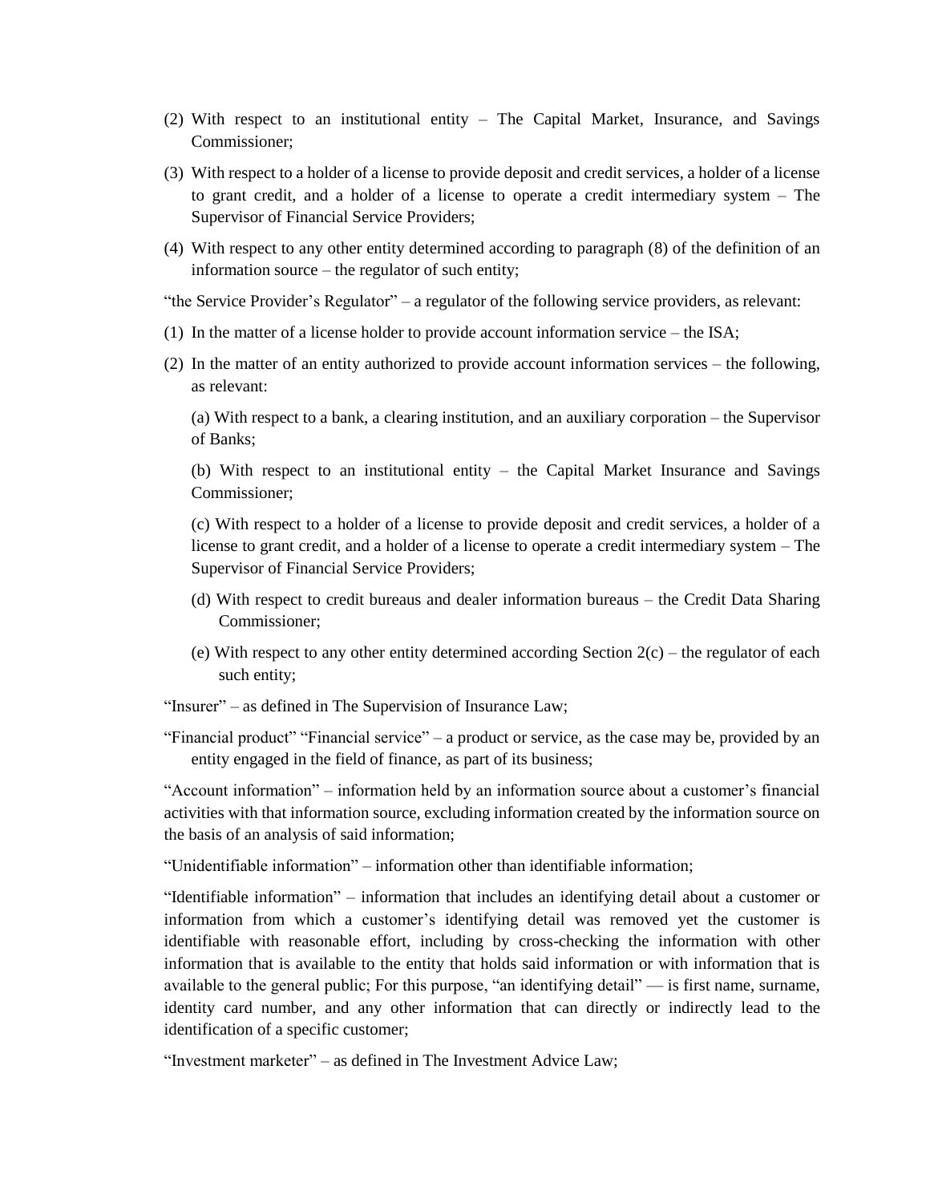(2) With respect to an institutional entity – The Capital Market, Insurance, and Savings Commissioner;

(3) With respect to a holder of a license to provide deposit and credit services, a holder of a license to grant credit, and a holder of a license to operate a credit intermediary system – The Supervisor of Financial Service Providers;

(4) With respect to any other entity determined according to paragraph (8) of the definition of an information source – the regulator of such entity;

"the Service Provider's Regulator" – a regulator of the following service providers, as relevant:

(1) In the matter of a license holder to provide account information service – the ISA;

(2) In the matter of an entity authorized to provide account information services – the following, as relevant:

(a) With respect to a bank, a clearing institution, and an auxiliary corporation – the Supervisor of Banks;

(b) With respect to an institutional entity – the Capital Market Insurance and Savings Commissioner;

(c) With respect to a holder of a license to provide deposit and credit services, a holder of a license to grant credit, and a holder of a license to operate a credit intermediary system – The Supervisor of Financial Service Providers;

(d) With respect to credit bureaus and dealer information bureaus – the Credit Data Sharing Commissioner;

(e) With respect to any other entity determined according Section 2(c) – the regulator of each such entity;

"Insurer" – as defined in The Supervision of Insurance Law;

"Financial product" "Financial service" – a product or service, as the case may be, provided by an entity engaged in the field of finance, as part of its business;

"Account information" – information held by an information source about a customer's financial activities with that information source, excluding information created by the information source on the basis of an analysis of said information;

"Unidentifiable information" – information other than identifiable information;

"Identifiable information" – information that includes an identifying detail about a customer or information from which a customer's identifying detail was removed yet the customer is identifiable with reasonable effort, including by cross-checking the information with other information that is available to the entity that holds said information or with information that is available to the general public; For this purpose, "an identifying detail" — is first name, surname, identity card number, and any other information that can directly or indirectly lead to the identification of a specific customer;

"Investment marketer" – as defined in The Investment Advice Law;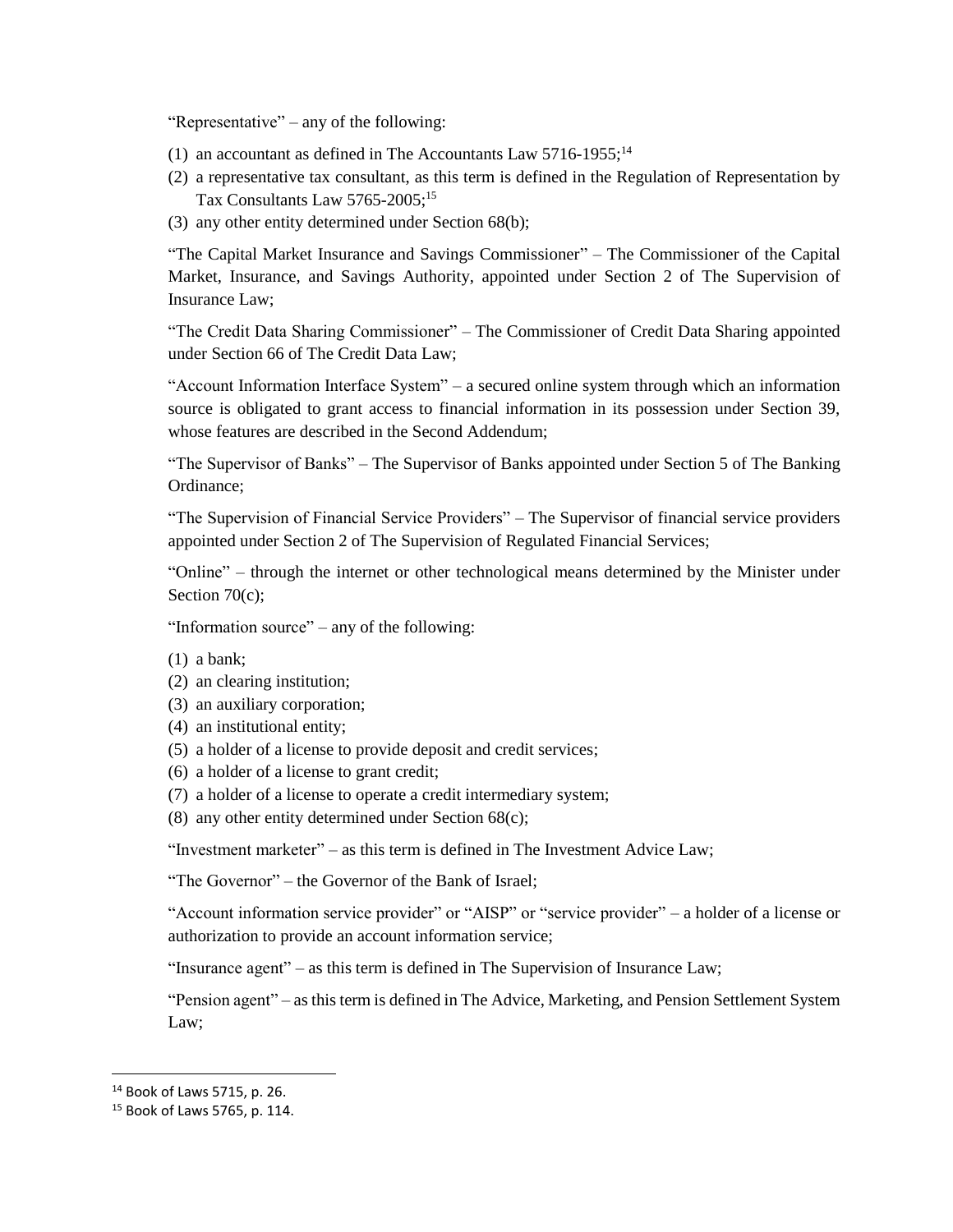"Representative" – any of the following:

(1) an accountant as defined in The Accountants Law 5716-1955;[14]
(2) a representative tax consultant, as this term is defined in the Regulation of Representation by Tax Consultants Law 5765-2005;[15]
(3) any other entity determined under Section 68(b);

"The Capital Market Insurance and Savings Commissioner" – The Commissioner of the Capital Market, Insurance, and Savings Authority, appointed under Section 2 of The Supervision of Insurance Law;

"The Credit Data Sharing Commissioner" – The Commissioner of Credit Data Sharing appointed under Section 66 of The Credit Data Law;

"Account Information Interface System" – a secured online system through which an information source is obligated to grant access to financial information in its possession under Section 39, whose features are described in the Second Addendum;

"The Supervisor of Banks" – The Supervisor of Banks appointed under Section 5 of The Banking Ordinance;

"The Supervision of Financial Service Providers" – The Supervisor of financial service providers appointed under Section 2 of The Supervision of Regulated Financial Services;

"Online" – through the internet or other technological means determined by the Minister under Section 70(c);

"Information source" – any of the following:

(1) a bank;
(2) an clearing institution;
(3) an auxiliary corporation;
(4) an institutional entity;
(5) a holder of a license to provide deposit and credit services;
(6) a holder of a license to grant credit;
(7) a holder of a license to operate a credit intermediary system;
(8) any other entity determined under Section 68(c);

"Investment marketer" – as this term is defined in The Investment Advice Law;

"The Governor" – the Governor of the Bank of Israel;

"Account information service provider" or "AISP" or "service provider" – a holder of a license or authorization to provide an account information service;

"Insurance agent" – as this term is defined in The Supervision of Insurance Law;

"Pension agent" – as this term is defined in The Advice, Marketing, and Pension Settlement System Law;

---

[14] Book of Laws 5715, p. 26.

[15] Book of Laws 5765, p. 114.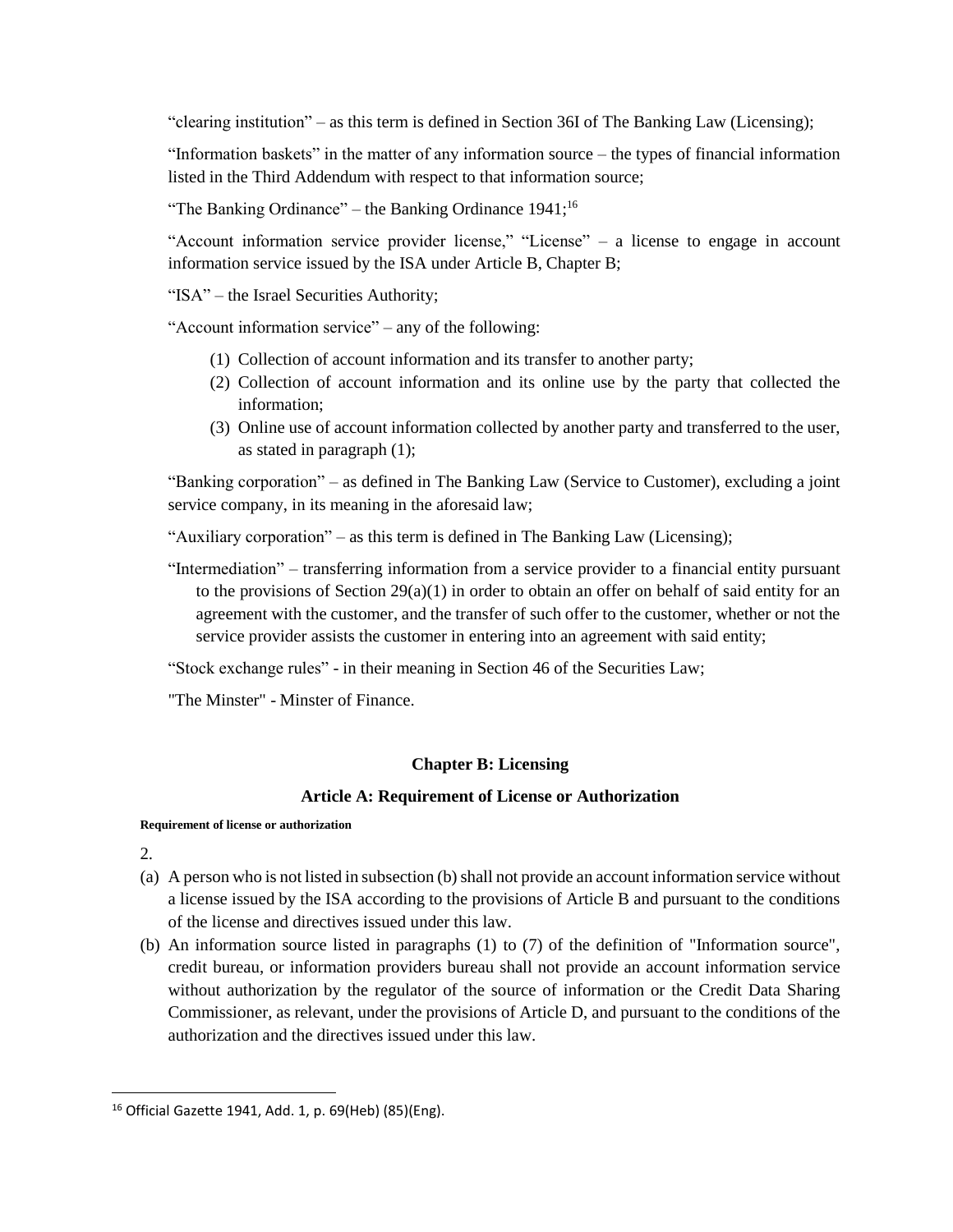“clearing institution” – as this term is defined in Section 36I of The Banking Law (Licensing);

“Information baskets” in the matter of any information source – the types of financial information listed in the Third Addendum with respect to that information source;

“The Banking Ordinance” – the Banking Ordinance 1941;[16]

“Account information service provider license,” “License” – a license to engage in account information service issued by the ISA under Article B, Chapter B;

“ISA” – the Israel Securities Authority;

“Account information service” – any of the following:

(1) Collection of account information and its transfer to another party;
(2) Collection of account information and its online use by the party that collected the information;
(3) Online use of account information collected by another party and transferred to the user, as stated in paragraph (1);

“Banking corporation” – as defined in The Banking Law (Service to Customer), excluding a joint service company, in its meaning in the aforesaid law;

“Auxiliary corporation” – as this term is defined in The Banking Law (Licensing);

“Intermediation” – transferring information from a service provider to a financial entity pursuant to the provisions of Section 29(a)(1) in order to obtain an offer on behalf of said entity for an agreement with the customer, and the transfer of such offer to the customer, whether or not the service provider assists the customer in entering into an agreement with said entity;

“Stock exchange rules” - in their meaning in Section 46 of the Securities Law;

"The Minster" - Minster of Finance.

## Chapter B: Licensing

### Article A: Requirement of License or Authorization

**Requirement of license or authorization**

2.

(a) A person who is not listed in subsection (b) shall not provide an account information service without a license issued by the ISA according to the provisions of Article B and pursuant to the conditions of the license and directives issued under this law.

(b) An information source listed in paragraphs (1) to (7) of the definition of "Information source", credit bureau, or information providers bureau shall not provide an account information service without authorization by the regulator of the source of information or the Credit Data Sharing Commissioner, as relevant, under the provisions of Article D, and pursuant to the conditions of the authorization and the directives issued under this law.

[16] Official Gazette 1941, Add. 1, p. 69(Heb) (85)(Eng).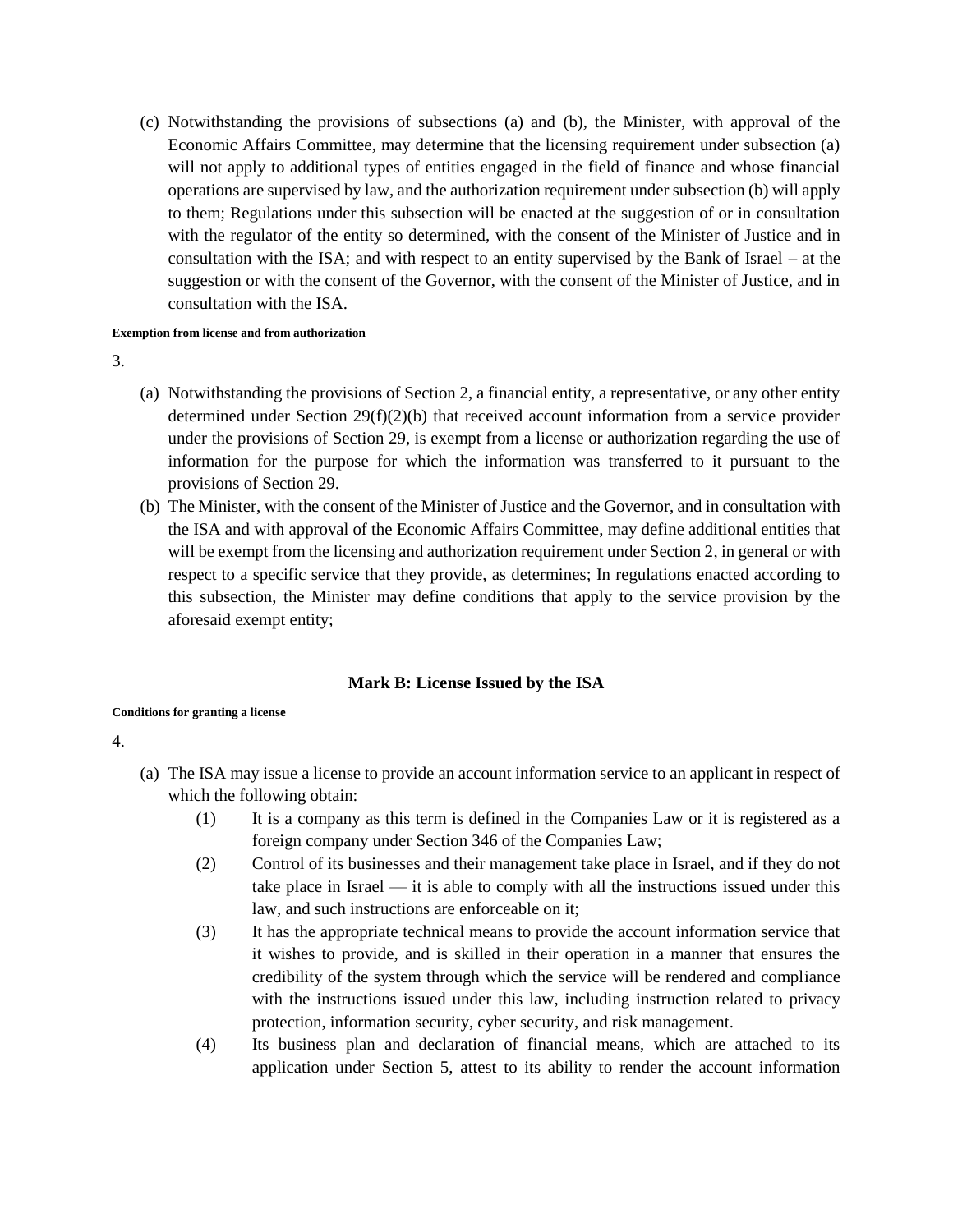(c) Notwithstanding the provisions of subsections (a) and (b), the Minister, with approval of the Economic Affairs Committee, may determine that the licensing requirement under subsection (a) will not apply to additional types of entities engaged in the field of finance and whose financial operations are supervised by law, and the authorization requirement under subsection (b) will apply to them; Regulations under this subsection will be enacted at the suggestion of or in consultation with the regulator of the entity so determined, with the consent of the Minister of Justice and in consultation with the ISA; and with respect to an entity supervised by the Bank of Israel – at the suggestion or with the consent of the Governor, with the consent of the Minister of Justice, and in consultation with the ISA.

**Exemption from license and from authorization**

3.

(a) Notwithstanding the provisions of Section 2, a financial entity, a representative, or any other entity determined under Section 29(f)(2)(b) that received account information from a service provider under the provisions of Section 29, is exempt from a license or authorization regarding the use of information for the purpose for which the information was transferred to it pursuant to the provisions of Section 29.

(b) The Minister, with the consent of the Minister of Justice and the Governor, and in consultation with the ISA and with approval of the Economic Affairs Committee, may define additional entities that will be exempt from the licensing and authorization requirement under Section 2, in general or with respect to a specific service that they provide, as determines; In regulations enacted according to this subsection, the Minister may define conditions that apply to the service provision by the aforesaid exempt entity;

## Mark B: License Issued by the ISA

**Conditions for granting a license**

4.

(a) The ISA may issue a license to provide an account information service to an applicant in respect of which the following obtain:

(1) It is a company as this term is defined in the Companies Law or it is registered as a foreign company under Section 346 of the Companies Law;

(2) Control of its businesses and their management take place in Israel, and if they do not take place in Israel — it is able to comply with all the instructions issued under this law, and such instructions are enforceable on it;

(3) It has the appropriate technical means to provide the account information service that it wishes to provide, and is skilled in their operation in a manner that ensures the credibility of the system through which the service will be rendered and compliance with the instructions issued under this law, including instruction related to privacy protection, information security, cyber security, and risk management.

(4) Its business plan and declaration of financial means, which are attached to its application under Section 5, attest to its ability to render the account information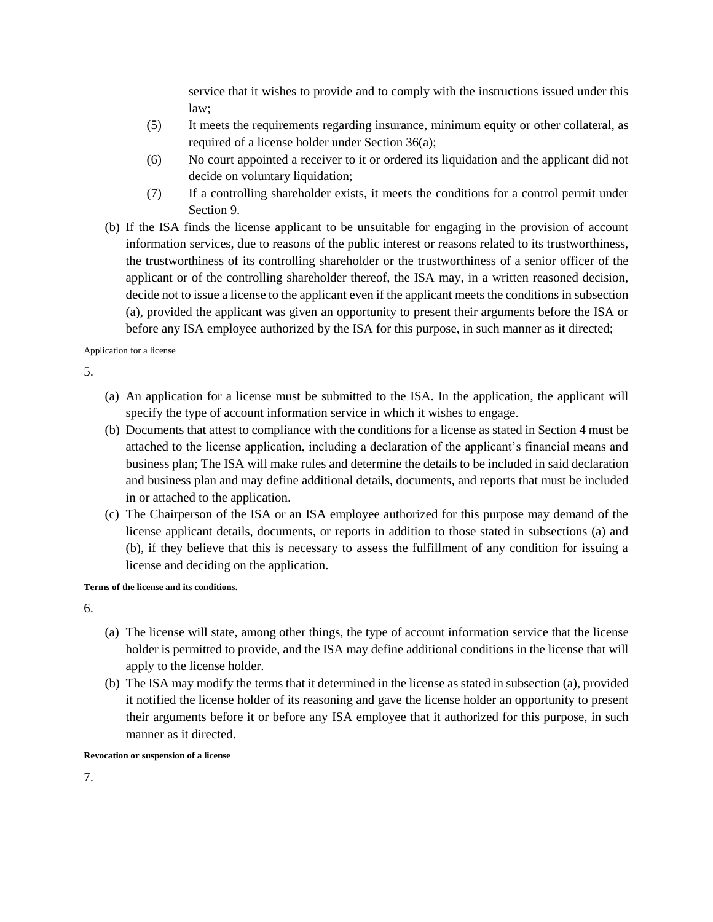service that it wishes to provide and to comply with the instructions issued under this law;

(5) It meets the requirements regarding insurance, minimum equity or other collateral, as required of a license holder under Section 36(a);

(6) No court appointed a receiver to it or ordered its liquidation and the applicant did not decide on voluntary liquidation;

(7) If a controlling shareholder exists, it meets the conditions for a control permit under Section 9.

(b) If the ISA finds the license applicant to be unsuitable for engaging in the provision of account information services, due to reasons of the public interest or reasons related to its trustworthiness, the trustworthiness of its controlling shareholder or the trustworthiness of a senior officer of the applicant or of the controlling shareholder thereof, the ISA may, in a written reasoned decision, decide not to issue a license to the applicant even if the applicant meets the conditions in subsection (a), provided the applicant was given an opportunity to present their arguments before the ISA or before any ISA employee authorized by the ISA for this purpose, in such manner as it directed;

Application for a license

5.

(a) An application for a license must be submitted to the ISA. In the application, the applicant will specify the type of account information service in which it wishes to engage.

(b) Documents that attest to compliance with the conditions for a license as stated in Section 4 must be attached to the license application, including a declaration of the applicant's financial means and business plan; The ISA will make rules and determine the details to be included in said declaration and business plan and may define additional details, documents, and reports that must be included in or attached to the application.

(c) The Chairperson of the ISA or an ISA employee authorized for this purpose may demand of the license applicant details, documents, or reports in addition to those stated in subsections (a) and (b), if they believe that this is necessary to assess the fulfillment of any condition for issuing a license and deciding on the application.

**Terms of the license and its conditions.**

6.

(a) The license will state, among other things, the type of account information service that the license holder is permitted to provide, and the ISA may define additional conditions in the license that will apply to the license holder.

(b) The ISA may modify the terms that it determined in the license as stated in subsection (a), provided it notified the license holder of its reasoning and gave the license holder an opportunity to present their arguments before it or before any ISA employee that it authorized for this purpose, in such manner as it directed.

**Revocation or suspension of a license**

7.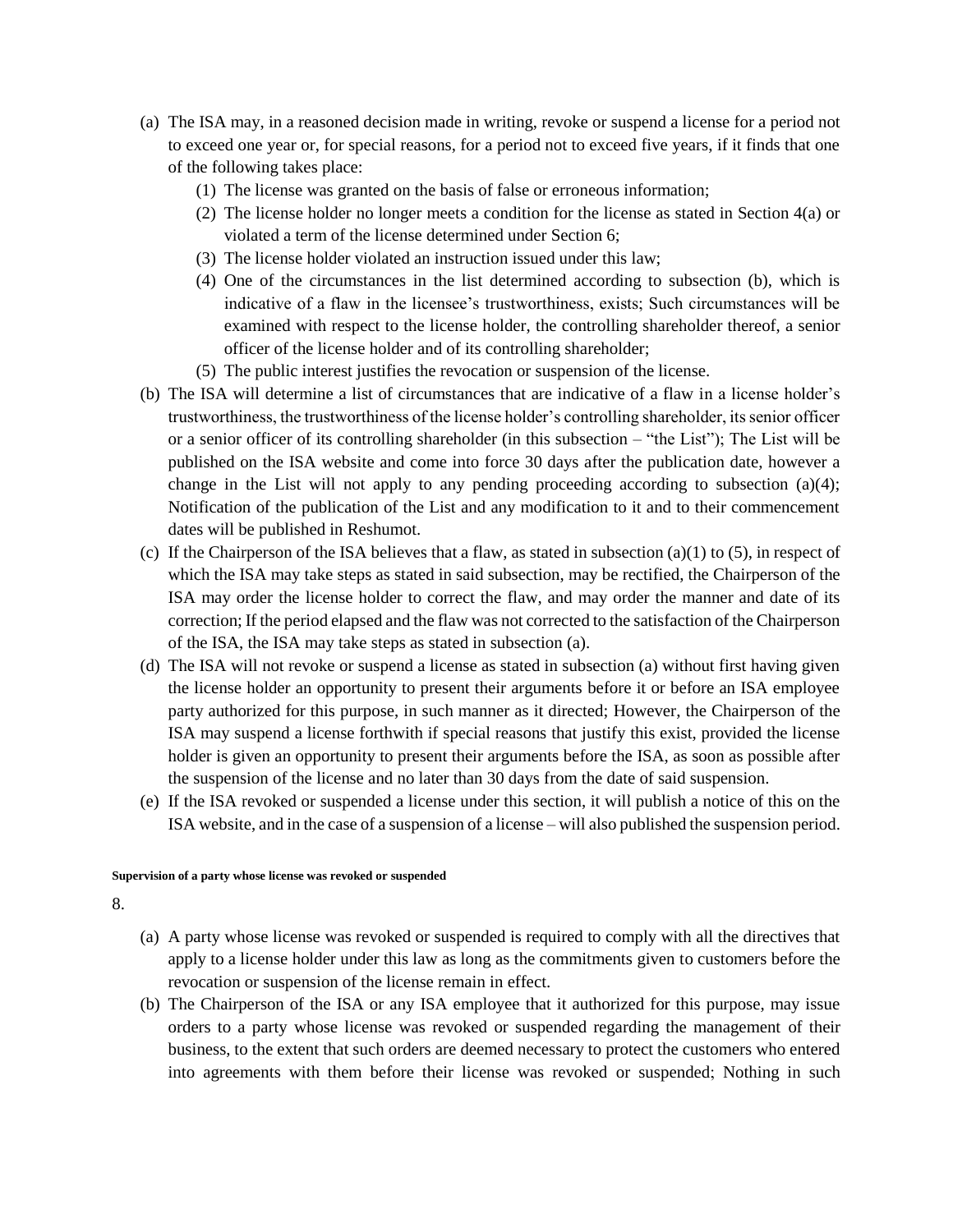(a) The ISA may, in a reasoned decision made in writing, revoke or suspend a license for a period not to exceed one year or, for special reasons, for a period not to exceed five years, if it finds that one of the following takes place:

  (1) The license was granted on the basis of false or erroneous information;

  (2) The license holder no longer meets a condition for the license as stated in Section 4(a) or violated a term of the license determined under Section 6;

  (3) The license holder violated an instruction issued under this law;

  (4) One of the circumstances in the list determined according to subsection (b), which is indicative of a flaw in the licensee's trustworthiness, exists; Such circumstances will be examined with respect to the license holder, the controlling shareholder thereof, a senior officer of the license holder and of its controlling shareholder;

  (5) The public interest justifies the revocation or suspension of the license.

(b) The ISA will determine a list of circumstances that are indicative of a flaw in a license holder's trustworthiness, the trustworthiness of the license holder's controlling shareholder, its senior officer or a senior officer of its controlling shareholder (in this subsection – "the List"); The List will be published on the ISA website and come into force 30 days after the publication date, however a change in the List will not apply to any pending proceeding according to subsection (a)(4); Notification of the publication of the List and any modification to it and to their commencement dates will be published in Reshumot.

(c) If the Chairperson of the ISA believes that a flaw, as stated in subsection (a)(1) to (5), in respect of which the ISA may take steps as stated in said subsection, may be rectified, the Chairperson of the ISA may order the license holder to correct the flaw, and may order the manner and date of its correction; If the period elapsed and the flaw was not corrected to the satisfaction of the Chairperson of the ISA, the ISA may take steps as stated in subsection (a).

(d) The ISA will not revoke or suspend a license as stated in subsection (a) without first having given the license holder an opportunity to present their arguments before it or before an ISA employee party authorized for this purpose, in such manner as it directed; However, the Chairperson of the ISA may suspend a license forthwith if special reasons that justify this exist, provided the license holder is given an opportunity to present their arguments before the ISA, as soon as possible after the suspension of the license and no later than 30 days from the date of said suspension.

(e) If the ISA revoked or suspended a license under this section, it will publish a notice of this on the ISA website, and in the case of a suspension of a license – will also published the suspension period.

##### Supervision of a party whose license was revoked or suspended

8.

(a) A party whose license was revoked or suspended is required to comply with all the directives that apply to a license holder under this law as long as the commitments given to customers before the revocation or suspension of the license remain in effect.

(b) The Chairperson of the ISA or any ISA employee that it authorized for this purpose, may issue orders to a party whose license was revoked or suspended regarding the management of their business, to the extent that such orders are deemed necessary to protect the customers who entered into agreements with them before their license was revoked or suspended; Nothing in such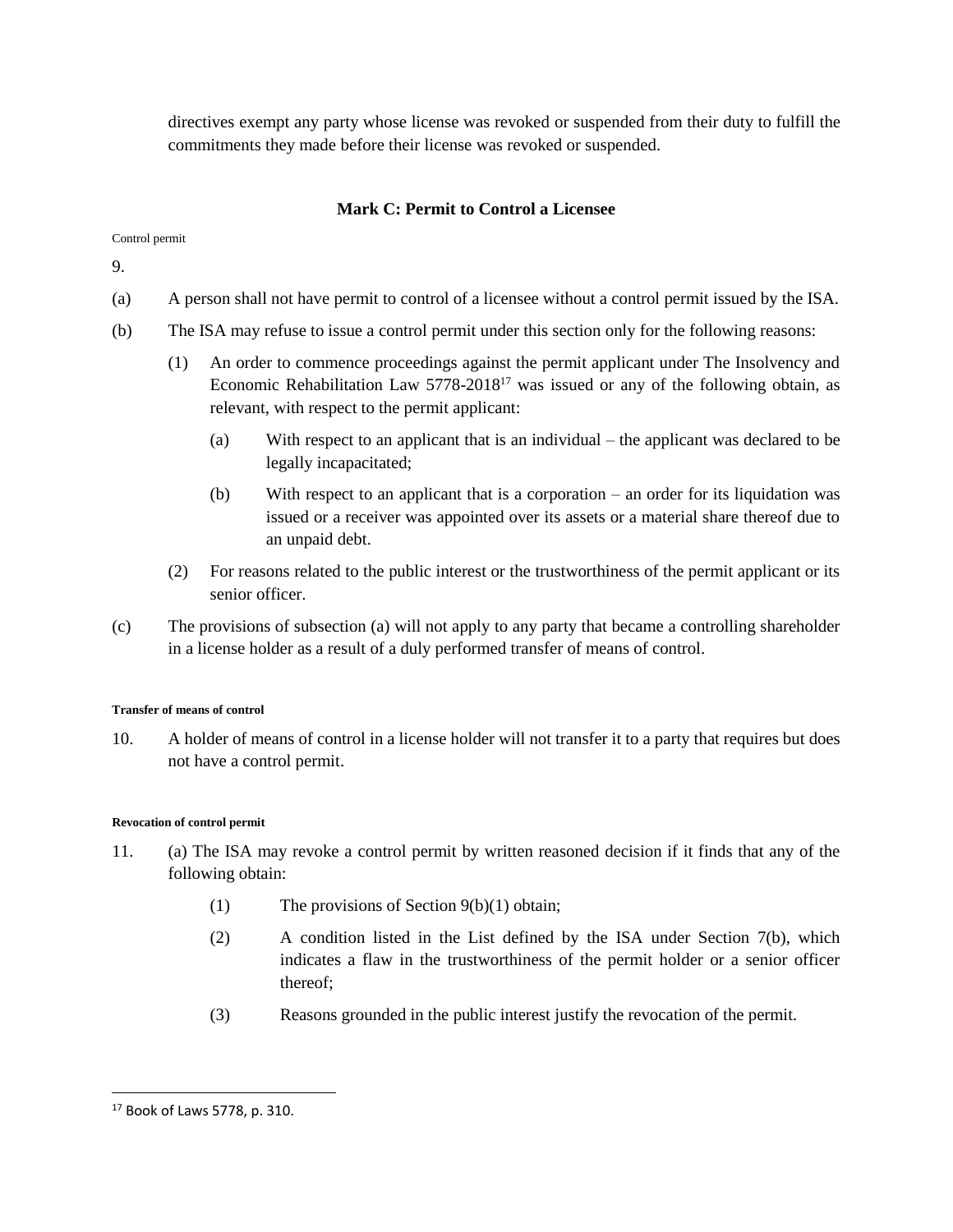directives exempt any party whose license was revoked or suspended from their duty to fulfill the commitments they made before their license was revoked or suspended.

## Mark C: Permit to Control a Licensee

Control permit

9.

(a) A person shall not have permit to control of a licensee without a control permit issued by the ISA.

(b) The ISA may refuse to issue a control permit under this section only for the following reasons:

(1) An order to commence proceedings against the permit applicant under The Insolvency and Economic Rehabilitation Law 5778-2018[17] was issued or any of the following obtain, as relevant, with respect to the permit applicant:

(a) With respect to an applicant that is an individual – the applicant was declared to be legally incapacitated;

(b) With respect to an applicant that is a corporation – an order for its liquidation was issued or a receiver was appointed over its assets or a material share thereof due to an unpaid debt.

(2) For reasons related to the public interest or the trustworthiness of the permit applicant or its senior officer.

(c) The provisions of subsection (a) will not apply to any party that became a controlling shareholder in a license holder as a result of a duly performed transfer of means of control.

**Transfer of means of control**

10. A holder of means of control in a license holder will not transfer it to a party that requires but does not have a control permit.

**Revocation of control permit**

11. (a) The ISA may revoke a control permit by written reasoned decision if it finds that any of the following obtain:

(1) The provisions of Section 9(b)(1) obtain;

(2) A condition listed in the List defined by the ISA under Section 7(b), which indicates a flaw in the trustworthiness of the permit holder or a senior officer thereof;

(3) Reasons grounded in the public interest justify the revocation of the permit.

[17] Book of Laws 5778, p. 310.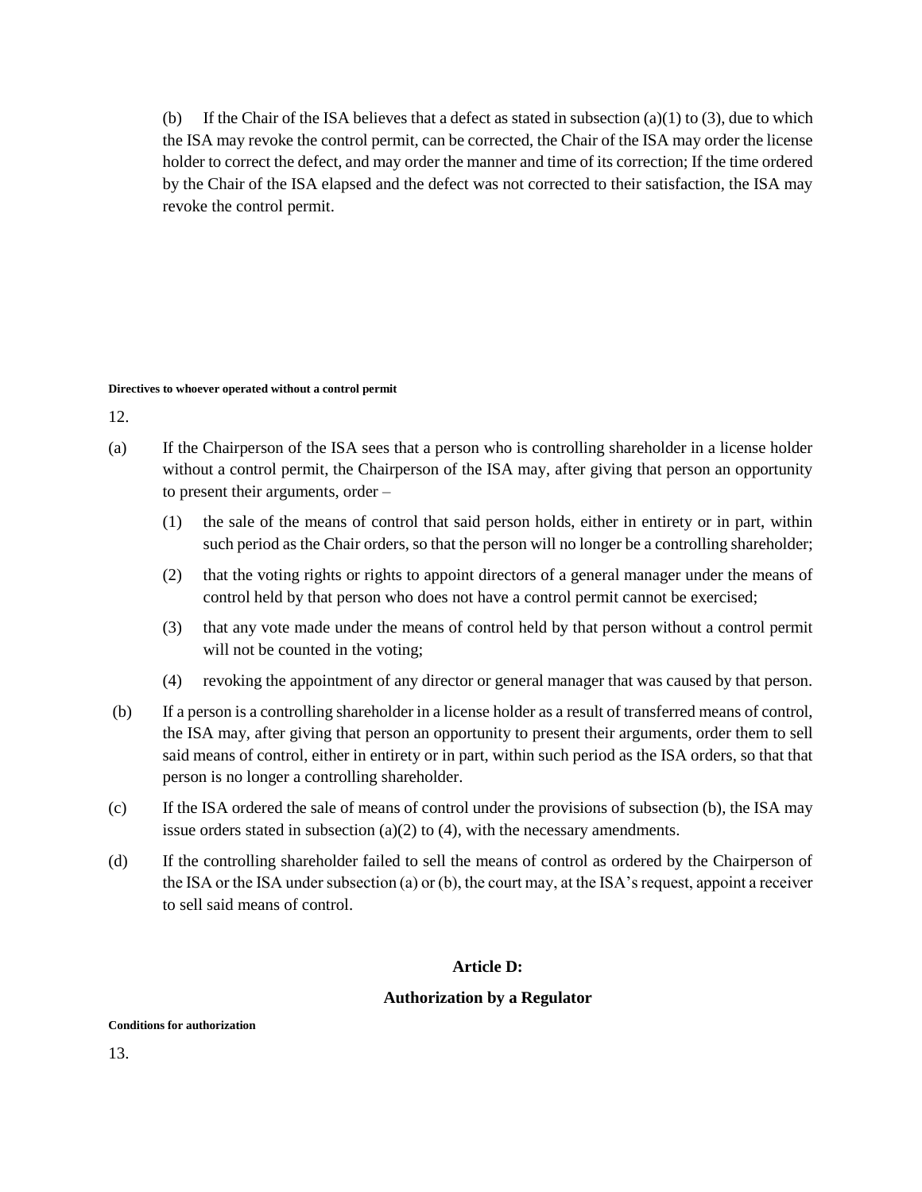(b) If the Chair of the ISA believes that a defect as stated in subsection (a)(1) to (3), due to which the ISA may revoke the control permit, can be corrected, the Chair of the ISA may order the license holder to correct the defect, and may order the manner and time of its correction; If the time ordered by the Chair of the ISA elapsed and the defect was not corrected to their satisfaction, the ISA may revoke the control permit.

**Directives to whoever operated without a control permit**

12.

(a) If the Chairperson of the ISA sees that a person who is controlling shareholder in a license holder without a control permit, the Chairperson of the ISA may, after giving that person an opportunity to present their arguments, order –

(1) the sale of the means of control that said person holds, either in entirety or in part, within such period as the Chair orders, so that the person will no longer be a controlling shareholder;

(2) that the voting rights or rights to appoint directors of a general manager under the means of control held by that person who does not have a control permit cannot be exercised;

(3) that any vote made under the means of control held by that person without a control permit will not be counted in the voting;

(4) revoking the appointment of any director or general manager that was caused by that person.

(b) If a person is a controlling shareholder in a license holder as a result of transferred means of control, the ISA may, after giving that person an opportunity to present their arguments, order them to sell said means of control, either in entirety or in part, within such period as the ISA orders, so that that person is no longer a controlling shareholder.

(c) If the ISA ordered the sale of means of control under the provisions of subsection (b), the ISA may issue orders stated in subsection (a)(2) to (4), with the necessary amendments.

(d) If the controlling shareholder failed to sell the means of control as ordered by the Chairperson of the ISA or the ISA under subsection (a) or (b), the court may, at the ISA's request, appoint a receiver to sell said means of control.

## Article D:

## Authorization by a Regulator

**Conditions for authorization**

13.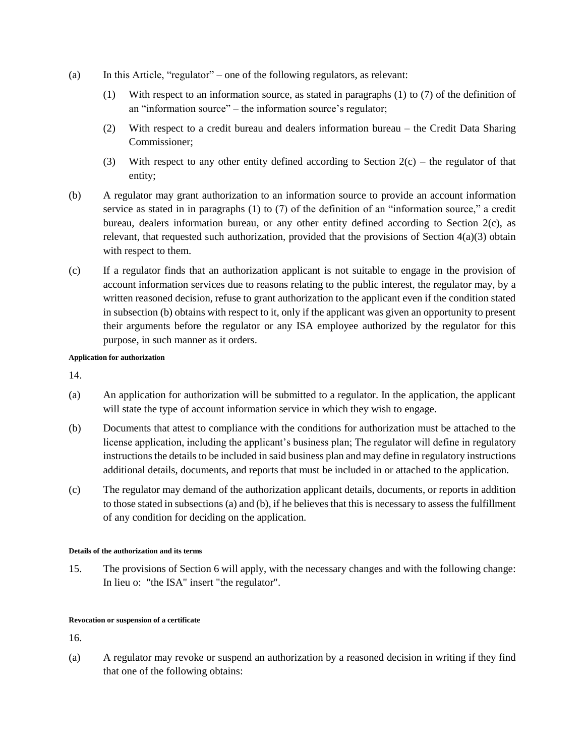(a) In this Article, "regulator" – one of the following regulators, as relevant:

  (1) With respect to an information source, as stated in paragraphs (1) to (7) of the definition of an "information source" – the information source's regulator;

  (2) With respect to a credit bureau and dealers information bureau – the Credit Data Sharing Commissioner;

  (3) With respect to any other entity defined according to Section 2(c) – the regulator of that entity;

(b) A regulator may grant authorization to an information source to provide an account information service as stated in in paragraphs (1) to (7) of the definition of an "information source," a credit bureau, dealers information bureau, or any other entity defined according to Section 2(c), as relevant, that requested such authorization, provided that the provisions of Section 4(a)(3) obtain with respect to them.

(c) If a regulator finds that an authorization applicant is not suitable to engage in the provision of account information services due to reasons relating to the public interest, the regulator may, by a written reasoned decision, refuse to grant authorization to the applicant even if the condition stated in subsection (b) obtains with respect to it, only if the applicant was given an opportunity to present their arguments before the regulator or any ISA employee authorized by the regulator for this purpose, in such manner as it orders.

**Application for authorization**

14.

(a) An application for authorization will be submitted to a regulator. In the application, the applicant will state the type of account information service in which they wish to engage.

(b) Documents that attest to compliance with the conditions for authorization must be attached to the license application, including the applicant's business plan; The regulator will define in regulatory instructions the details to be included in said business plan and may define in regulatory instructions additional details, documents, and reports that must be included in or attached to the application.

(c) The regulator may demand of the authorization applicant details, documents, or reports in addition to those stated in subsections (a) and (b), if he believes that this is necessary to assess the fulfillment of any condition for deciding on the application.

**Details of the authorization and its terms**

15. The provisions of Section 6 will apply, with the necessary changes and with the following change: In lieu o: "the ISA" insert "the regulator".

**Revocation or suspension of a certificate**

16.

(a) A regulator may revoke or suspend an authorization by a reasoned decision in writing if they find that one of the following obtains: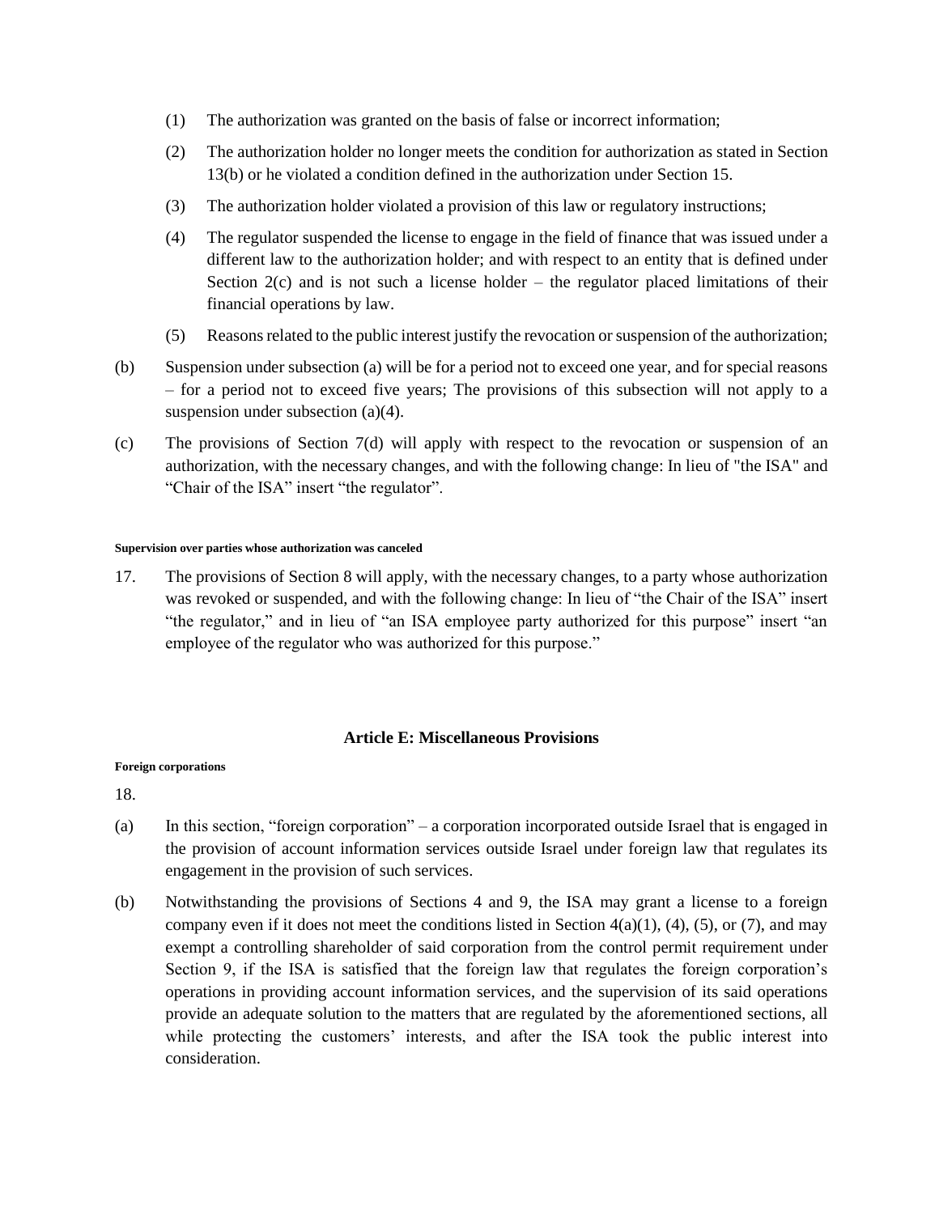(1) The authorization was granted on the basis of false or incorrect information;

(2) The authorization holder no longer meets the condition for authorization as stated in Section 13(b) or he violated a condition defined in the authorization under Section 15.

(3) The authorization holder violated a provision of this law or regulatory instructions;

(4) The regulator suspended the license to engage in the field of finance that was issued under a different law to the authorization holder; and with respect to an entity that is defined under Section 2(c) and is not such a license holder – the regulator placed limitations of their financial operations by law.

(5) Reasons related to the public interest justify the revocation or suspension of the authorization;

(b) Suspension under subsection (a) will be for a period not to exceed one year, and for special reasons – for a period not to exceed five years; The provisions of this subsection will not apply to a suspension under subsection (a)(4).

(c) The provisions of Section 7(d) will apply with respect to the revocation or suspension of an authorization, with the necessary changes, and with the following change: In lieu of "the ISA" and "Chair of the ISA" insert "the regulator".

###### Supervision over parties whose authorization was canceled

17. The provisions of Section 8 will apply, with the necessary changes, to a party whose authorization was revoked or suspended, and with the following change: In lieu of "the Chair of the ISA" insert "the regulator," and in lieu of "an ISA employee party authorized for this purpose" insert "an employee of the regulator who was authorized for this purpose."

### Article E: Miscellaneous Provisions

###### Foreign corporations

18.

(a) In this section, "foreign corporation" – a corporation incorporated outside Israel that is engaged in the provision of account information services outside Israel under foreign law that regulates its engagement in the provision of such services.

(b) Notwithstanding the provisions of Sections 4 and 9, the ISA may grant a license to a foreign company even if it does not meet the conditions listed in Section 4(a)(1), (4), (5), or (7), and may exempt a controlling shareholder of said corporation from the control permit requirement under Section 9, if the ISA is satisfied that the foreign law that regulates the foreign corporation's operations in providing account information services, and the supervision of its said operations provide an adequate solution to the matters that are regulated by the aforementioned sections, all while protecting the customers' interests, and after the ISA took the public interest into consideration.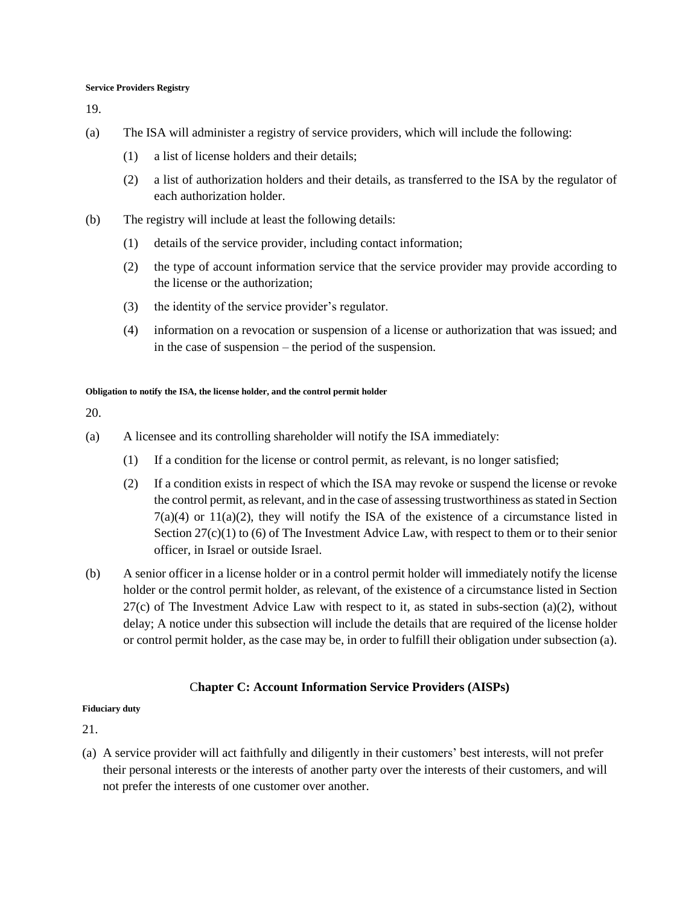**Service Providers Registry**

19.

(a) The ISA will administer a registry of service providers, which will include the following:

  (1) a list of license holders and their details;

  (2) a list of authorization holders and their details, as transferred to the ISA by the regulator of each authorization holder.

(b) The registry will include at least the following details:

  (1) details of the service provider, including contact information;

  (2) the type of account information service that the service provider may provide according to the license or the authorization;

  (3) the identity of the service provider's regulator.

  (4) information on a revocation or suspension of a license or authorization that was issued; and in the case of suspension – the period of the suspension.

**Obligation to notify the ISA, the license holder, and the control permit holder**

20.

(a) A licensee and its controlling shareholder will notify the ISA immediately:

  (1) If a condition for the license or control permit, as relevant, is no longer satisfied;

  (2) If a condition exists in respect of which the ISA may revoke or suspend the license or revoke the control permit, as relevant, and in the case of assessing trustworthiness as stated in Section 7(a)(4) or 11(a)(2), they will notify the ISA of the existence of a circumstance listed in Section 27(c)(1) to (6) of The Investment Advice Law, with respect to them or to their senior officer, in Israel or outside Israel.

(b) A senior officer in a license holder or in a control permit holder will immediately notify the license holder or the control permit holder, as relevant, of the existence of a circumstance listed in Section 27(c) of The Investment Advice Law with respect to it, as stated in subs-section (a)(2), without delay; A notice under this subsection will include the details that are required of the license holder or control permit holder, as the case may be, in order to fulfill their obligation under subsection (a).

## Chapter C: Account Information Service Providers (AISPs)

**Fiduciary duty**

21.

(a) A service provider will act faithfully and diligently in their customers' best interests, will not prefer their personal interests or the interests of another party over the interests of their customers, and will not prefer the interests of one customer over another.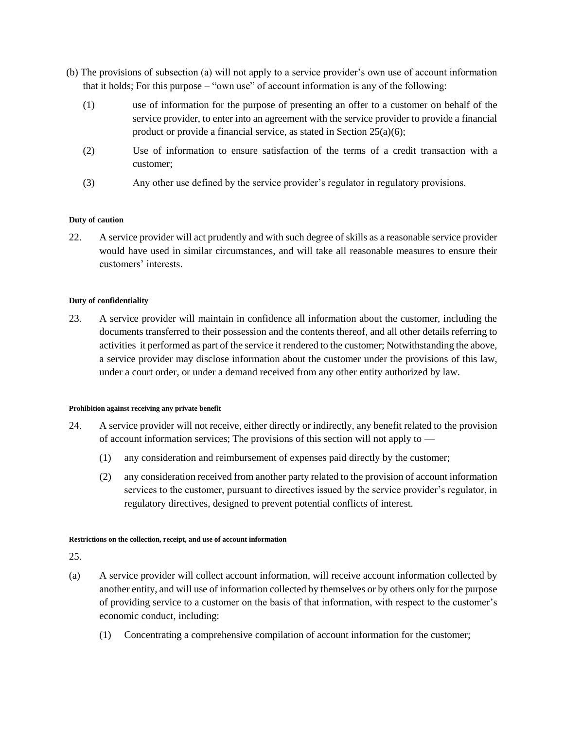(b) The provisions of subsection (a) will not apply to a service provider's own use of account information that it holds; For this purpose – "own use" of account information is any of the following:

(1) use of information for the purpose of presenting an offer to a customer on behalf of the service provider, to enter into an agreement with the service provider to provide a financial product or provide a financial service, as stated in Section 25(a)(6);

(2) Use of information to ensure satisfaction of the terms of a credit transaction with a customer;

(3) Any other use defined by the service provider's regulator in regulatory provisions.

**Duty of caution**

22. A service provider will act prudently and with such degree of skills as a reasonable service provider would have used in similar circumstances, and will take all reasonable measures to ensure their customers' interests.

**Duty of confidentiality**

23. A service provider will maintain in confidence all information about the customer, including the documents transferred to their possession and the contents thereof, and all other details referring to activities it performed as part of the service it rendered to the customer; Notwithstanding the above, a service provider may disclose information about the customer under the provisions of this law, under a court order, or under a demand received from any other entity authorized by law.

**Prohibition against receiving any private benefit**

24. A service provider will not receive, either directly or indirectly, any benefit related to the provision of account information services; The provisions of this section will not apply to —

(1) any consideration and reimbursement of expenses paid directly by the customer;

(2) any consideration received from another party related to the provision of account information services to the customer, pursuant to directives issued by the service provider's regulator, in regulatory directives, designed to prevent potential conflicts of interest.

**Restrictions on the collection, receipt, and use of account information**

25.

(a) A service provider will collect account information, will receive account information collected by another entity, and will use of information collected by themselves or by others only for the purpose of providing service to a customer on the basis of that information, with respect to the customer's economic conduct, including:

(1) Concentrating a comprehensive compilation of account information for the customer;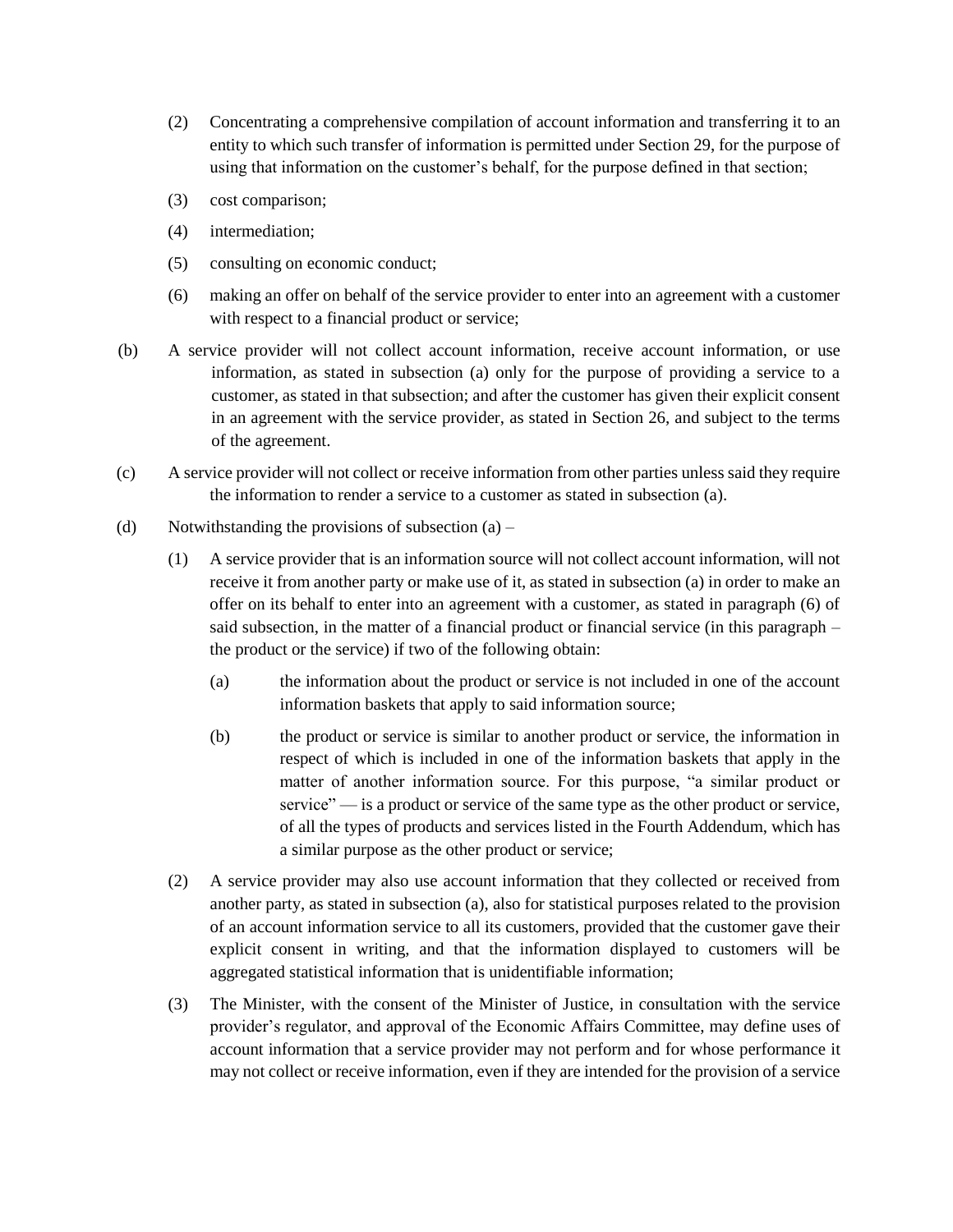(2) Concentrating a comprehensive compilation of account information and transferring it to an entity to which such transfer of information is permitted under Section 29, for the purpose of using that information on the customer's behalf, for the purpose defined in that section;

(3) cost comparison;

(4) intermediation;

(5) consulting on economic conduct;

(6) making an offer on behalf of the service provider to enter into an agreement with a customer with respect to a financial product or service;

(b) A service provider will not collect account information, receive account information, or use information, as stated in subsection (a) only for the purpose of providing a service to a customer, as stated in that subsection; and after the customer has given their explicit consent in an agreement with the service provider, as stated in Section 26, and subject to the terms of the agreement.

(c) A service provider will not collect or receive information from other parties unless said they require the information to render a service to a customer as stated in subsection (a).

(d) Notwithstanding the provisions of subsection (a) –

(1) A service provider that is an information source will not collect account information, will not receive it from another party or make use of it, as stated in subsection (a) in order to make an offer on its behalf to enter into an agreement with a customer, as stated in paragraph (6) of said subsection, in the matter of a financial product or financial service (in this paragraph – the product or the service) if two of the following obtain:

(a) the information about the product or service is not included in one of the account information baskets that apply to said information source;

(b) the product or service is similar to another product or service, the information in respect of which is included in one of the information baskets that apply in the matter of another information source. For this purpose, "a similar product or service" — is a product or service of the same type as the other product or service, of all the types of products and services listed in the Fourth Addendum, which has a similar purpose as the other product or service;

(2) A service provider may also use account information that they collected or received from another party, as stated in subsection (a), also for statistical purposes related to the provision of an account information service to all its customers, provided that the customer gave their explicit consent in writing, and that the information displayed to customers will be aggregated statistical information that is unidentifiable information;

(3) The Minister, with the consent of the Minister of Justice, in consultation with the service provider's regulator, and approval of the Economic Affairs Committee, may define uses of account information that a service provider may not perform and for whose performance it may not collect or receive information, even if they are intended for the provision of a service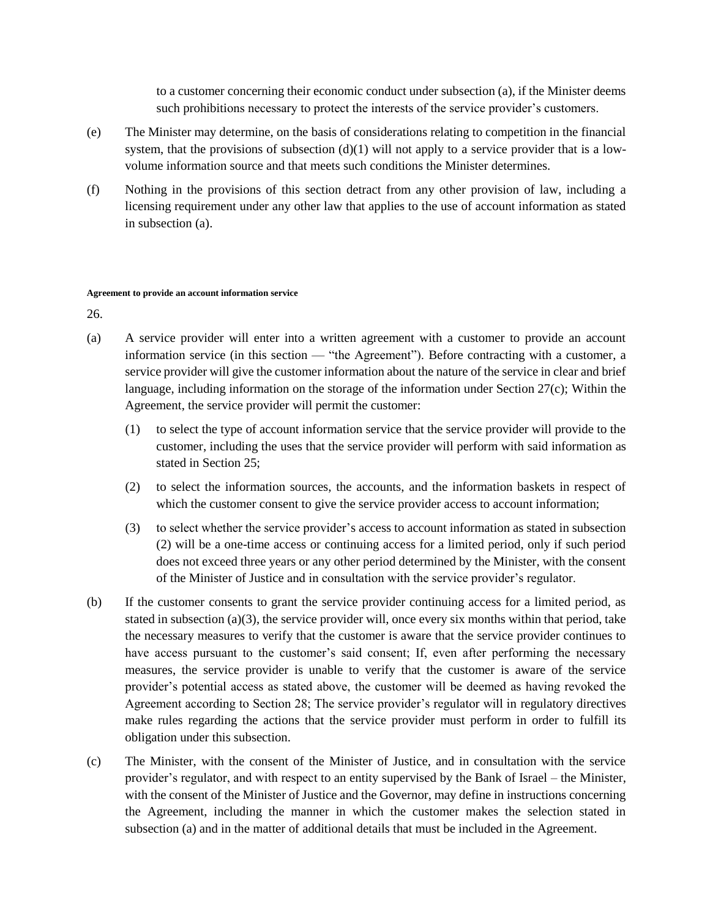to a customer concerning their economic conduct under subsection (a), if the Minister deems such prohibitions necessary to protect the interests of the service provider's customers.

(e) The Minister may determine, on the basis of considerations relating to competition in the financial system, that the provisions of subsection (d)(1) will not apply to a service provider that is a low-volume information source and that meets such conditions the Minister determines.

(f) Nothing in the provisions of this section detract from any other provision of law, including a licensing requirement under any other law that applies to the use of account information as stated in subsection (a).

**Agreement to provide an account information service**

26.

(a) A service provider will enter into a written agreement with a customer to provide an account information service (in this section — "the Agreement"). Before contracting with a customer, a service provider will give the customer information about the nature of the service in clear and brief language, including information on the storage of the information under Section 27(c); Within the Agreement, the service provider will permit the customer:

   (1) to select the type of account information service that the service provider will provide to the customer, including the uses that the service provider will perform with said information as stated in Section 25;

   (2) to select the information sources, the accounts, and the information baskets in respect of which the customer consent to give the service provider access to account information;

   (3) to select whether the service provider's access to account information as stated in subsection (2) will be a one-time access or continuing access for a limited period, only if such period does not exceed three years or any other period determined by the Minister, with the consent of the Minister of Justice and in consultation with the service provider's regulator.

(b) If the customer consents to grant the service provider continuing access for a limited period, as stated in subsection (a)(3), the service provider will, once every six months within that period, take the necessary measures to verify that the customer is aware that the service provider continues to have access pursuant to the customer's said consent; If, even after performing the necessary measures, the service provider is unable to verify that the customer is aware of the service provider's potential access as stated above, the customer will be deemed as having revoked the Agreement according to Section 28; The service provider's regulator will in regulatory directives make rules regarding the actions that the service provider must perform in order to fulfill its obligation under this subsection.

(c) The Minister, with the consent of the Minister of Justice, and in consultation with the service provider's regulator, and with respect to an entity supervised by the Bank of Israel – the Minister, with the consent of the Minister of Justice and the Governor, may define in instructions concerning the Agreement, including the manner in which the customer makes the selection stated in subsection (a) and in the matter of additional details that must be included in the Agreement.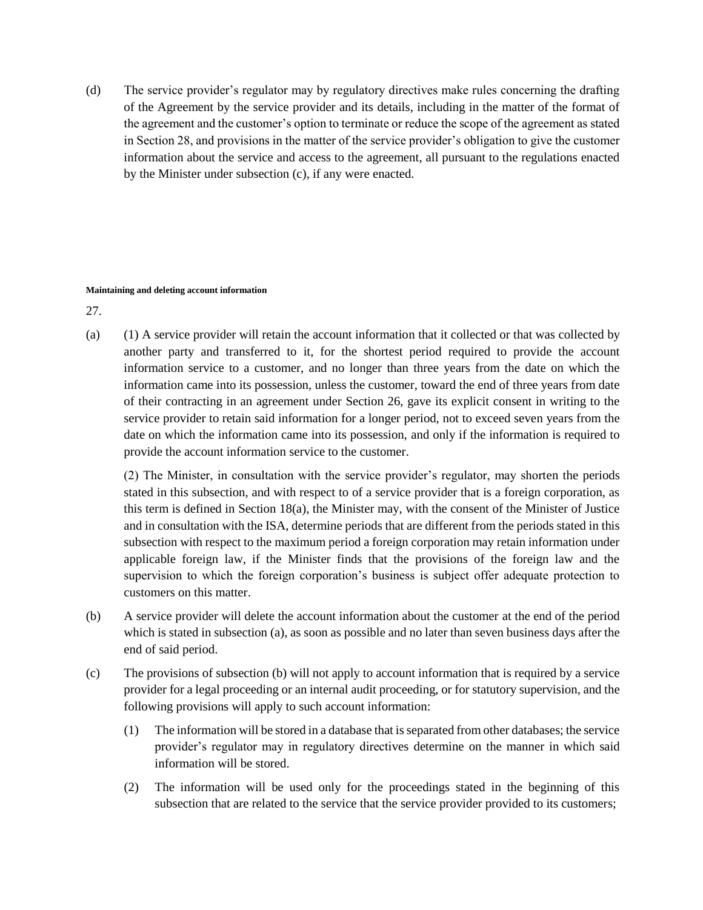(d) The service provider's regulator may by regulatory directives make rules concerning the drafting of the Agreement by the service provider and its details, including in the matter of the format of the agreement and the customer's option to terminate or reduce the scope of the agreement as stated in Section 28, and provisions in the matter of the service provider's obligation to give the customer information about the service and access to the agreement, all pursuant to the regulations enacted by the Minister under subsection (c), if any were enacted.

**Maintaining and deleting account information**

27.

(a) (1) A service provider will retain the account information that it collected or that was collected by another party and transferred to it, for the shortest period required to provide the account information service to a customer, and no longer than three years from the date on which the information came into its possession, unless the customer, toward the end of three years from date of their contracting in an agreement under Section 26, gave its explicit consent in writing to the service provider to retain said information for a longer period, not to exceed seven years from the date on which the information came into its possession, and only if the information is required to provide the account information service to the customer.

(2) The Minister, in consultation with the service provider's regulator, may shorten the periods stated in this subsection, and with respect to of a service provider that is a foreign corporation, as this term is defined in Section 18(a), the Minister may, with the consent of the Minister of Justice and in consultation with the ISA, determine periods that are different from the periods stated in this subsection with respect to the maximum period a foreign corporation may retain information under applicable foreign law, if the Minister finds that the provisions of the foreign law and the supervision to which the foreign corporation's business is subject offer adequate protection to customers on this matter.

(b) A service provider will delete the account information about the customer at the end of the period which is stated in subsection (a), as soon as possible and no later than seven business days after the end of said period.

(c) The provisions of subsection (b) will not apply to account information that is required by a service provider for a legal proceeding or an internal audit proceeding, or for statutory supervision, and the following provisions will apply to such account information:

(1) The information will be stored in a database that is separated from other databases; the service provider's regulator may in regulatory directives determine on the manner in which said information will be stored.

(2) The information will be used only for the proceedings stated in the beginning of this subsection that are related to the service that the service provider provided to its customers;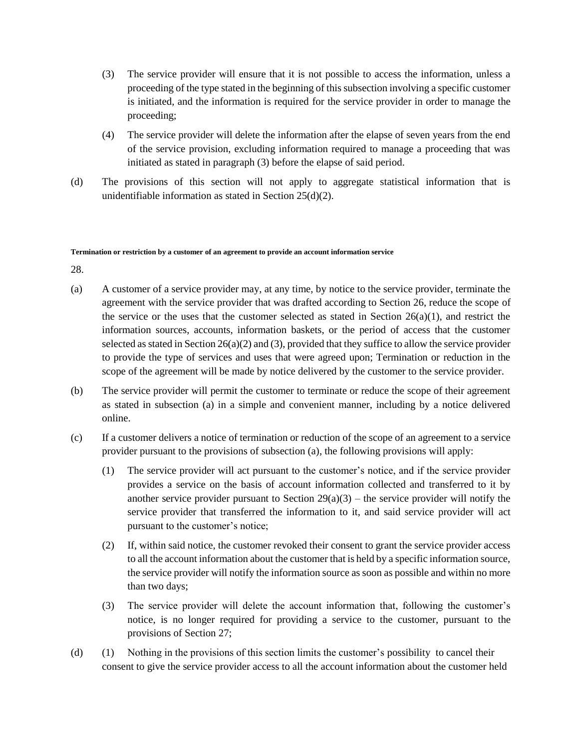(3) The service provider will ensure that it is not possible to access the information, unless a proceeding of the type stated in the beginning of this subsection involving a specific customer is initiated, and the information is required for the service provider in order to manage the proceeding;

(4) The service provider will delete the information after the elapse of seven years from the end of the service provision, excluding information required to manage a proceeding that was initiated as stated in paragraph (3) before the elapse of said period.

(d) The provisions of this section will not apply to aggregate statistical information that is unidentifiable information as stated in Section 25(d)(2).

###### Termination or restriction by a customer of an agreement to provide an account information service

28.

(a) A customer of a service provider may, at any time, by notice to the service provider, terminate the agreement with the service provider that was drafted according to Section 26, reduce the scope of the service or the uses that the customer selected as stated in Section 26(a)(1), and restrict the information sources, accounts, information baskets, or the period of access that the customer selected as stated in Section 26(a)(2) and (3), provided that they suffice to allow the service provider to provide the type of services and uses that were agreed upon; Termination or reduction in the scope of the agreement will be made by notice delivered by the customer to the service provider.

(b) The service provider will permit the customer to terminate or reduce the scope of their agreement as stated in subsection (a) in a simple and convenient manner, including by a notice delivered online.

(c) If a customer delivers a notice of termination or reduction of the scope of an agreement to a service provider pursuant to the provisions of subsection (a), the following provisions will apply:

(1) The service provider will act pursuant to the customer's notice, and if the service provider provides a service on the basis of account information collected and transferred to it by another service provider pursuant to Section 29(a)(3) – the service provider will notify the service provider that transferred the information to it, and said service provider will act pursuant to the customer's notice;

(2) If, within said notice, the customer revoked their consent to grant the service provider access to all the account information about the customer that is held by a specific information source, the service provider will notify the information source as soon as possible and within no more than two days;

(3) The service provider will delete the account information that, following the customer's notice, is no longer required for providing a service to the customer, pursuant to the provisions of Section 27;

(d) (1) Nothing in the provisions of this section limits the customer's possibility to cancel their consent to give the service provider access to all the account information about the customer held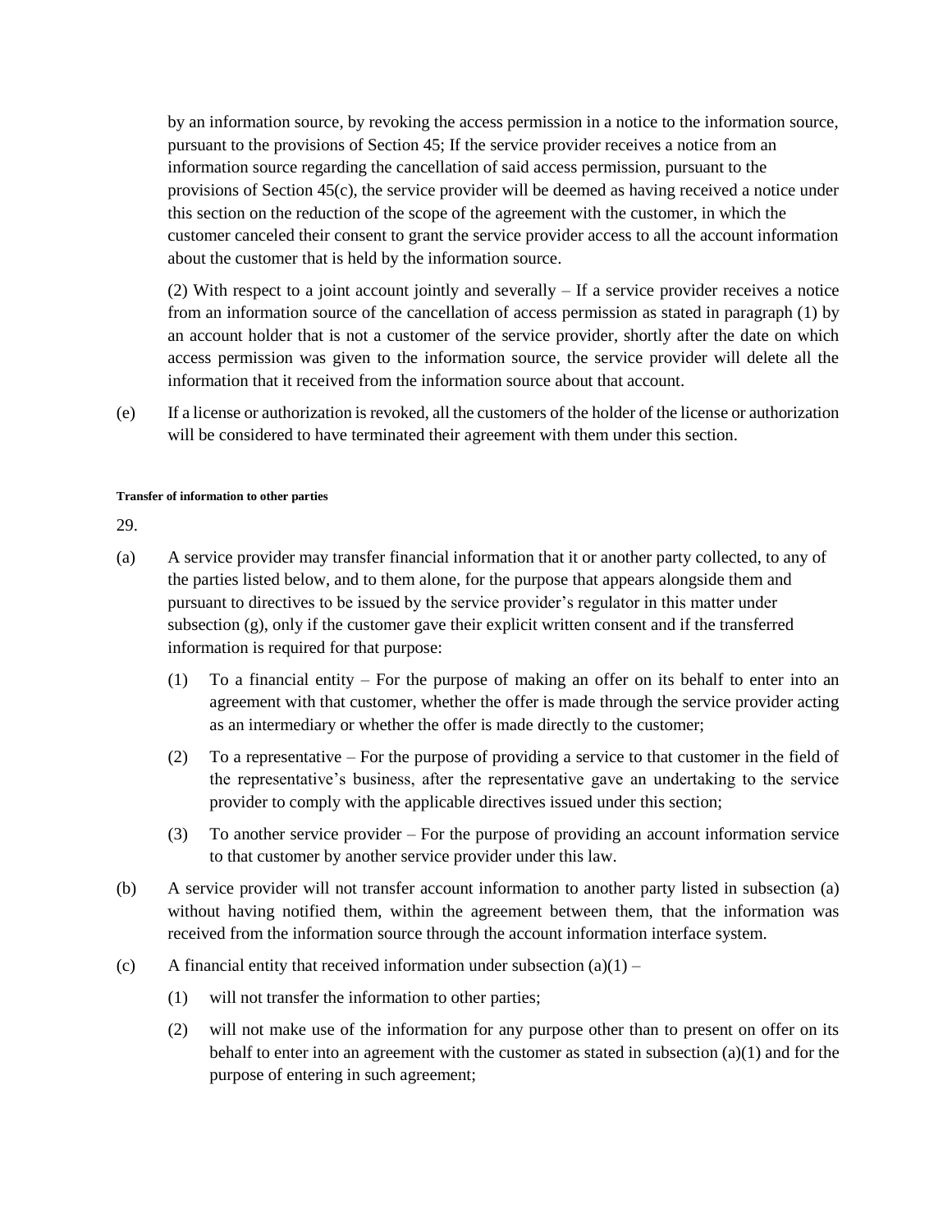by an information source, by revoking the access permission in a notice to the information source, pursuant to the provisions of Section 45; If the service provider receives a notice from an information source regarding the cancellation of said access permission, pursuant to the provisions of Section 45(c), the service provider will be deemed as having received a notice under this section on the reduction of the scope of the agreement with the customer, in which the customer canceled their consent to grant the service provider access to all the account information about the customer that is held by the information source.

(2) With respect to a joint account jointly and severally – If a service provider receives a notice from an information source of the cancellation of access permission as stated in paragraph (1) by an account holder that is not a customer of the service provider, shortly after the date on which access permission was given to the information source, the service provider will delete all the information that it received from the information source about that account.

(e) If a license or authorization is revoked, all the customers of the holder of the license or authorization will be considered to have terminated their agreement with them under this section.

**Transfer of information to other parties**

29.

(a) A service provider may transfer financial information that it or another party collected, to any of the parties listed below, and to them alone, for the purpose that appears alongside them and pursuant to directives to be issued by the service provider's regulator in this matter under subsection (g), only if the customer gave their explicit written consent and if the transferred information is required for that purpose:

(1) To a financial entity – For the purpose of making an offer on its behalf to enter into an agreement with that customer, whether the offer is made through the service provider acting as an intermediary or whether the offer is made directly to the customer;

(2) To a representative – For the purpose of providing a service to that customer in the field of the representative's business, after the representative gave an undertaking to the service provider to comply with the applicable directives issued under this section;

(3) To another service provider – For the purpose of providing an account information service to that customer by another service provider under this law.

(b) A service provider will not transfer account information to another party listed in subsection (a) without having notified them, within the agreement between them, that the information was received from the information source through the account information interface system.

(c) A financial entity that received information under subsection (a)(1) –

(1) will not transfer the information to other parties;

(2) will not make use of the information for any purpose other than to present on offer on its behalf to enter into an agreement with the customer as stated in subsection (a)(1) and for the purpose of entering in such agreement;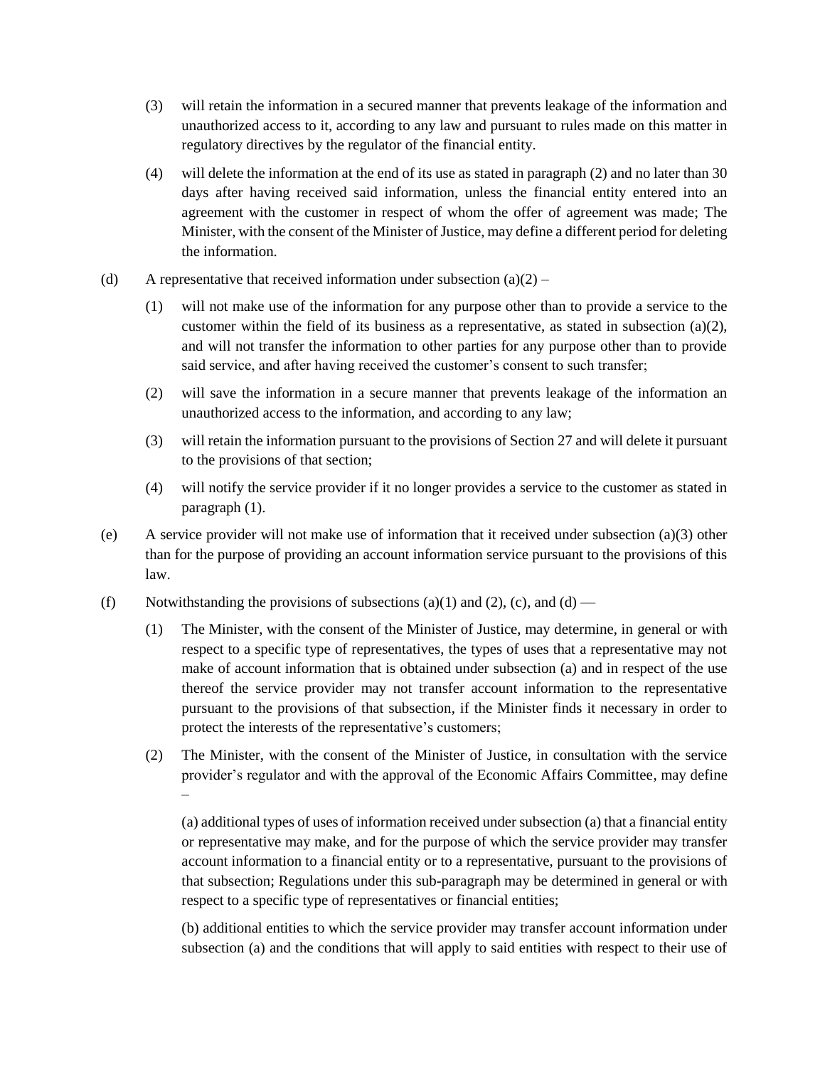(3) will retain the information in a secured manner that prevents leakage of the information and unauthorized access to it, according to any law and pursuant to rules made on this matter in regulatory directives by the regulator of the financial entity.

(4) will delete the information at the end of its use as stated in paragraph (2) and no later than 30 days after having received said information, unless the financial entity entered into an agreement with the customer in respect of whom the offer of agreement was made; The Minister, with the consent of the Minister of Justice, may define a different period for deleting the information.

(d) A representative that received information under subsection (a)(2) –

(1) will not make use of the information for any purpose other than to provide a service to the customer within the field of its business as a representative, as stated in subsection (a)(2), and will not transfer the information to other parties for any purpose other than to provide said service, and after having received the customer's consent to such transfer;

(2) will save the information in a secure manner that prevents leakage of the information an unauthorized access to the information, and according to any law;

(3) will retain the information pursuant to the provisions of Section 27 and will delete it pursuant to the provisions of that section;

(4) will notify the service provider if it no longer provides a service to the customer as stated in paragraph (1).

(e) A service provider will not make use of information that it received under subsection (a)(3) other than for the purpose of providing an account information service pursuant to the provisions of this law.

(f) Notwithstanding the provisions of subsections (a)(1) and (2), (c), and (d) —

(1) The Minister, with the consent of the Minister of Justice, may determine, in general or with respect to a specific type of representatives, the types of uses that a representative may not make of account information that is obtained under subsection (a) and in respect of the use thereof the service provider may not transfer account information to the representative pursuant to the provisions of that subsection, if the Minister finds it necessary in order to protect the interests of the representative's customers;

(2) The Minister, with the consent of the Minister of Justice, in consultation with the service provider's regulator and with the approval of the Economic Affairs Committee, may define –

(a) additional types of uses of information received under subsection (a) that a financial entity or representative may make, and for the purpose of which the service provider may transfer account information to a financial entity or to a representative, pursuant to the provisions of that subsection; Regulations under this sub-paragraph may be determined in general or with respect to a specific type of representatives or financial entities;

(b) additional entities to which the service provider may transfer account information under subsection (a) and the conditions that will apply to said entities with respect to their use of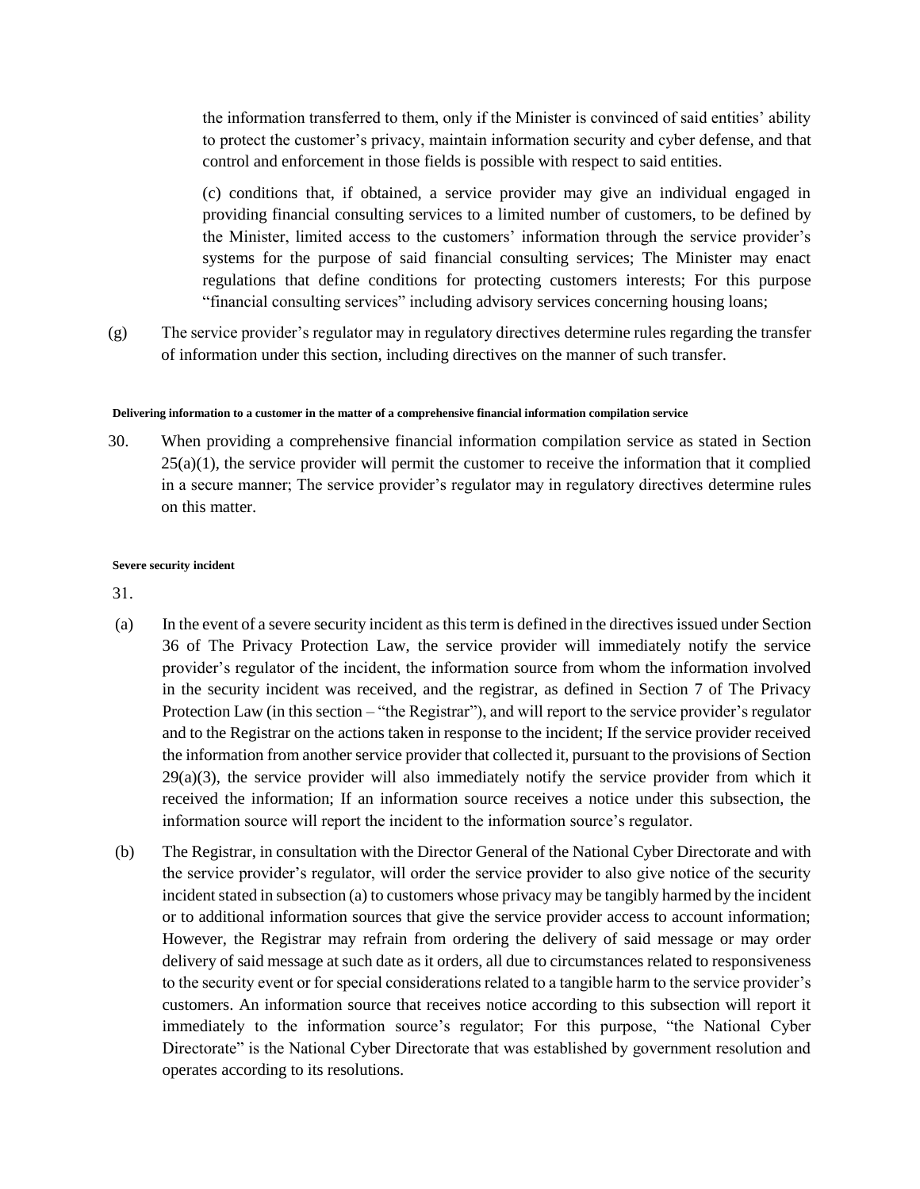the information transferred to them, only if the Minister is convinced of said entities' ability to protect the customer's privacy, maintain information security and cyber defense, and that control and enforcement in those fields is possible with respect to said entities.

(c) conditions that, if obtained, a service provider may give an individual engaged in providing financial consulting services to a limited number of customers, to be defined by the Minister, limited access to the customers' information through the service provider's systems for the purpose of said financial consulting services; The Minister may enact regulations that define conditions for protecting customers interests; For this purpose "financial consulting services" including advisory services concerning housing loans;

(g) The service provider's regulator may in regulatory directives determine rules regarding the transfer of information under this section, including directives on the manner of such transfer.

###### Delivering information to a customer in the matter of a comprehensive financial information compilation service

30. When providing a comprehensive financial information compilation service as stated in Section 25(a)(1), the service provider will permit the customer to receive the information that it complied in a secure manner; The service provider's regulator may in regulatory directives determine rules on this matter.

###### Severe security incident

31.

(a) In the event of a severe security incident as this term is defined in the directives issued under Section 36 of The Privacy Protection Law, the service provider will immediately notify the service provider's regulator of the incident, the information source from whom the information involved in the security incident was received, and the registrar, as defined in Section 7 of The Privacy Protection Law (in this section – "the Registrar"), and will report to the service provider's regulator and to the Registrar on the actions taken in response to the incident; If the service provider received the information from another service provider that collected it, pursuant to the provisions of Section 29(a)(3), the service provider will also immediately notify the service provider from which it received the information; If an information source receives a notice under this subsection, the information source will report the incident to the information source's regulator.

(b) The Registrar, in consultation with the Director General of the National Cyber Directorate and with the service provider's regulator, will order the service provider to also give notice of the security incident stated in subsection (a) to customers whose privacy may be tangibly harmed by the incident or to additional information sources that give the service provider access to account information; However, the Registrar may refrain from ordering the delivery of said message or may order delivery of said message at such date as it orders, all due to circumstances related to responsiveness to the security event or for special considerations related to a tangible harm to the service provider's customers. An information source that receives notice according to this subsection will report it immediately to the information source's regulator; For this purpose, "the National Cyber Directorate" is the National Cyber Directorate that was established by government resolution and operates according to its resolutions.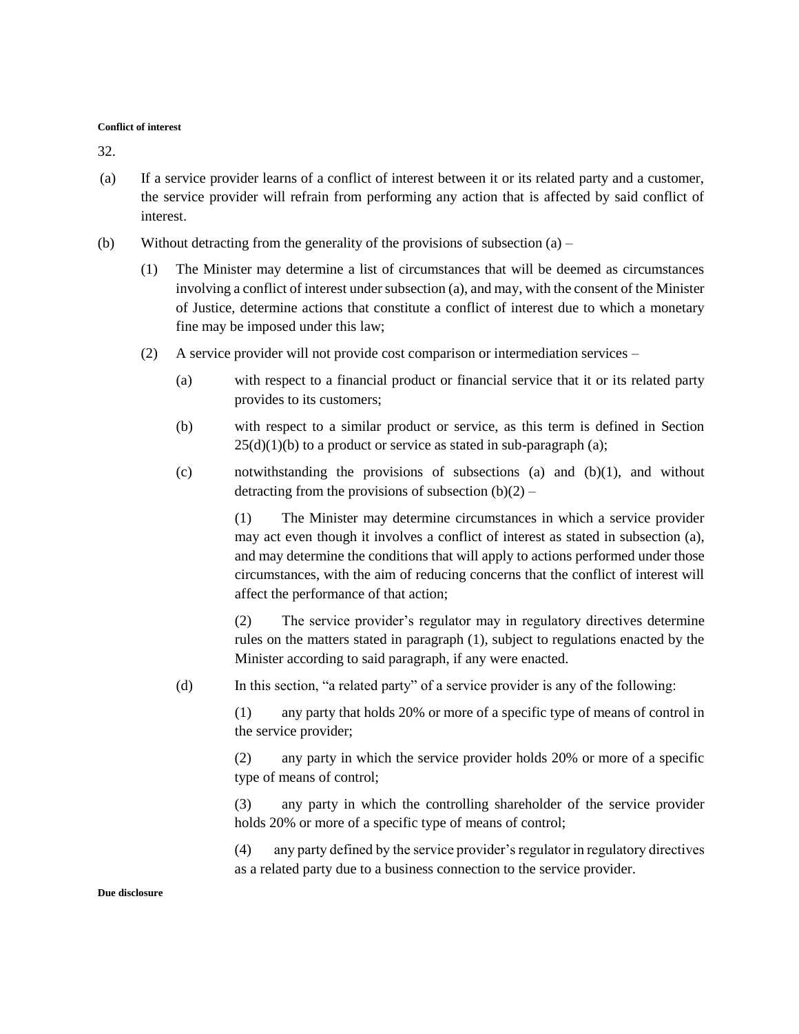**Conflict of interest**

32.

(a) If a service provider learns of a conflict of interest between it or its related party and a customer, the service provider will refrain from performing any action that is affected by said conflict of interest.

(b) Without detracting from the generality of the provisions of subsection (a) –

(1) The Minister may determine a list of circumstances that will be deemed as circumstances involving a conflict of interest under subsection (a), and may, with the consent of the Minister of Justice, determine actions that constitute a conflict of interest due to which a monetary fine may be imposed under this law;

(2) A service provider will not provide cost comparison or intermediation services –

(a) with respect to a financial product or financial service that it or its related party provides to its customers;

(b) with respect to a similar product or service, as this term is defined in Section 25(d)(1)(b) to a product or service as stated in sub-paragraph (a);

(c) notwithstanding the provisions of subsections (a) and (b)(1), and without detracting from the provisions of subsection (b)(2) –

(1) The Minister may determine circumstances in which a service provider may act even though it involves a conflict of interest as stated in subsection (a), and may determine the conditions that will apply to actions performed under those circumstances, with the aim of reducing concerns that the conflict of interest will affect the performance of that action;

(2) The service provider's regulator may in regulatory directives determine rules on the matters stated in paragraph (1), subject to regulations enacted by the Minister according to said paragraph, if any were enacted.

(d) In this section, "a related party" of a service provider is any of the following:

(1) any party that holds 20% or more of a specific type of means of control in the service provider;

(2) any party in which the service provider holds 20% or more of a specific type of means of control;

(3) any party in which the controlling shareholder of the service provider holds 20% or more of a specific type of means of control;

(4) any party defined by the service provider's regulator in regulatory directives as a related party due to a business connection to the service provider.

**Due disclosure**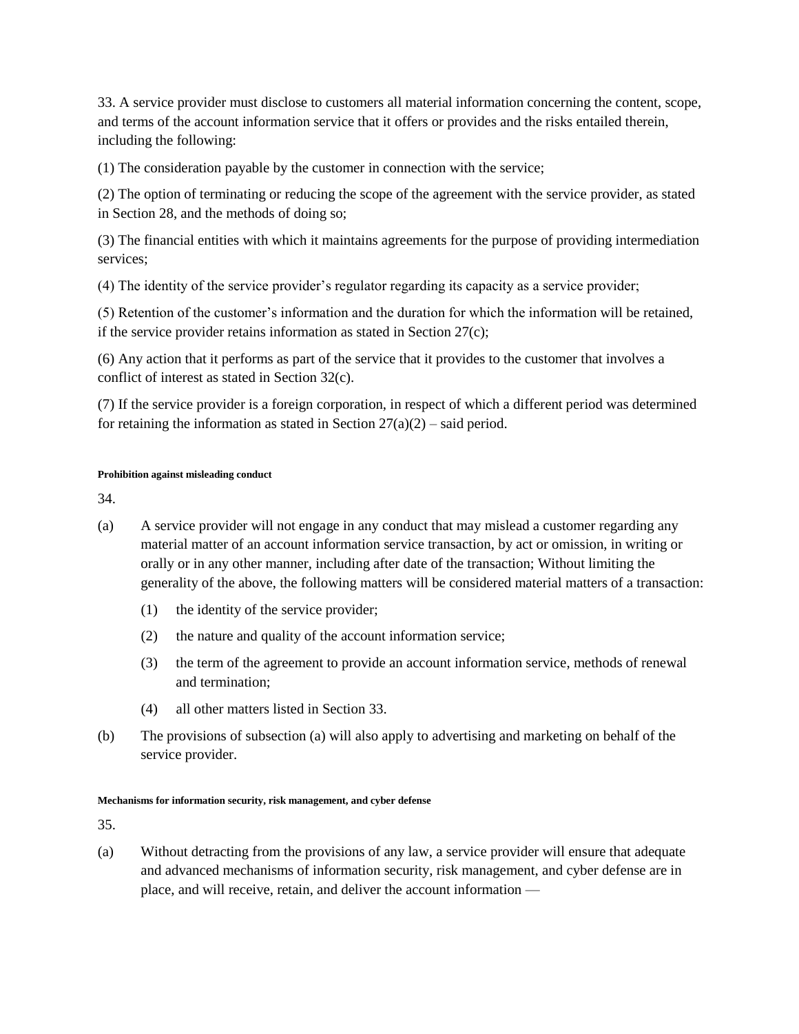33. A service provider must disclose to customers all material information concerning the content, scope, and terms of the account information service that it offers or provides and the risks entailed therein, including the following:

(1) The consideration payable by the customer in connection with the service;

(2) The option of terminating or reducing the scope of the agreement with the service provider, as stated in Section 28, and the methods of doing so;

(3) The financial entities with which it maintains agreements for the purpose of providing intermediation services;

(4) The identity of the service provider's regulator regarding its capacity as a service provider;

(5) Retention of the customer's information and the duration for which the information will be retained, if the service provider retains information as stated in Section 27(c);

(6) Any action that it performs as part of the service that it provides to the customer that involves a conflict of interest as stated in Section 32(c).

(7) If the service provider is a foreign corporation, in respect of which a different period was determined for retaining the information as stated in Section 27(a)(2) – said period.

##### Prohibition against misleading conduct

34.

(a) A service provider will not engage in any conduct that may mislead a customer regarding any material matter of an account information service transaction, by act or omission, in writing or orally or in any other manner, including after date of the transaction; Without limiting the generality of the above, the following matters will be considered material matters of a transaction:

  (1) the identity of the service provider;

  (2) the nature and quality of the account information service;

  (3) the term of the agreement to provide an account information service, methods of renewal and termination;

  (4) all other matters listed in Section 33.

(b) The provisions of subsection (a) will also apply to advertising and marketing on behalf of the service provider.

##### Mechanisms for information security, risk management, and cyber defense

35.

(a) Without detracting from the provisions of any law, a service provider will ensure that adequate and advanced mechanisms of information security, risk management, and cyber defense are in place, and will receive, retain, and deliver the account information —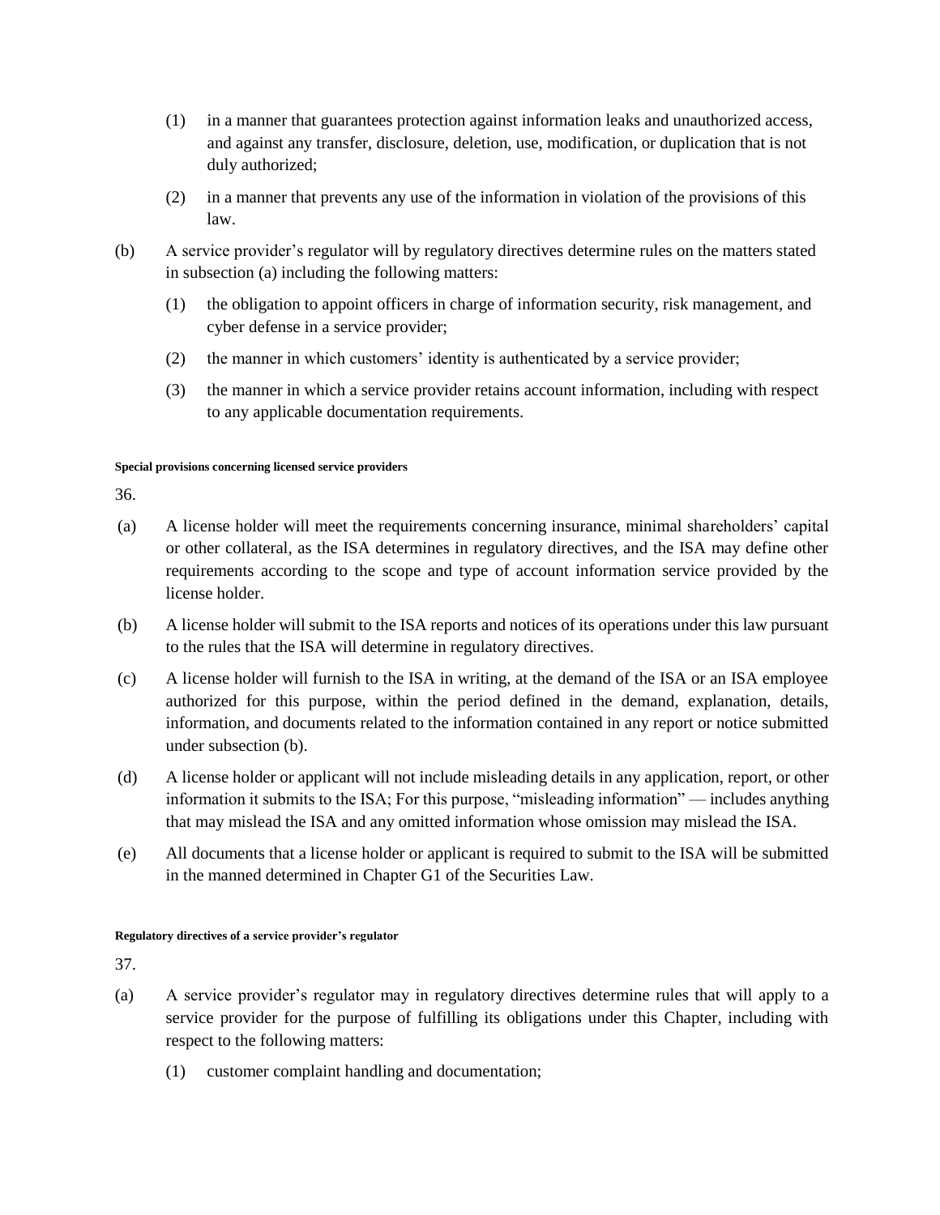(1) in a manner that guarantees protection against information leaks and unauthorized access, and against any transfer, disclosure, deletion, use, modification, or duplication that is not duly authorized;

(2) in a manner that prevents any use of the information in violation of the provisions of this law.

(b) A service provider's regulator will by regulatory directives determine rules on the matters stated in subsection (a) including the following matters:

(1) the obligation to appoint officers in charge of information security, risk management, and cyber defense in a service provider;

(2) the manner in which customers' identity is authenticated by a service provider;

(3) the manner in which a service provider retains account information, including with respect to any applicable documentation requirements.

###### Special provisions concerning licensed service providers

36.

(a) A license holder will meet the requirements concerning insurance, minimal shareholders' capital or other collateral, as the ISA determines in regulatory directives, and the ISA may define other requirements according to the scope and type of account information service provided by the license holder.

(b) A license holder will submit to the ISA reports and notices of its operations under this law pursuant to the rules that the ISA will determine in regulatory directives.

(c) A license holder will furnish to the ISA in writing, at the demand of the ISA or an ISA employee authorized for this purpose, within the period defined in the demand, explanation, details, information, and documents related to the information contained in any report or notice submitted under subsection (b).

(d) A license holder or applicant will not include misleading details in any application, report, or other information it submits to the ISA; For this purpose, "misleading information" — includes anything that may mislead the ISA and any omitted information whose omission may mislead the ISA.

(e) All documents that a license holder or applicant is required to submit to the ISA will be submitted in the manned determined in Chapter G1 of the Securities Law.

###### Regulatory directives of a service provider's regulator

37.

(a) A service provider's regulator may in regulatory directives determine rules that will apply to a service provider for the purpose of fulfilling its obligations under this Chapter, including with respect to the following matters:

(1) customer complaint handling and documentation;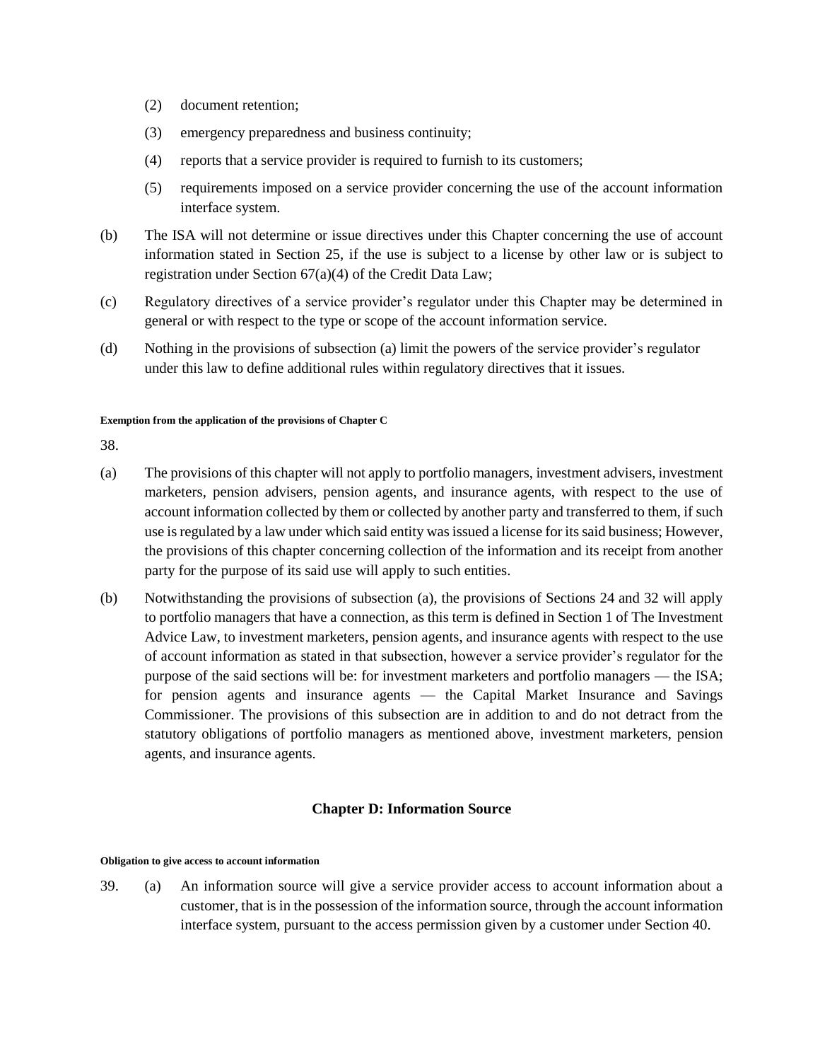(2) document retention;

(3) emergency preparedness and business continuity;

(4) reports that a service provider is required to furnish to its customers;

(5) requirements imposed on a service provider concerning the use of the account information interface system.

(b) The ISA will not determine or issue directives under this Chapter concerning the use of account information stated in Section 25, if the use is subject to a license by other law or is subject to registration under Section 67(a)(4) of the Credit Data Law;

(c) Regulatory directives of a service provider's regulator under this Chapter may be determined in general or with respect to the type or scope of the account information service.

(d) Nothing in the provisions of subsection (a) limit the powers of the service provider's regulator under this law to define additional rules within regulatory directives that it issues.

###### Exemption from the application of the provisions of Chapter C

38.

(a) The provisions of this chapter will not apply to portfolio managers, investment advisers, investment marketers, pension advisers, pension agents, and insurance agents, with respect to the use of account information collected by them or collected by another party and transferred to them, if such use is regulated by a law under which said entity was issued a license for its said business; However, the provisions of this chapter concerning collection of the information and its receipt from another party for the purpose of its said use will apply to such entities.

(b) Notwithstanding the provisions of subsection (a), the provisions of Sections 24 and 32 will apply to portfolio managers that have a connection, as this term is defined in Section 1 of The Investment Advice Law, to investment marketers, pension agents, and insurance agents with respect to the use of account information as stated in that subsection, however a service provider's regulator for the purpose of the said sections will be: for investment marketers and portfolio managers — the ISA; for pension agents and insurance agents — the Capital Market Insurance and Savings Commissioner. The provisions of this subsection are in addition to and do not detract from the statutory obligations of portfolio managers as mentioned above, investment marketers, pension agents, and insurance agents.

## Chapter D: Information Source

###### Obligation to give access to account information

39. (a) An information source will give a service provider access to account information about a customer, that is in the possession of the information source, through the account information interface system, pursuant to the access permission given by a customer under Section 40.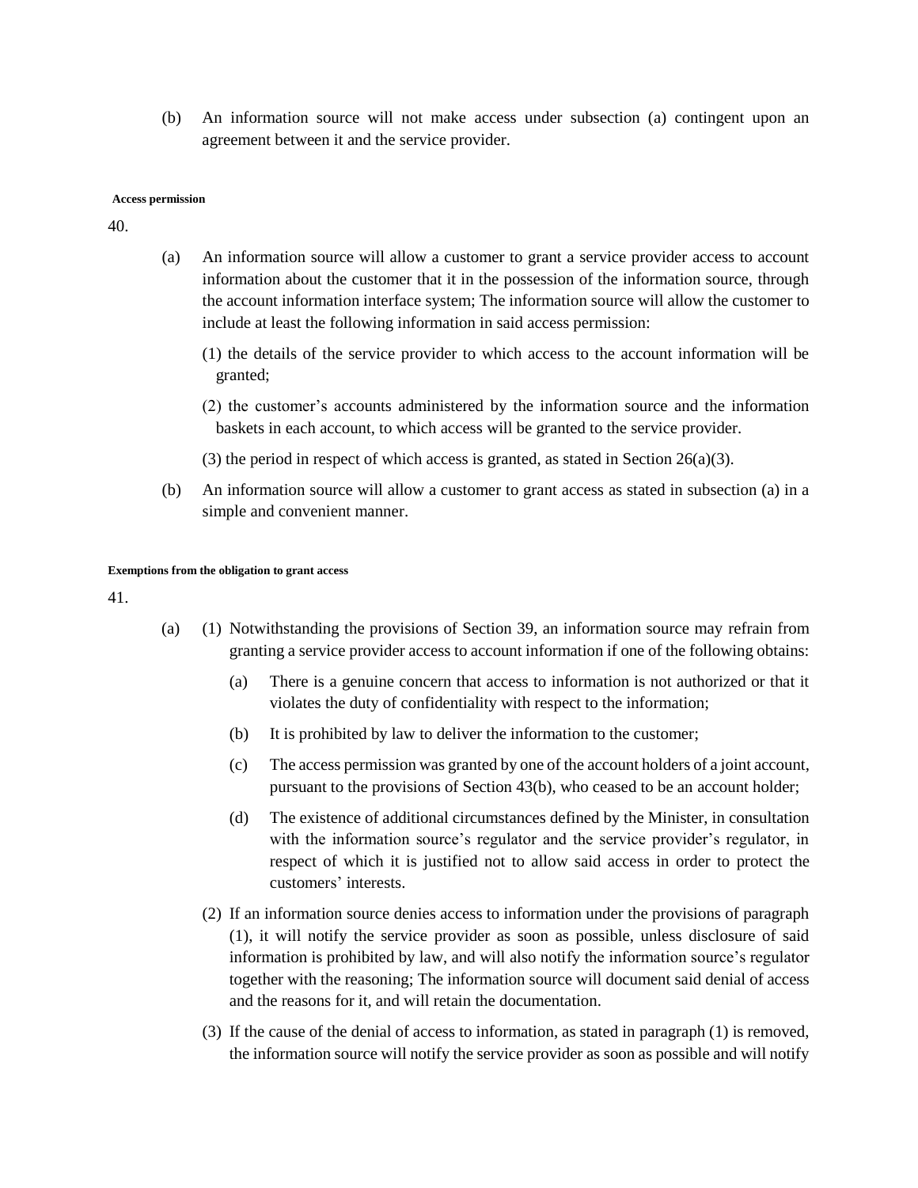(b) An information source will not make access under subsection (a) contingent upon an agreement between it and the service provider.

**Access permission**

40.

(a) An information source will allow a customer to grant a service provider access to account information about the customer that it in the possession of the information source, through the account information interface system; The information source will allow the customer to include at least the following information in said access permission:

(1) the details of the service provider to which access to the account information will be granted;

(2) the customer's accounts administered by the information source and the information baskets in each account, to which access will be granted to the service provider.

(3) the period in respect of which access is granted, as stated in Section 26(a)(3).

(b) An information source will allow a customer to grant access as stated in subsection (a) in a simple and convenient manner.

**Exemptions from the obligation to grant access**

41.

(a) (1) Notwithstanding the provisions of Section 39, an information source may refrain from granting a service provider access to account information if one of the following obtains:

(a) There is a genuine concern that access to information is not authorized or that it violates the duty of confidentiality with respect to the information;

(b) It is prohibited by law to deliver the information to the customer;

(c) The access permission was granted by one of the account holders of a joint account, pursuant to the provisions of Section 43(b), who ceased to be an account holder;

(d) The existence of additional circumstances defined by the Minister, in consultation with the information source's regulator and the service provider's regulator, in respect of which it is justified not to allow said access in order to protect the customers' interests.

(2) If an information source denies access to information under the provisions of paragraph (1), it will notify the service provider as soon as possible, unless disclosure of said information is prohibited by law, and will also notify the information source's regulator together with the reasoning; The information source will document said denial of access and the reasons for it, and will retain the documentation.

(3) If the cause of the denial of access to information, as stated in paragraph (1) is removed, the information source will notify the service provider as soon as possible and will notify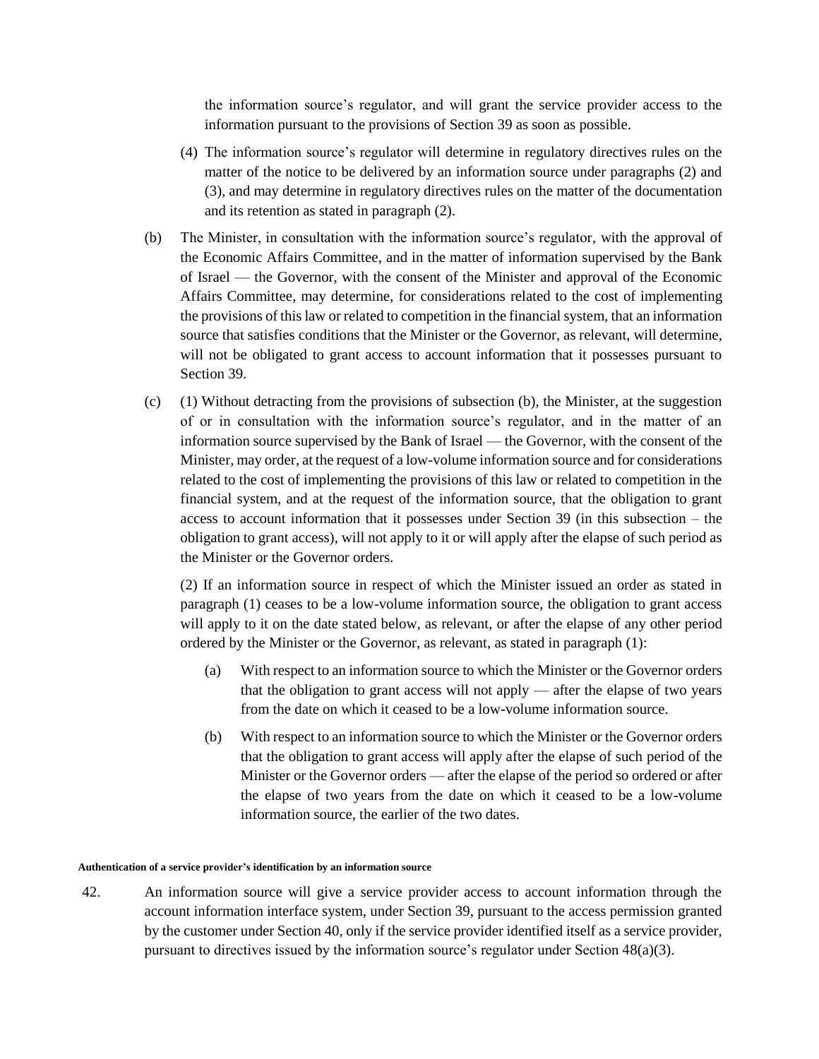the information source's regulator, and will grant the service provider access to the information pursuant to the provisions of Section 39 as soon as possible.

(4) The information source's regulator will determine in regulatory directives rules on the matter of the notice to be delivered by an information source under paragraphs (2) and (3), and may determine in regulatory directives rules on the matter of the documentation and its retention as stated in paragraph (2).

(b) The Minister, in consultation with the information source's regulator, with the approval of the Economic Affairs Committee, and in the matter of information supervised by the Bank of Israel — the Governor, with the consent of the Minister and approval of the Economic Affairs Committee, may determine, for considerations related to the cost of implementing the provisions of this law or related to competition in the financial system, that an information source that satisfies conditions that the Minister or the Governor, as relevant, will determine, will not be obligated to grant access to account information that it possesses pursuant to Section 39.

(c) (1) Without detracting from the provisions of subsection (b), the Minister, at the suggestion of or in consultation with the information source's regulator, and in the matter of an information source supervised by the Bank of Israel — the Governor, with the consent of the Minister, may order, at the request of a low-volume information source and for considerations related to the cost of implementing the provisions of this law or related to competition in the financial system, and at the request of the information source, that the obligation to grant access to account information that it possesses under Section 39 (in this subsection – the obligation to grant access), will not apply to it or will apply after the elapse of such period as the Minister or the Governor orders.

(2) If an information source in respect of which the Minister issued an order as stated in paragraph (1) ceases to be a low-volume information source, the obligation to grant access will apply to it on the date stated below, as relevant, or after the elapse of any other period ordered by the Minister or the Governor, as relevant, as stated in paragraph (1):

(a) With respect to an information source to which the Minister or the Governor orders that the obligation to grant access will not apply — after the elapse of two years from the date on which it ceased to be a low-volume information source.

(b) With respect to an information source to which the Minister or the Governor orders that the obligation to grant access will apply after the elapse of such period of the Minister or the Governor orders — after the elapse of the period so ordered or after the elapse of two years from the date on which it ceased to be a low-volume information source, the earlier of the two dates.

**Authentication of a service provider's identification by an information source**

42. An information source will give a service provider access to account information through the account information interface system, under Section 39, pursuant to the access permission granted by the customer under Section 40, only if the service provider identified itself as a service provider, pursuant to directives issued by the information source's regulator under Section 48(a)(3).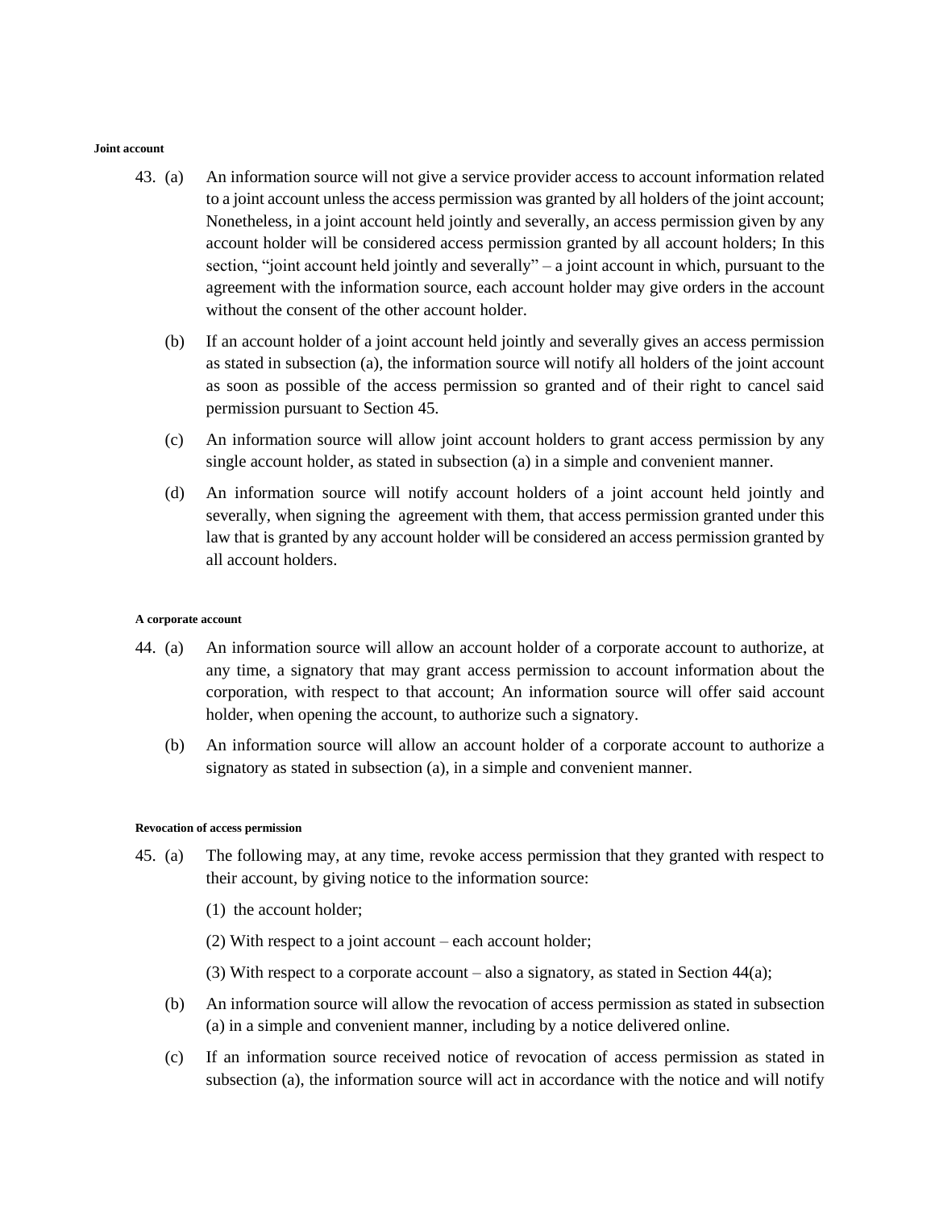##### Joint account

43. (a) An information source will not give a service provider access to account information related to a joint account unless the access permission was granted by all holders of the joint account; Nonetheless, in a joint account held jointly and severally, an access permission given by any account holder will be considered access permission granted by all account holders; In this section, "joint account held jointly and severally" – a joint account in which, pursuant to the agreement with the information source, each account holder may give orders in the account without the consent of the other account holder.

    (b) If an account holder of a joint account held jointly and severally gives an access permission as stated in subsection (a), the information source will notify all holders of the joint account as soon as possible of the access permission so granted and of their right to cancel said permission pursuant to Section 45.

    (c) An information source will allow joint account holders to grant access permission by any single account holder, as stated in subsection (a) in a simple and convenient manner.

    (d) An information source will notify account holders of a joint account held jointly and severally, when signing the agreement with them, that access permission granted under this law that is granted by any account holder will be considered an access permission granted by all account holders.

##### A corporate account

44. (a) An information source will allow an account holder of a corporate account to authorize, at any time, a signatory that may grant access permission to account information about the corporation, with respect to that account; An information source will offer said account holder, when opening the account, to authorize such a signatory.

    (b) An information source will allow an account holder of a corporate account to authorize a signatory as stated in subsection (a), in a simple and convenient manner.

##### Revocation of access permission

45. (a) The following may, at any time, revoke access permission that they granted with respect to their account, by giving notice to the information source:

    (1) the account holder;

    (2) With respect to a joint account – each account holder;

    (3) With respect to a corporate account – also a signatory, as stated in Section 44(a);

    (b) An information source will allow the revocation of access permission as stated in subsection (a) in a simple and convenient manner, including by a notice delivered online.

    (c) If an information source received notice of revocation of access permission as stated in subsection (a), the information source will act in accordance with the notice and will notify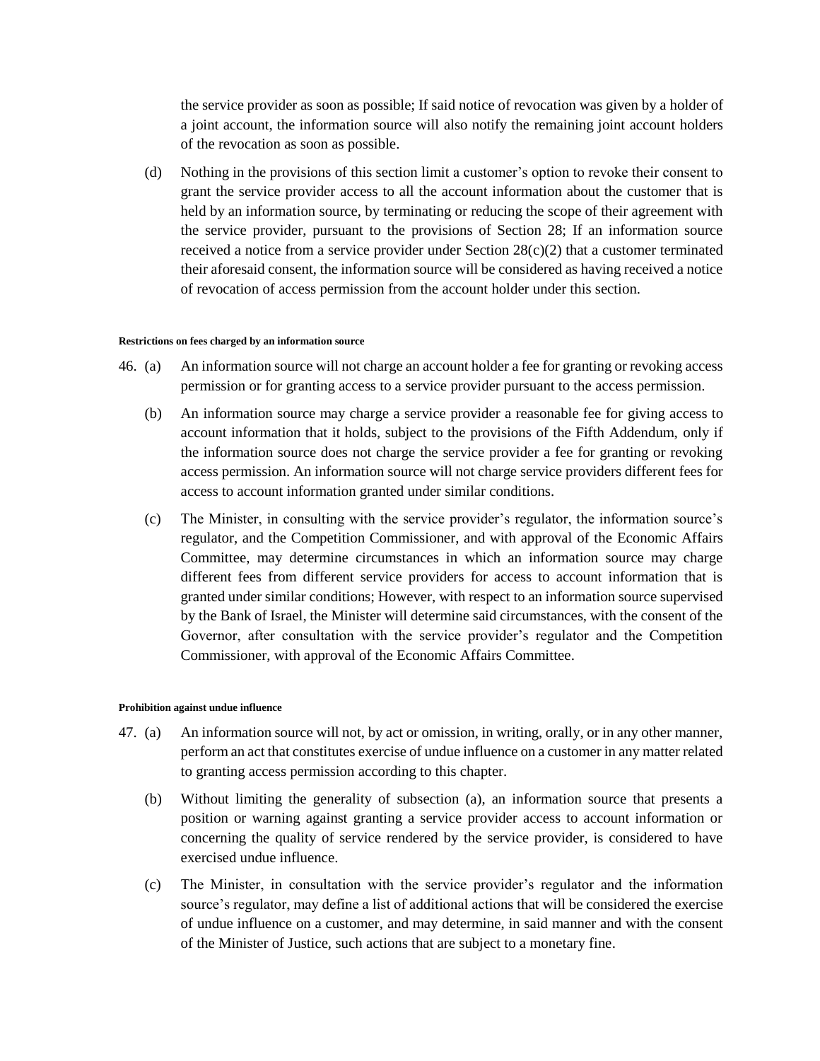the service provider as soon as possible; If said notice of revocation was given by a holder of a joint account, the information source will also notify the remaining joint account holders of the revocation as soon as possible.

(d) Nothing in the provisions of this section limit a customer's option to revoke their consent to grant the service provider access to all the account information about the customer that is held by an information source, by terminating or reducing the scope of their agreement with the service provider, pursuant to the provisions of Section 28; If an information source received a notice from a service provider under Section 28(c)(2) that a customer terminated their aforesaid consent, the information source will be considered as having received a notice of revocation of access permission from the account holder under this section.

###### Restrictions on fees charged by an information source

46. (a) An information source will not charge an account holder a fee for granting or revoking access permission or for granting access to a service provider pursuant to the access permission.

(b) An information source may charge a service provider a reasonable fee for giving access to account information that it holds, subject to the provisions of the Fifth Addendum, only if the information source does not charge the service provider a fee for granting or revoking access permission. An information source will not charge service providers different fees for access to account information granted under similar conditions.

(c) The Minister, in consulting with the service provider's regulator, the information source's regulator, and the Competition Commissioner, and with approval of the Economic Affairs Committee, may determine circumstances in which an information source may charge different fees from different service providers for access to account information that is granted under similar conditions; However, with respect to an information source supervised by the Bank of Israel, the Minister will determine said circumstances, with the consent of the Governor, after consultation with the service provider's regulator and the Competition Commissioner, with approval of the Economic Affairs Committee.

###### Prohibition against undue influence

47. (a) An information source will not, by act or omission, in writing, orally, or in any other manner, perform an act that constitutes exercise of undue influence on a customer in any matter related to granting access permission according to this chapter.

(b) Without limiting the generality of subsection (a), an information source that presents a position or warning against granting a service provider access to account information or concerning the quality of service rendered by the service provider, is considered to have exercised undue influence.

(c) The Minister, in consultation with the service provider's regulator and the information source's regulator, may define a list of additional actions that will be considered the exercise of undue influence on a customer, and may determine, in said manner and with the consent of the Minister of Justice, such actions that are subject to a monetary fine.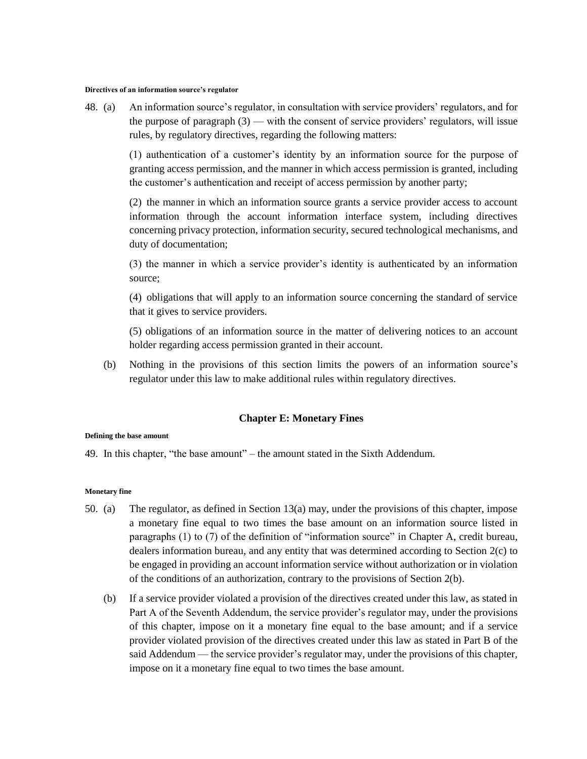**Directives of an information source's regulator**

48. (a) An information source's regulator, in consultation with service providers' regulators, and for the purpose of paragraph (3) — with the consent of service providers' regulators, will issue rules, by regulatory directives, regarding the following matters:

(1) authentication of a customer's identity by an information source for the purpose of granting access permission, and the manner in which access permission is granted, including the customer's authentication and receipt of access permission by another party;

(2) the manner in which an information source grants a service provider access to account information through the account information interface system, including directives concerning privacy protection, information security, secured technological mechanisms, and duty of documentation;

(3) the manner in which a service provider's identity is authenticated by an information source;

(4) obligations that will apply to an information source concerning the standard of service that it gives to service providers.

(5) obligations of an information source in the matter of delivering notices to an account holder regarding access permission granted in their account.

(b) Nothing in the provisions of this section limits the powers of an information source's regulator under this law to make additional rules within regulatory directives.

## Chapter E: Monetary Fines

**Defining the base amount**

49. In this chapter, "the base amount" – the amount stated in the Sixth Addendum.

**Monetary fine**

50. (a) The regulator, as defined in Section 13(a) may, under the provisions of this chapter, impose a monetary fine equal to two times the base amount on an information source listed in paragraphs (1) to (7) of the definition of "information source" in Chapter A, credit bureau, dealers information bureau, and any entity that was determined according to Section 2(c) to be engaged in providing an account information service without authorization or in violation of the conditions of an authorization, contrary to the provisions of Section 2(b).

(b) If a service provider violated a provision of the directives created under this law, as stated in Part A of the Seventh Addendum, the service provider's regulator may, under the provisions of this chapter, impose on it a monetary fine equal to the base amount; and if a service provider violated provision of the directives created under this law as stated in Part B of the said Addendum — the service provider's regulator may, under the provisions of this chapter, impose on it a monetary fine equal to two times the base amount.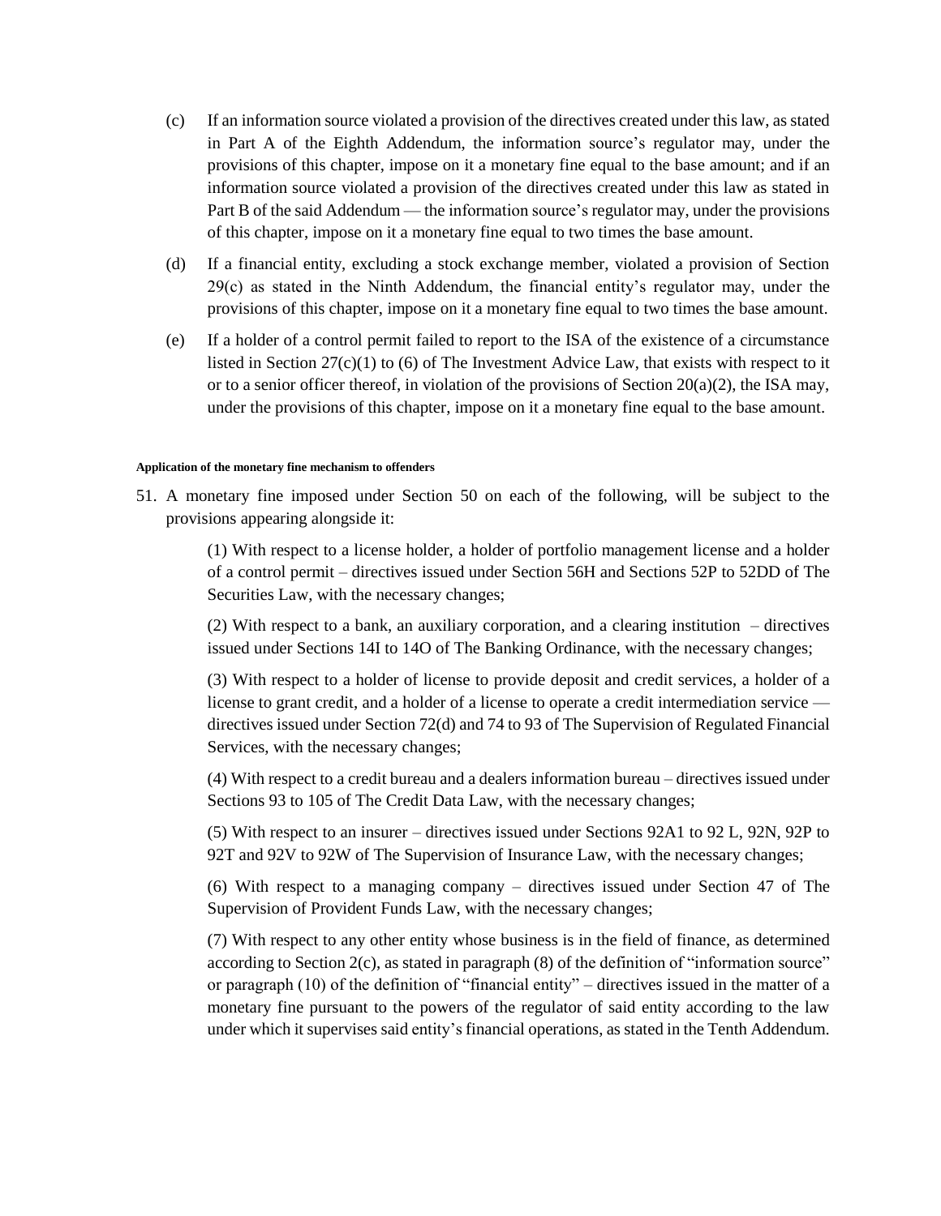(c) If an information source violated a provision of the directives created under this law, as stated in Part A of the Eighth Addendum, the information source's regulator may, under the provisions of this chapter, impose on it a monetary fine equal to the base amount; and if an information source violated a provision of the directives created under this law as stated in Part B of the said Addendum — the information source's regulator may, under the provisions of this chapter, impose on it a monetary fine equal to two times the base amount.

(d) If a financial entity, excluding a stock exchange member, violated a provision of Section 29(c) as stated in the Ninth Addendum, the financial entity's regulator may, under the provisions of this chapter, impose on it a monetary fine equal to two times the base amount.

(e) If a holder of a control permit failed to report to the ISA of the existence of a circumstance listed in Section 27(c)(1) to (6) of The Investment Advice Law, that exists with respect to it or to a senior officer thereof, in violation of the provisions of Section 20(a)(2), the ISA may, under the provisions of this chapter, impose on it a monetary fine equal to the base amount.

###### Application of the monetary fine mechanism to offenders

51. A monetary fine imposed under Section 50 on each of the following, will be subject to the provisions appearing alongside it:

(1) With respect to a license holder, a holder of portfolio management license and a holder of a control permit – directives issued under Section 56H and Sections 52P to 52DD of The Securities Law, with the necessary changes;

(2) With respect to a bank, an auxiliary corporation, and a clearing institution – directives issued under Sections 14I to 14O of The Banking Ordinance, with the necessary changes;

(3) With respect to a holder of license to provide deposit and credit services, a holder of a license to grant credit, and a holder of a license to operate a credit intermediation service — directives issued under Section 72(d) and 74 to 93 of The Supervision of Regulated Financial Services, with the necessary changes;

(4) With respect to a credit bureau and a dealers information bureau – directives issued under Sections 93 to 105 of The Credit Data Law, with the necessary changes;

(5) With respect to an insurer – directives issued under Sections 92A1 to 92 L, 92N, 92P to 92T and 92V to 92W of The Supervision of Insurance Law, with the necessary changes;

(6) With respect to a managing company – directives issued under Section 47 of The Supervision of Provident Funds Law, with the necessary changes;

(7) With respect to any other entity whose business is in the field of finance, as determined according to Section 2(c), as stated in paragraph (8) of the definition of "information source" or paragraph (10) of the definition of "financial entity" – directives issued in the matter of a monetary fine pursuant to the powers of the regulator of said entity according to the law under which it supervises said entity's financial operations, as stated in the Tenth Addendum.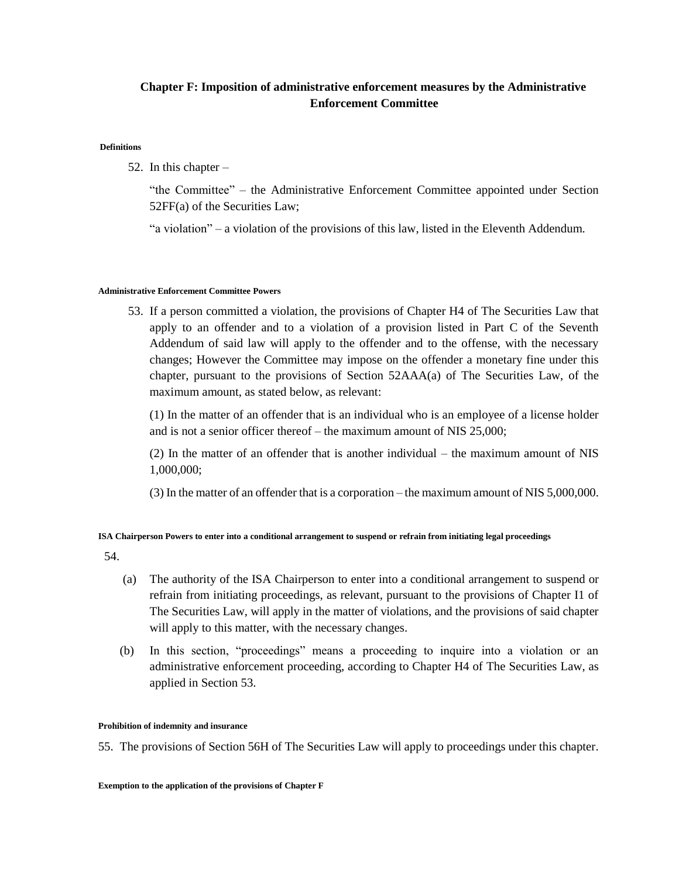## Chapter F: Imposition of administrative enforcement measures by the Administrative Enforcement Committee

**Definitions**

52. In this chapter –

"the Committee" – the Administrative Enforcement Committee appointed under Section 52FF(a) of the Securities Law;

"a violation" – a violation of the provisions of this law, listed in the Eleventh Addendum.

**Administrative Enforcement Committee Powers**

53. If a person committed a violation, the provisions of Chapter H4 of The Securities Law that apply to an offender and to a violation of a provision listed in Part C of the Seventh Addendum of said law will apply to the offender and to the offense, with the necessary changes; However the Committee may impose on the offender a monetary fine under this chapter, pursuant to the provisions of Section 52AAA(a) of The Securities Law, of the maximum amount, as stated below, as relevant:

(1) In the matter of an offender that is an individual who is an employee of a license holder and is not a senior officer thereof – the maximum amount of NIS 25,000;

(2) In the matter of an offender that is another individual – the maximum amount of NIS 1,000,000;

(3) In the matter of an offender that is a corporation – the maximum amount of NIS 5,000,000.

**ISA Chairperson Powers to enter into a conditional arrangement to suspend or refrain from initiating legal proceedings**

54.

(a) The authority of the ISA Chairperson to enter into a conditional arrangement to suspend or refrain from initiating proceedings, as relevant, pursuant to the provisions of Chapter I1 of The Securities Law, will apply in the matter of violations, and the provisions of said chapter will apply to this matter, with the necessary changes.

(b) In this section, "proceedings" means a proceeding to inquire into a violation or an administrative enforcement proceeding, according to Chapter H4 of The Securities Law, as applied in Section 53.

**Prohibition of indemnity and insurance**

55. The provisions of Section 56H of The Securities Law will apply to proceedings under this chapter.

**Exemption to the application of the provisions of Chapter F**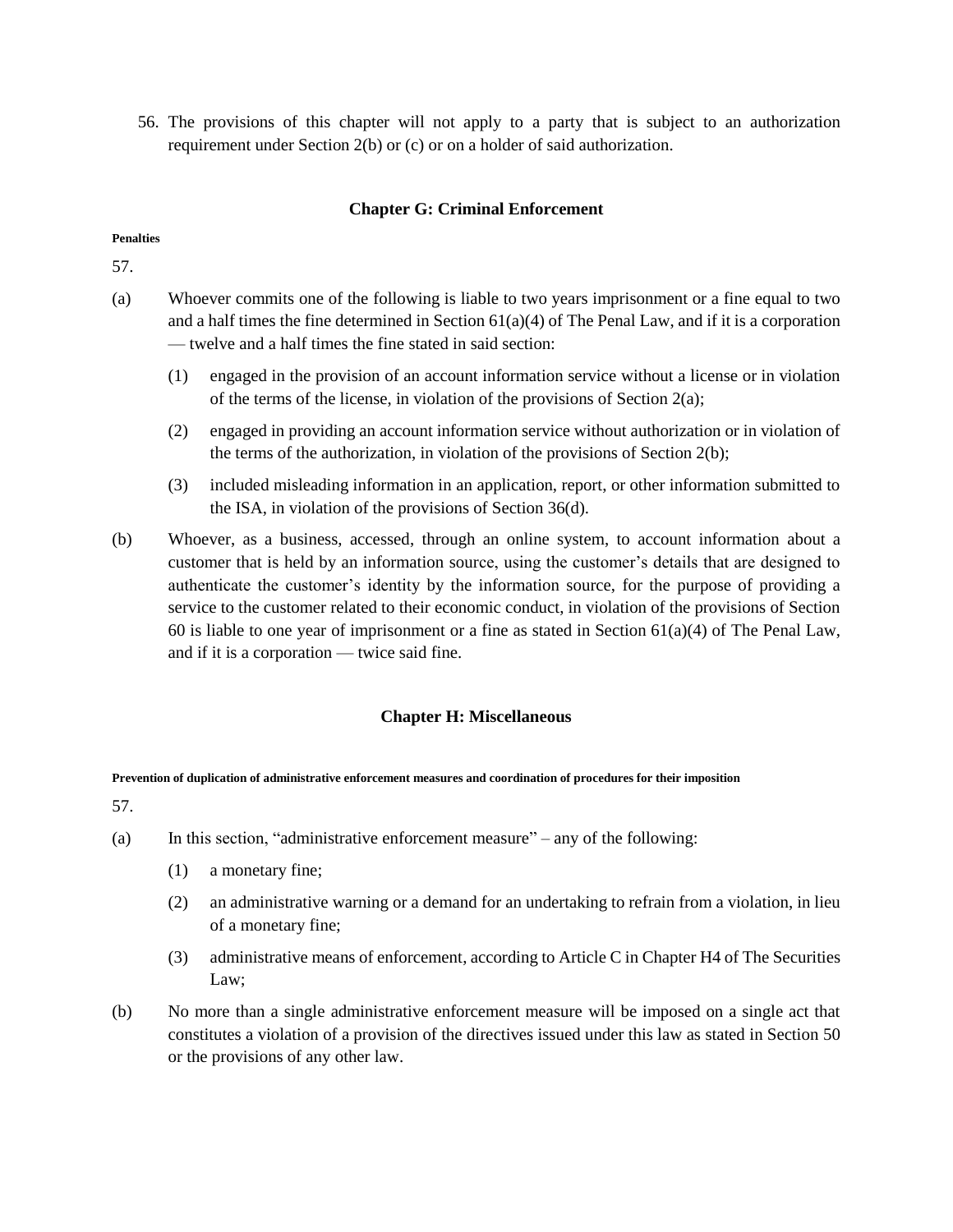56. The provisions of this chapter will not apply to a party that is subject to an authorization requirement under Section 2(b) or (c) or on a holder of said authorization.

## Chapter G: Criminal Enforcement

**Penalties**

57.

(a) Whoever commits one of the following is liable to two years imprisonment or a fine equal to two and a half times the fine determined in Section 61(a)(4) of The Penal Law, and if it is a corporation — twelve and a half times the fine stated in said section:

(1) engaged in the provision of an account information service without a license or in violation of the terms of the license, in violation of the provisions of Section 2(a);

(2) engaged in providing an account information service without authorization or in violation of the terms of the authorization, in violation of the provisions of Section 2(b);

(3) included misleading information in an application, report, or other information submitted to the ISA, in violation of the provisions of Section 36(d).

(b) Whoever, as a business, accessed, through an online system, to account information about a customer that is held by an information source, using the customer's details that are designed to authenticate the customer's identity by the information source, for the purpose of providing a service to the customer related to their economic conduct, in violation of the provisions of Section 60 is liable to one year of imprisonment or a fine as stated in Section 61(a)(4) of The Penal Law, and if it is a corporation — twice said fine.

## Chapter H: Miscellaneous

**Prevention of duplication of administrative enforcement measures and coordination of procedures for their imposition**

57.

(a) In this section, "administrative enforcement measure" – any of the following:

(1) a monetary fine;

(2) an administrative warning or a demand for an undertaking to refrain from a violation, in lieu of a monetary fine;

(3) administrative means of enforcement, according to Article C in Chapter H4 of The Securities Law;

(b) No more than a single administrative enforcement measure will be imposed on a single act that constitutes a violation of a provision of the directives issued under this law as stated in Section 50 or the provisions of any other law.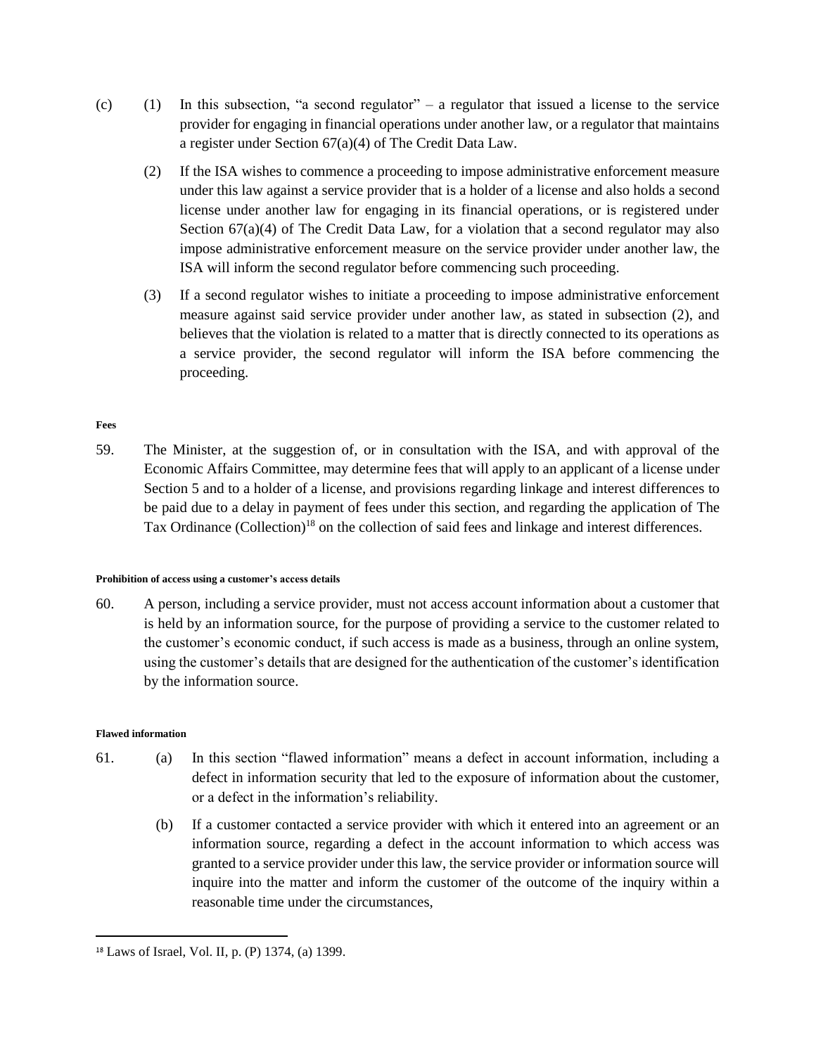(c) (1) In this subsection, "a second regulator" – a regulator that issued a license to the service provider for engaging in financial operations under another law, or a regulator that maintains a register under Section 67(a)(4) of The Credit Data Law.

(2) If the ISA wishes to commence a proceeding to impose administrative enforcement measure under this law against a service provider that is a holder of a license and also holds a second license under another law for engaging in its financial operations, or is registered under Section 67(a)(4) of The Credit Data Law, for a violation that a second regulator may also impose administrative enforcement measure on the service provider under another law, the ISA will inform the second regulator before commencing such proceeding.

(3) If a second regulator wishes to initiate a proceeding to impose administrative enforcement measure against said service provider under another law, as stated in subsection (2), and believes that the violation is related to a matter that is directly connected to its operations as a service provider, the second regulator will inform the ISA before commencing the proceeding.

**Fees**

59. The Minister, at the suggestion of, or in consultation with the ISA, and with approval of the Economic Affairs Committee, may determine fees that will apply to an applicant of a license under Section 5 and to a holder of a license, and provisions regarding linkage and interest differences to be paid due to a delay in payment of fees under this section, and regarding the application of The Tax Ordinance (Collection)[18] on the collection of said fees and linkage and interest differences.

**Prohibition of access using a customer's access details**

60. A person, including a service provider, must not access account information about a customer that is held by an information source, for the purpose of providing a service to the customer related to the customer's economic conduct, if such access is made as a business, through an online system, using the customer's details that are designed for the authentication of the customer's identification by the information source.

**Flawed information**

61. (a) In this section "flawed information" means a defect in account information, including a defect in information security that led to the exposure of information about the customer, or a defect in the information's reliability.

(b) If a customer contacted a service provider with which it entered into an agreement or an information source, regarding a defect in the account information to which access was granted to a service provider under this law, the service provider or information source will inquire into the matter and inform the customer of the outcome of the inquiry within a reasonable time under the circumstances,

[18] Laws of Israel, Vol. II, p. (P) 1374, (a) 1399.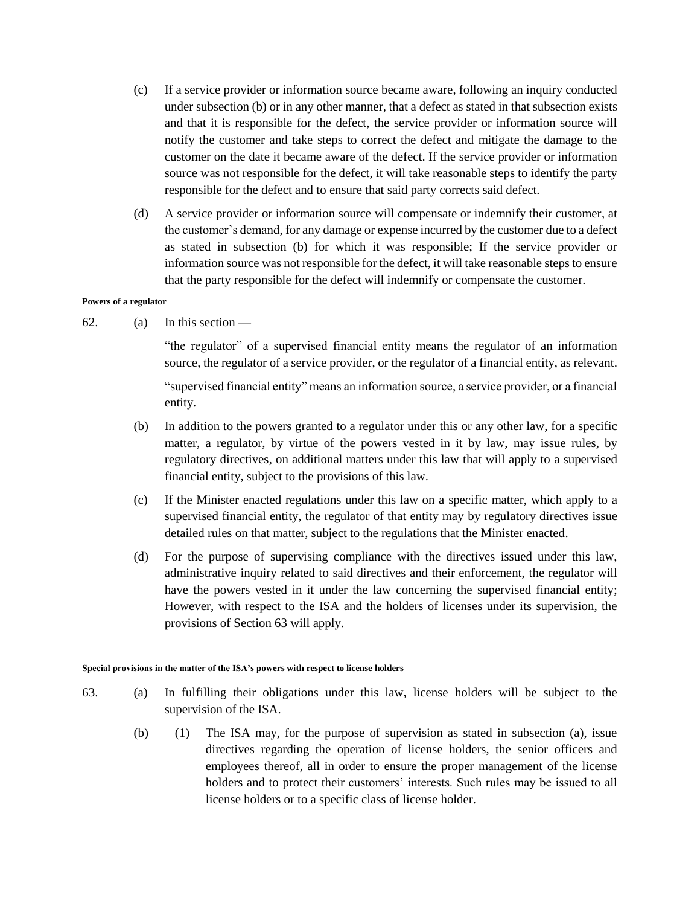(c) If a service provider or information source became aware, following an inquiry conducted under subsection (b) or in any other manner, that a defect as stated in that subsection exists and that it is responsible for the defect, the service provider or information source will notify the customer and take steps to correct the defect and mitigate the damage to the customer on the date it became aware of the defect. If the service provider or information source was not responsible for the defect, it will take reasonable steps to identify the party responsible for the defect and to ensure that said party corrects said defect.

(d) A service provider or information source will compensate or indemnify their customer, at the customer's demand, for any damage or expense incurred by the customer due to a defect as stated in subsection (b) for which it was responsible; If the service provider or information source was not responsible for the defect, it will take reasonable steps to ensure that the party responsible for the defect will indemnify or compensate the customer.

**Powers of a regulator**

62. (a) In this section —

"the regulator" of a supervised financial entity means the regulator of an information source, the regulator of a service provider, or the regulator of a financial entity, as relevant.

"supervised financial entity" means an information source, a service provider, or a financial entity.

(b) In addition to the powers granted to a regulator under this or any other law, for a specific matter, a regulator, by virtue of the powers vested in it by law, may issue rules, by regulatory directives, on additional matters under this law that will apply to a supervised financial entity, subject to the provisions of this law.

(c) If the Minister enacted regulations under this law on a specific matter, which apply to a supervised financial entity, the regulator of that entity may by regulatory directives issue detailed rules on that matter, subject to the regulations that the Minister enacted.

(d) For the purpose of supervising compliance with the directives issued under this law, administrative inquiry related to said directives and their enforcement, the regulator will have the powers vested in it under the law concerning the supervised financial entity; However, with respect to the ISA and the holders of licenses under its supervision, the provisions of Section 63 will apply.

**Special provisions in the matter of the ISA's powers with respect to license holders**

63. (a) In fulfilling their obligations under this law, license holders will be subject to the supervision of the ISA.

(b) (1) The ISA may, for the purpose of supervision as stated in subsection (a), issue directives regarding the operation of license holders, the senior officers and employees thereof, all in order to ensure the proper management of the license holders and to protect their customers' interests. Such rules may be issued to all license holders or to a specific class of license holder.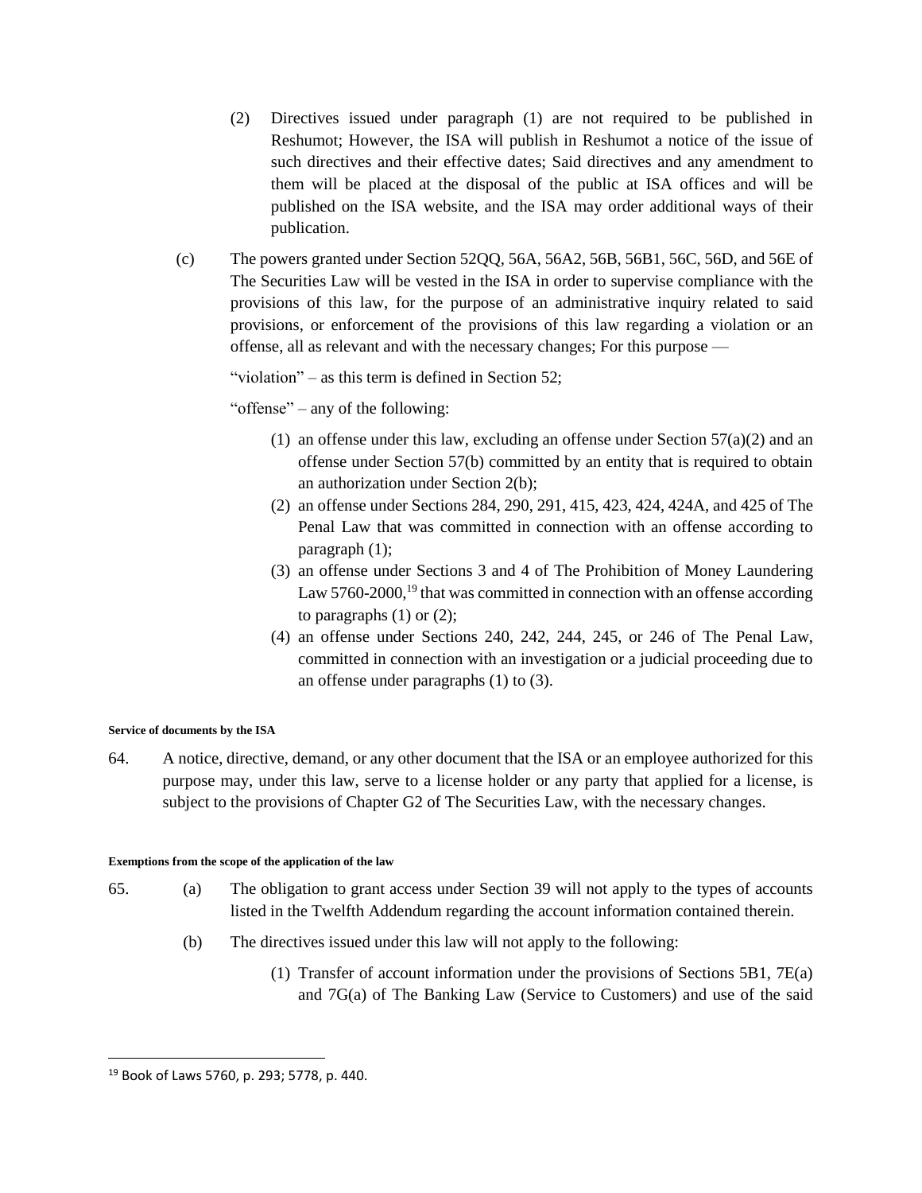(2) Directives issued under paragraph (1) are not required to be published in Reshumot; However, the ISA will publish in Reshumot a notice of the issue of such directives and their effective dates; Said directives and any amendment to them will be placed at the disposal of the public at ISA offices and will be published on the ISA website, and the ISA may order additional ways of their publication.

(c) The powers granted under Section 52QQ, 56A, 56A2, 56B, 56B1, 56C, 56D, and 56E of The Securities Law will be vested in the ISA in order to supervise compliance with the provisions of this law, for the purpose of an administrative inquiry related to said provisions, or enforcement of the provisions of this law regarding a violation or an offense, all as relevant and with the necessary changes; For this purpose —

"violation" – as this term is defined in Section 52;

"offense" – any of the following:

(1) an offense under this law, excluding an offense under Section 57(a)(2) and an offense under Section 57(b) committed by an entity that is required to obtain an authorization under Section 2(b);

(2) an offense under Sections 284, 290, 291, 415, 423, 424, 424A, and 425 of The Penal Law that was committed in connection with an offense according to paragraph (1);

(3) an offense under Sections 3 and 4 of The Prohibition of Money Laundering Law 5760-2000,[19] that was committed in connection with an offense according to paragraphs (1) or (2);

(4) an offense under Sections 240, 242, 244, 245, or 246 of The Penal Law, committed in connection with an investigation or a judicial proceeding due to an offense under paragraphs (1) to (3).

**Service of documents by the ISA**

64. A notice, directive, demand, or any other document that the ISA or an employee authorized for this purpose may, under this law, serve to a license holder or any party that applied for a license, is subject to the provisions of Chapter G2 of The Securities Law, with the necessary changes.

**Exemptions from the scope of the application of the law**

65. (a) The obligation to grant access under Section 39 will not apply to the types of accounts listed in the Twelfth Addendum regarding the account information contained therein.

(b) The directives issued under this law will not apply to the following:

(1) Transfer of account information under the provisions of Sections 5B1, 7E(a) and 7G(a) of The Banking Law (Service to Customers) and use of the said

---

[19] Book of Laws 5760, p. 293; 5778, p. 440.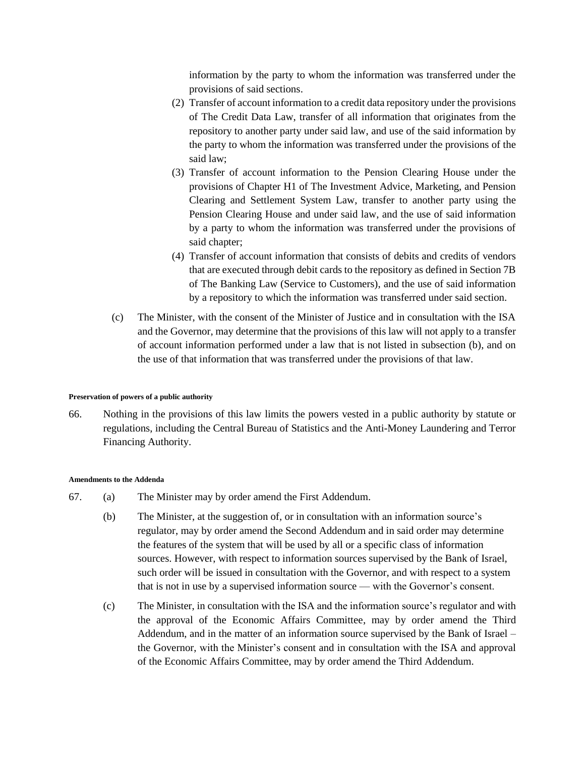information by the party to whom the information was transferred under the provisions of said sections.

(2) Transfer of account information to a credit data repository under the provisions of The Credit Data Law, transfer of all information that originates from the repository to another party under said law, and use of the said information by the party to whom the information was transferred under the provisions of the said law;

(3) Transfer of account information to the Pension Clearing House under the provisions of Chapter H1 of The Investment Advice, Marketing, and Pension Clearing and Settlement System Law, transfer to another party using the Pension Clearing House and under said law, and the use of said information by a party to whom the information was transferred under the provisions of said chapter;

(4) Transfer of account information that consists of debits and credits of vendors that are executed through debit cards to the repository as defined in Section 7B of The Banking Law (Service to Customers), and the use of said information by a repository to which the information was transferred under said section.

(c) The Minister, with the consent of the Minister of Justice and in consultation with the ISA and the Governor, may determine that the provisions of this law will not apply to a transfer of account information performed under a law that is not listed in subsection (b), and on the use of that information that was transferred under the provisions of that law.

###### Preservation of powers of a public authority

66. Nothing in the provisions of this law limits the powers vested in a public authority by statute or regulations, including the Central Bureau of Statistics and the Anti-Money Laundering and Terror Financing Authority.

###### Amendments to the Addenda

67. (a) The Minister may by order amend the First Addendum.

(b) The Minister, at the suggestion of, or in consultation with an information source's regulator, may by order amend the Second Addendum and in said order may determine the features of the system that will be used by all or a specific class of information sources. However, with respect to information sources supervised by the Bank of Israel, such order will be issued in consultation with the Governor, and with respect to a system that is not in use by a supervised information source — with the Governor's consent.

(c) The Minister, in consultation with the ISA and the information source's regulator and with the approval of the Economic Affairs Committee, may by order amend the Third Addendum, and in the matter of an information source supervised by the Bank of Israel – the Governor, with the Minister's consent and in consultation with the ISA and approval of the Economic Affairs Committee, may by order amend the Third Addendum.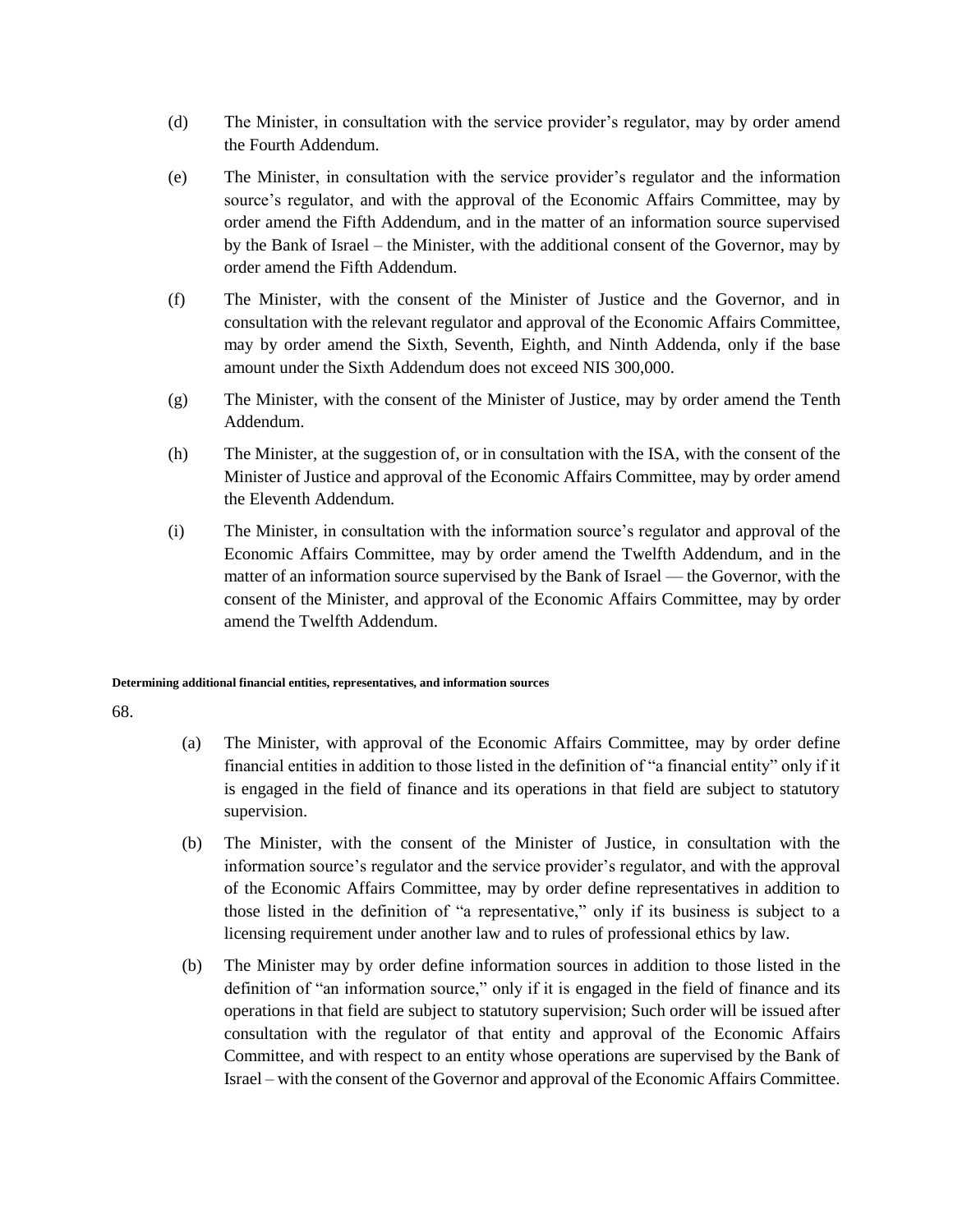(d) The Minister, in consultation with the service provider's regulator, may by order amend the Fourth Addendum.

(e) The Minister, in consultation with the service provider's regulator and the information source's regulator, and with the approval of the Economic Affairs Committee, may by order amend the Fifth Addendum, and in the matter of an information source supervised by the Bank of Israel – the Minister, with the additional consent of the Governor, may by order amend the Fifth Addendum.

(f) The Minister, with the consent of the Minister of Justice and the Governor, and in consultation with the relevant regulator and approval of the Economic Affairs Committee, may by order amend the Sixth, Seventh, Eighth, and Ninth Addenda, only if the base amount under the Sixth Addendum does not exceed NIS 300,000.

(g) The Minister, with the consent of the Minister of Justice, may by order amend the Tenth Addendum.

(h) The Minister, at the suggestion of, or in consultation with the ISA, with the consent of the Minister of Justice and approval of the Economic Affairs Committee, may by order amend the Eleventh Addendum.

(i) The Minister, in consultation with the information source's regulator and approval of the Economic Affairs Committee, may by order amend the Twelfth Addendum, and in the matter of an information source supervised by the Bank of Israel — the Governor, with the consent of the Minister, and approval of the Economic Affairs Committee, may by order amend the Twelfth Addendum.

**Determining additional financial entities, representatives, and information sources**

68.

(a) The Minister, with approval of the Economic Affairs Committee, may by order define financial entities in addition to those listed in the definition of "a financial entity" only if it is engaged in the field of finance and its operations in that field are subject to statutory supervision.

(b) The Minister, with the consent of the Minister of Justice, in consultation with the information source's regulator and the service provider's regulator, and with the approval of the Economic Affairs Committee, may by order define representatives in addition to those listed in the definition of "a representative," only if its business is subject to a licensing requirement under another law and to rules of professional ethics by law.

(b) The Minister may by order define information sources in addition to those listed in the definition of "an information source," only if it is engaged in the field of finance and its operations in that field are subject to statutory supervision; Such order will be issued after consultation with the regulator of that entity and approval of the Economic Affairs Committee, and with respect to an entity whose operations are supervised by the Bank of Israel – with the consent of the Governor and approval of the Economic Affairs Committee.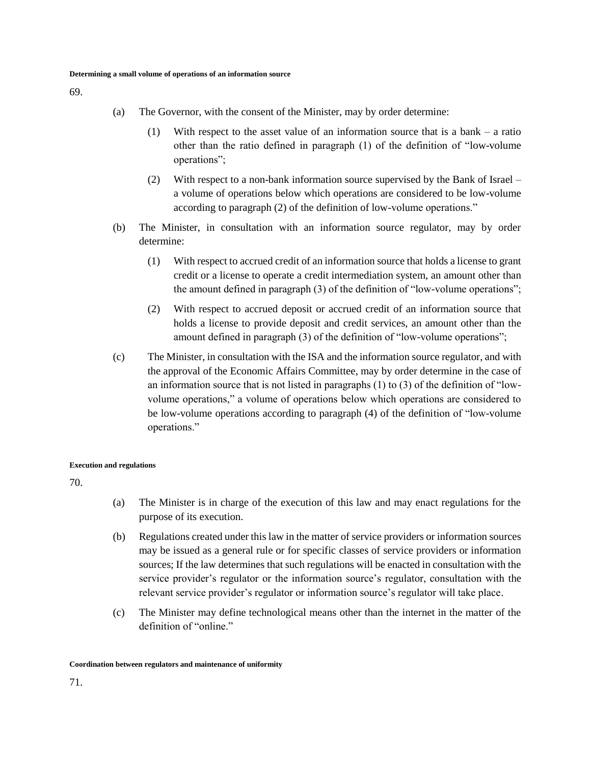**Determining a small volume of operations of an information source**

69.

(a) The Governor, with the consent of the Minister, may by order determine:

(1) With respect to the asset value of an information source that is a bank – a ratio other than the ratio defined in paragraph (1) of the definition of "low-volume operations";

(2) With respect to a non-bank information source supervised by the Bank of Israel – a volume of operations below which operations are considered to be low-volume according to paragraph (2) of the definition of low-volume operations."

(b) The Minister, in consultation with an information source regulator, may by order determine:

(1) With respect to accrued credit of an information source that holds a license to grant credit or a license to operate a credit intermediation system, an amount other than the amount defined in paragraph (3) of the definition of "low-volume operations";

(2) With respect to accrued deposit or accrued credit of an information source that holds a license to provide deposit and credit services, an amount other than the amount defined in paragraph (3) of the definition of "low-volume operations";

(c) The Minister, in consultation with the ISA and the information source regulator, and with the approval of the Economic Affairs Committee, may by order determine in the case of an information source that is not listed in paragraphs (1) to (3) of the definition of "low-volume operations," a volume of operations below which operations are considered to be low-volume operations according to paragraph (4) of the definition of "low-volume operations."

**Execution and regulations**

70.

(a) The Minister is in charge of the execution of this law and may enact regulations for the purpose of its execution.

(b) Regulations created under this law in the matter of service providers or information sources may be issued as a general rule or for specific classes of service providers or information sources; If the law determines that such regulations will be enacted in consultation with the service provider's regulator or the information source's regulator, consultation with the relevant service provider's regulator or information source's regulator will take place.

(c) The Minister may define technological means other than the internet in the matter of the definition of "online."

**Coordination between regulators and maintenance of uniformity**

71.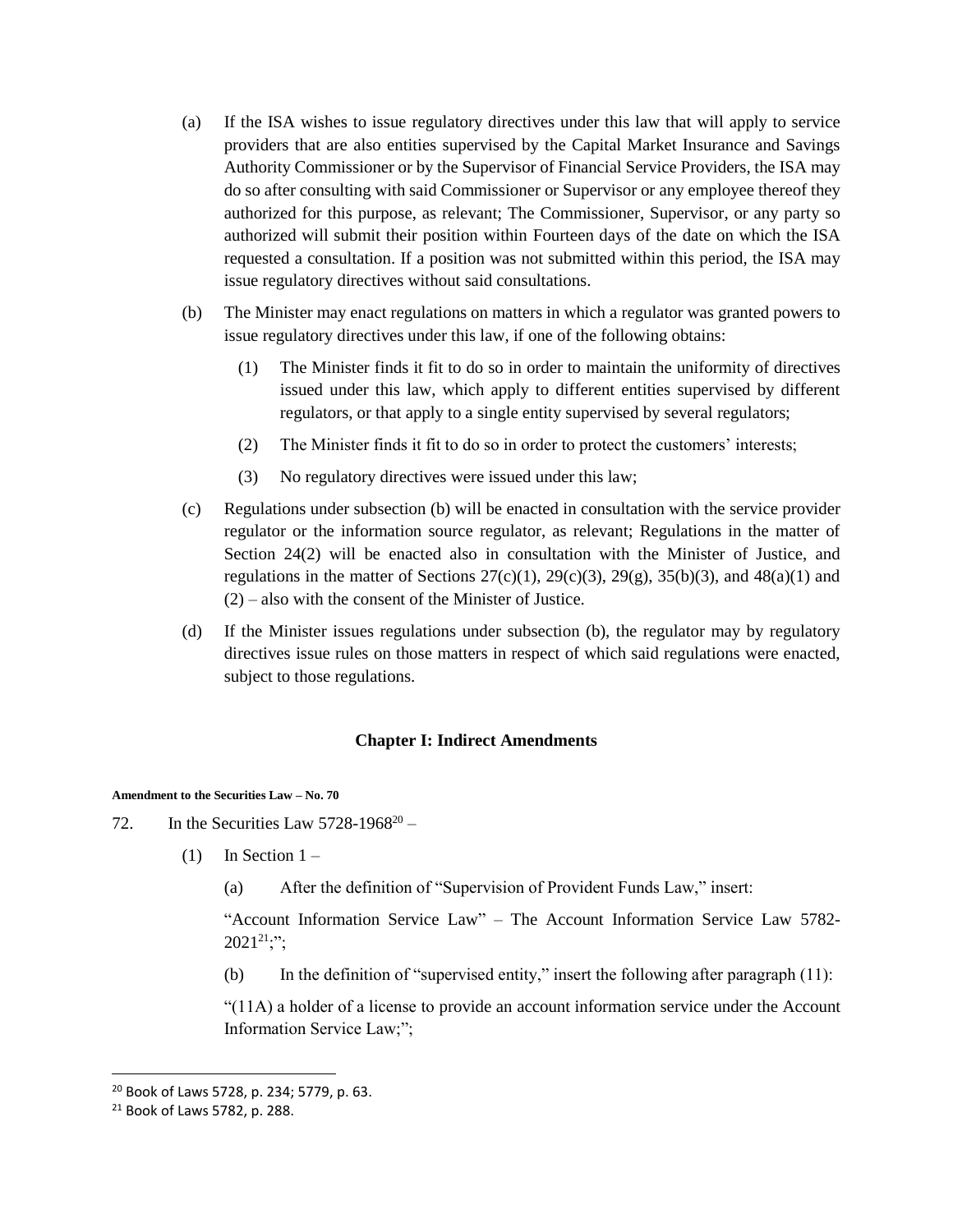(a) If the ISA wishes to issue regulatory directives under this law that will apply to service providers that are also entities supervised by the Capital Market Insurance and Savings Authority Commissioner or by the Supervisor of Financial Service Providers, the ISA may do so after consulting with said Commissioner or Supervisor or any employee thereof they authorized for this purpose, as relevant; The Commissioner, Supervisor, or any party so authorized will submit their position within Fourteen days of the date on which the ISA requested a consultation. If a position was not submitted within this period, the ISA may issue regulatory directives without said consultations.

(b) The Minister may enact regulations on matters in which a regulator was granted powers to issue regulatory directives under this law, if one of the following obtains:

(1) The Minister finds it fit to do so in order to maintain the uniformity of directives issued under this law, which apply to different entities supervised by different regulators, or that apply to a single entity supervised by several regulators;

(2) The Minister finds it fit to do so in order to protect the customers' interests;

(3) No regulatory directives were issued under this law;

(c) Regulations under subsection (b) will be enacted in consultation with the service provider regulator or the information source regulator, as relevant; Regulations in the matter of Section 24(2) will be enacted also in consultation with the Minister of Justice, and regulations in the matter of Sections 27(c)(1), 29(c)(3), 29(g), 35(b)(3), and 48(a)(1) and (2) – also with the consent of the Minister of Justice.

(d) If the Minister issues regulations under subsection (b), the regulator may by regulatory directives issue rules on those matters in respect of which said regulations were enacted, subject to those regulations.

## Chapter I: Indirect Amendments

**Amendment to the Securities Law – No. 70**

72. In the Securities Law 5728-1968[20] –

(1) In Section 1 –

(a) After the definition of "Supervision of Provident Funds Law," insert:

"Account Information Service Law" – The Account Information Service Law 5782-2021[21];";

(b) In the definition of "supervised entity," insert the following after paragraph (11):

"(11A) a holder of a license to provide an account information service under the Account Information Service Law;";

---

[20] Book of Laws 5728, p. 234; 5779, p. 63.

[21] Book of Laws 5782, p. 288.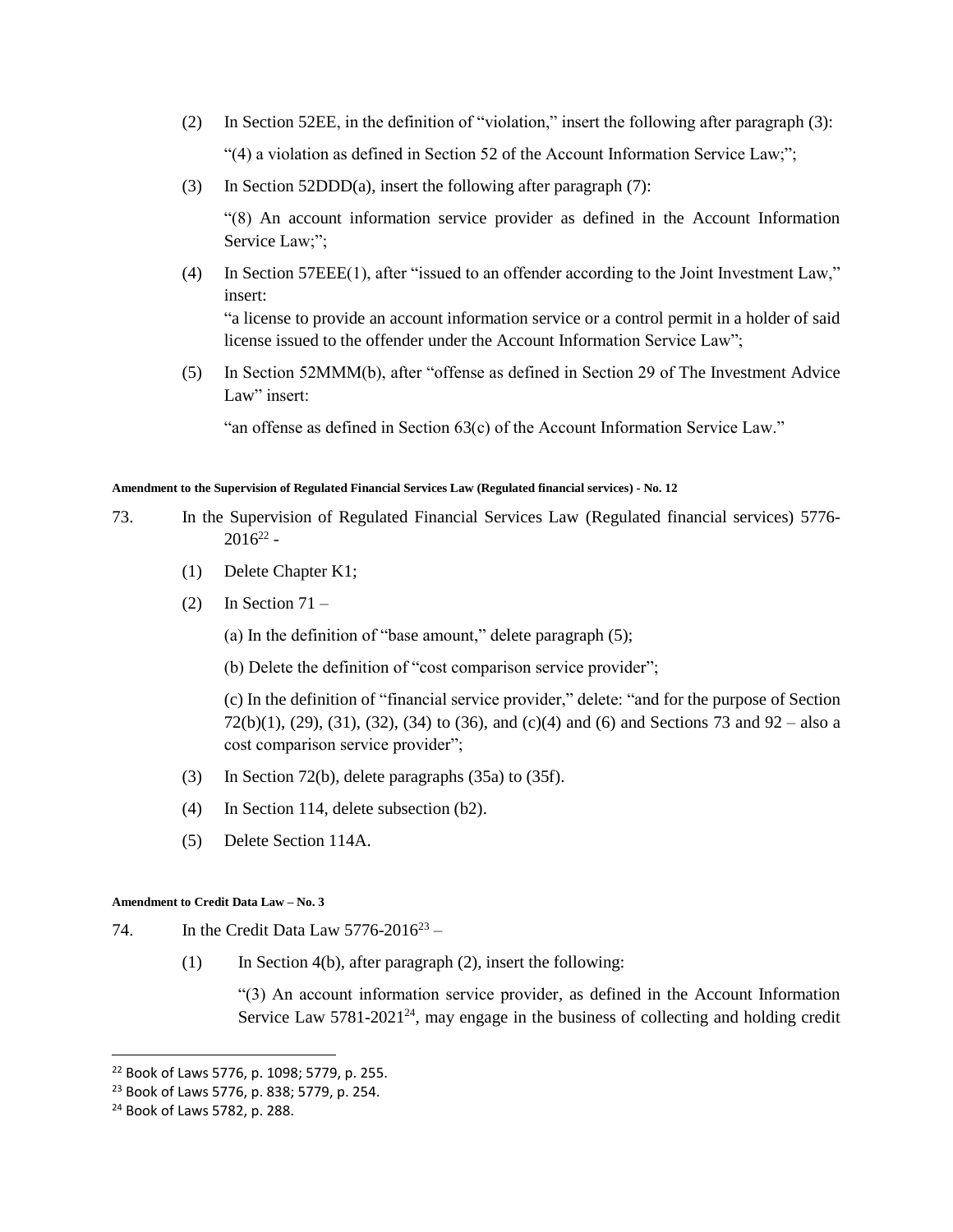(2) In Section 52EE, in the definition of "violation," insert the following after paragraph (3):

"(4) a violation as defined in Section 52 of the Account Information Service Law;";

(3) In Section 52DDD(a), insert the following after paragraph (7):

"(8) An account information service provider as defined in the Account Information Service Law;";

(4) In Section 57EEE(1), after "issued to an offender according to the Joint Investment Law," insert:

"a license to provide an account information service or a control permit in a holder of said license issued to the offender under the Account Information Service Law";

(5) In Section 52MMM(b), after "offense as defined in Section 29 of The Investment Advice Law" insert:

"an offense as defined in Section 63(c) of the Account Information Service Law."

**Amendment to the Supervision of Regulated Financial Services Law (Regulated financial services) - No. 12**

73. In the Supervision of Regulated Financial Services Law (Regulated financial services) 5776-2016[22] -

(1) Delete Chapter K1;

(2) In Section 71 –

(a) In the definition of "base amount," delete paragraph (5);

(b) Delete the definition of "cost comparison service provider";

(c) In the definition of "financial service provider," delete: "and for the purpose of Section 72(b)(1), (29), (31), (32), (34) to (36), and (c)(4) and (6) and Sections 73 and 92 – also a cost comparison service provider";

(3) In Section 72(b), delete paragraphs (35a) to (35f).

(4) In Section 114, delete subsection (b2).

(5) Delete Section 114A.

**Amendment to Credit Data Law – No. 3**

74. In the Credit Data Law 5776-2016[23] –

(1) In Section 4(b), after paragraph (2), insert the following:

"(3) An account information service provider, as defined in the Account Information Service Law 5781-2021[24], may engage in the business of collecting and holding credit

---

[22] Book of Laws 5776, p. 1098; 5779, p. 255.

[23] Book of Laws 5776, p. 838; 5779, p. 254.

[24] Book of Laws 5782, p. 288.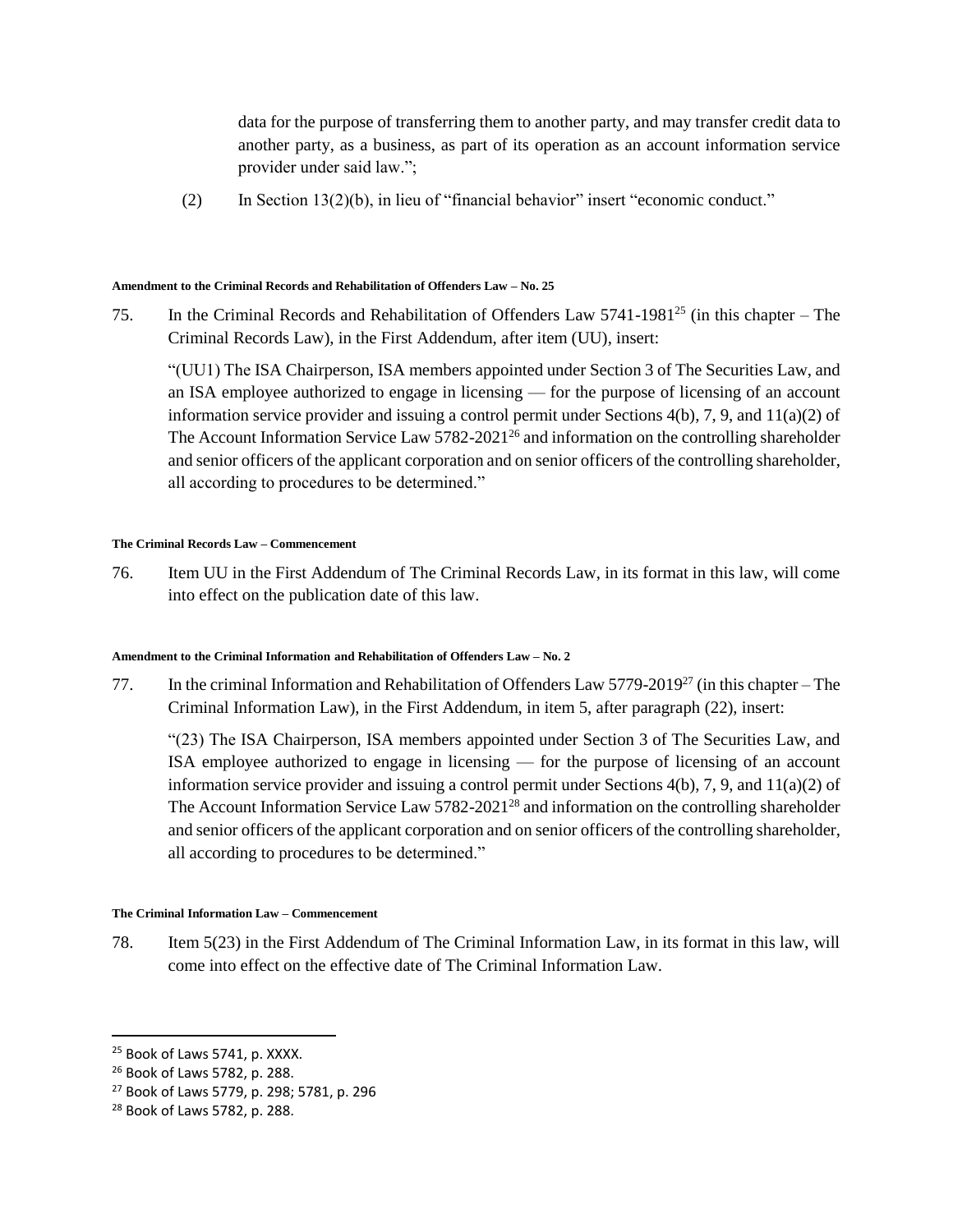data for the purpose of transferring them to another party, and may transfer credit data to another party, as a business, as part of its operation as an account information service provider under said law.";

(2) In Section 13(2)(b), in lieu of "financial behavior" insert "economic conduct."

#### Amendment to the Criminal Records and Rehabilitation of Offenders Law – No. 25

75. In the Criminal Records and Rehabilitation of Offenders Law 5741-1981[25] (in this chapter – The Criminal Records Law), in the First Addendum, after item (UU), insert:

"(UU1) The ISA Chairperson, ISA members appointed under Section 3 of The Securities Law, and an ISA employee authorized to engage in licensing — for the purpose of licensing of an account information service provider and issuing a control permit under Sections 4(b), 7, 9, and 11(a)(2) of The Account Information Service Law 5782-2021[26] and information on the controlling shareholder and senior officers of the applicant corporation and on senior officers of the controlling shareholder, all according to procedures to be determined."

#### The Criminal Records Law – Commencement

76. Item UU in the First Addendum of The Criminal Records Law, in its format in this law, will come into effect on the publication date of this law.

#### Amendment to the Criminal Information and Rehabilitation of Offenders Law – No. 2

77. In the criminal Information and Rehabilitation of Offenders Law 5779-2019[27] (in this chapter – The Criminal Information Law), in the First Addendum, in item 5, after paragraph (22), insert:

"(23) The ISA Chairperson, ISA members appointed under Section 3 of The Securities Law, and ISA employee authorized to engage in licensing — for the purpose of licensing of an account information service provider and issuing a control permit under Sections 4(b), 7, 9, and 11(a)(2) of The Account Information Service Law 5782-2021[28] and information on the controlling shareholder and senior officers of the applicant corporation and on senior officers of the controlling shareholder, all according to procedures to be determined."

#### The Criminal Information Law – Commencement

78. Item 5(23) in the First Addendum of The Criminal Information Law, in its format in this law, will come into effect on the effective date of The Criminal Information Law.

---

[25] Book of Laws 5741, p. XXXX.

[26] Book of Laws 5782, p. 288.

[27] Book of Laws 5779, p. 298; 5781, p. 296

[28] Book of Laws 5782, p. 288.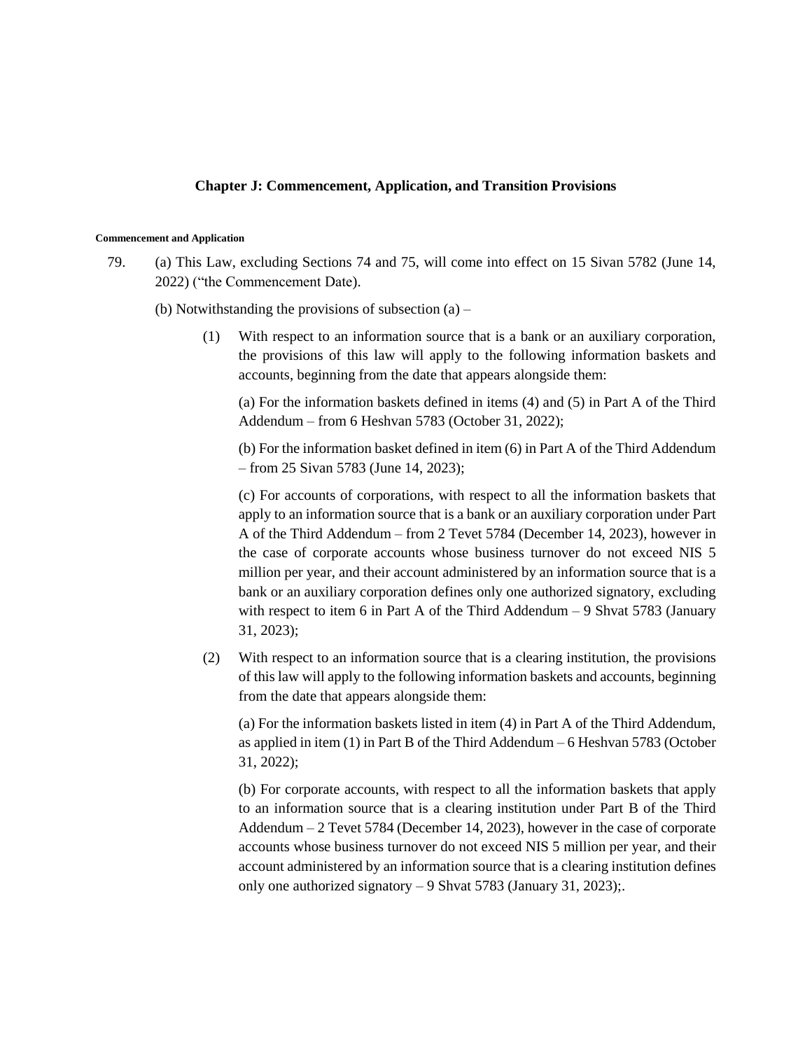## Chapter J: Commencement, Application, and Transition Provisions

**Commencement and Application**

79. (a) This Law, excluding Sections 74 and 75, will come into effect on 15 Sivan 5782 (June 14, 2022) ("the Commencement Date).

    (b) Notwithstanding the provisions of subsection (a) –

    (1) With respect to an information source that is a bank or an auxiliary corporation, the provisions of this law will apply to the following information baskets and accounts, beginning from the date that appears alongside them:

    (a) For the information baskets defined in items (4) and (5) in Part A of the Third Addendum – from 6 Heshvan 5783 (October 31, 2022);

    (b) For the information basket defined in item (6) in Part A of the Third Addendum – from 25 Sivan 5783 (June 14, 2023);

    (c) For accounts of corporations, with respect to all the information baskets that apply to an information source that is a bank or an auxiliary corporation under Part A of the Third Addendum – from 2 Tevet 5784 (December 14, 2023), however in the case of corporate accounts whose business turnover do not exceed NIS 5 million per year, and their account administered by an information source that is a bank or an auxiliary corporation defines only one authorized signatory, excluding with respect to item 6 in Part A of the Third Addendum – 9 Shvat 5783 (January 31, 2023);

    (2) With respect to an information source that is a clearing institution, the provisions of this law will apply to the following information baskets and accounts, beginning from the date that appears alongside them:

    (a) For the information baskets listed in item (4) in Part A of the Third Addendum, as applied in item (1) in Part B of the Third Addendum – 6 Heshvan 5783 (October 31, 2022);

    (b) For corporate accounts, with respect to all the information baskets that apply to an information source that is a clearing institution under Part B of the Third Addendum – 2 Tevet 5784 (December 14, 2023), however in the case of corporate accounts whose business turnover do not exceed NIS 5 million per year, and their account administered by an information source that is a clearing institution defines only one authorized signatory – 9 Shvat 5783 (January 31, 2023);.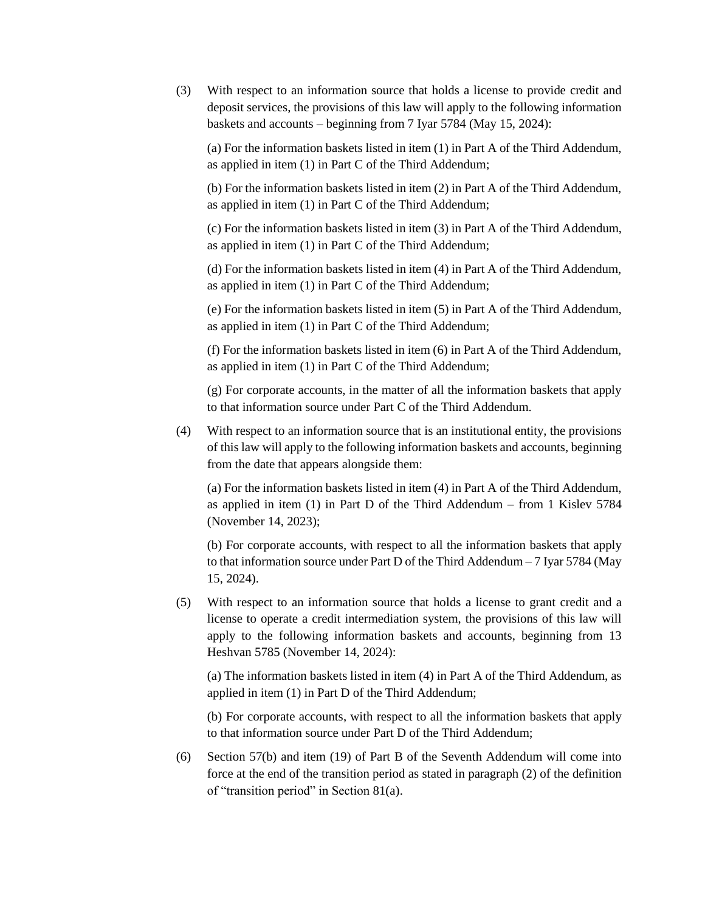(3) With respect to an information source that holds a license to provide credit and deposit services, the provisions of this law will apply to the following information baskets and accounts – beginning from 7 Iyar 5784 (May 15, 2024):

(a) For the information baskets listed in item (1) in Part A of the Third Addendum, as applied in item (1) in Part C of the Third Addendum;

(b) For the information baskets listed in item (2) in Part A of the Third Addendum, as applied in item (1) in Part C of the Third Addendum;

(c) For the information baskets listed in item (3) in Part A of the Third Addendum, as applied in item (1) in Part C of the Third Addendum;

(d) For the information baskets listed in item (4) in Part A of the Third Addendum, as applied in item (1) in Part C of the Third Addendum;

(e) For the information baskets listed in item (5) in Part A of the Third Addendum, as applied in item (1) in Part C of the Third Addendum;

(f) For the information baskets listed in item (6) in Part A of the Third Addendum, as applied in item (1) in Part C of the Third Addendum;

(g) For corporate accounts, in the matter of all the information baskets that apply to that information source under Part C of the Third Addendum.

(4) With respect to an information source that is an institutional entity, the provisions of this law will apply to the following information baskets and accounts, beginning from the date that appears alongside them:

(a) For the information baskets listed in item (4) in Part A of the Third Addendum, as applied in item (1) in Part D of the Third Addendum – from 1 Kislev 5784 (November 14, 2023);

(b) For corporate accounts, with respect to all the information baskets that apply to that information source under Part D of the Third Addendum – 7 Iyar 5784 (May 15, 2024).

(5) With respect to an information source that holds a license to grant credit and a license to operate a credit intermediation system, the provisions of this law will apply to the following information baskets and accounts, beginning from 13 Heshvan 5785 (November 14, 2024):

(a) The information baskets listed in item (4) in Part A of the Third Addendum, as applied in item (1) in Part D of the Third Addendum;

(b) For corporate accounts, with respect to all the information baskets that apply to that information source under Part D of the Third Addendum;

(6) Section 57(b) and item (19) of Part B of the Seventh Addendum will come into force at the end of the transition period as stated in paragraph (2) of the definition of "transition period" in Section 81(a).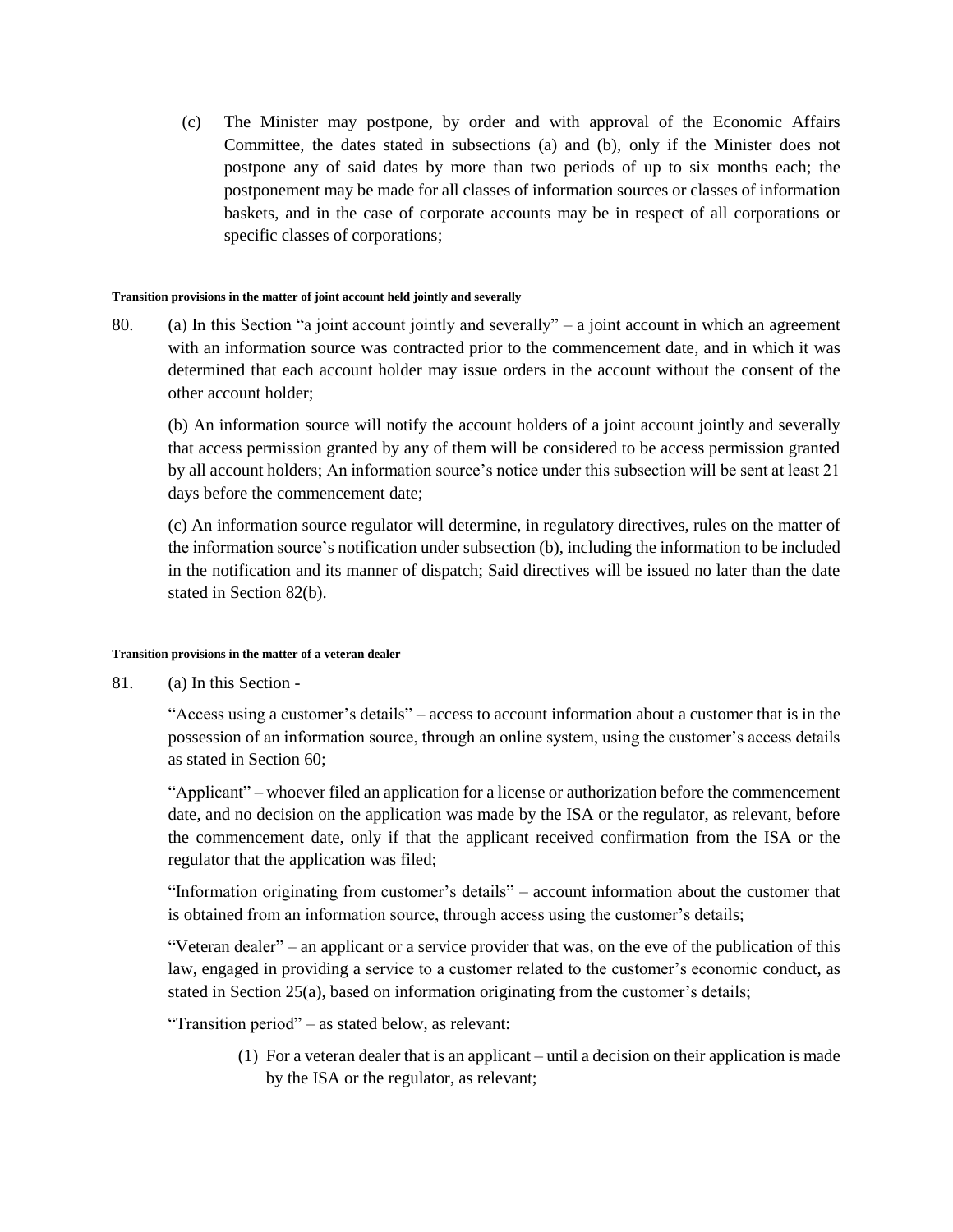(c) The Minister may postpone, by order and with approval of the Economic Affairs Committee, the dates stated in subsections (a) and (b), only if the Minister does not postpone any of said dates by more than two periods of up to six months each; the postponement may be made for all classes of information sources or classes of information baskets, and in the case of corporate accounts may be in respect of all corporations or specific classes of corporations;

**Transition provisions in the matter of joint account held jointly and severally**

80. (a) In this Section "a joint account jointly and severally" – a joint account in which an agreement with an information source was contracted prior to the commencement date, and in which it was determined that each account holder may issue orders in the account without the consent of the other account holder;

(b) An information source will notify the account holders of a joint account jointly and severally that access permission granted by any of them will be considered to be access permission granted by all account holders; An information source's notice under this subsection will be sent at least 21 days before the commencement date;

(c) An information source regulator will determine, in regulatory directives, rules on the matter of the information source's notification under subsection (b), including the information to be included in the notification and its manner of dispatch; Said directives will be issued no later than the date stated in Section 82(b).

**Transition provisions in the matter of a veteran dealer**

81. (a) In this Section -

"Access using a customer's details" – access to account information about a customer that is in the possession of an information source, through an online system, using the customer's access details as stated in Section 60;

"Applicant" – whoever filed an application for a license or authorization before the commencement date, and no decision on the application was made by the ISA or the regulator, as relevant, before the commencement date, only if that the applicant received confirmation from the ISA or the regulator that the application was filed;

"Information originating from customer's details" – account information about the customer that is obtained from an information source, through access using the customer's details;

"Veteran dealer" – an applicant or a service provider that was, on the eve of the publication of this law, engaged in providing a service to a customer related to the customer's economic conduct, as stated in Section 25(a), based on information originating from the customer's details;

"Transition period" – as stated below, as relevant:

(1) For a veteran dealer that is an applicant – until a decision on their application is made by the ISA or the regulator, as relevant;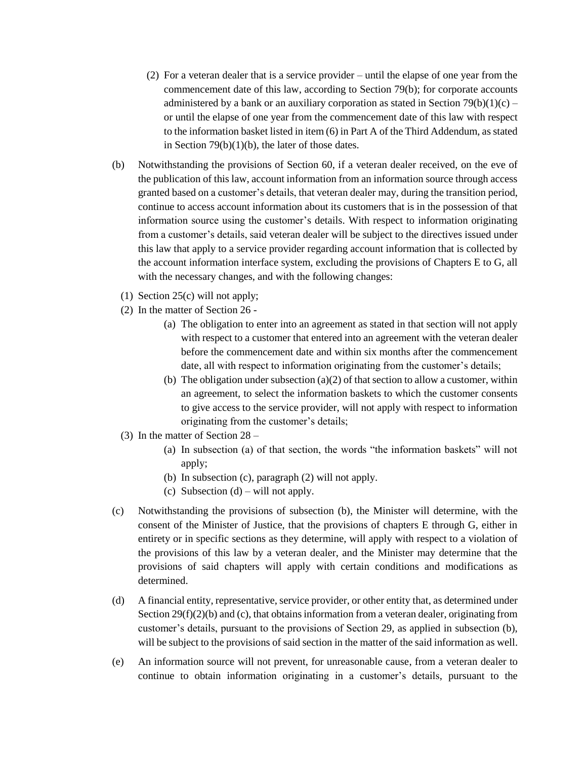(2) For a veteran dealer that is a service provider – until the elapse of one year from the commencement date of this law, according to Section 79(b); for corporate accounts administered by a bank or an auxiliary corporation as stated in Section 79(b)(1)(c) – or until the elapse of one year from the commencement date of this law with respect to the information basket listed in item (6) in Part A of the Third Addendum, as stated in Section 79(b)(1)(b), the later of those dates.

(b) Notwithstanding the provisions of Section 60, if a veteran dealer received, on the eve of the publication of this law, account information from an information source through access granted based on a customer's details, that veteran dealer may, during the transition period, continue to access account information about its customers that is in the possession of that information source using the customer's details. With respect to information originating from a customer's details, said veteran dealer will be subject to the directives issued under this law that apply to a service provider regarding account information that is collected by the account information interface system, excluding the provisions of Chapters E to G, all with the necessary changes, and with the following changes:

(1) Section 25(c) will not apply;

(2) In the matter of Section 26 -

(a) The obligation to enter into an agreement as stated in that section will not apply with respect to a customer that entered into an agreement with the veteran dealer before the commencement date and within six months after the commencement date, all with respect to information originating from the customer's details;

(b) The obligation under subsection (a)(2) of that section to allow a customer, within an agreement, to select the information baskets to which the customer consents to give access to the service provider, will not apply with respect to information originating from the customer's details;

(3) In the matter of Section 28 –

(a) In subsection (a) of that section, the words "the information baskets" will not apply;

(b) In subsection (c), paragraph (2) will not apply.

(c) Subsection (d) – will not apply.

(c) Notwithstanding the provisions of subsection (b), the Minister will determine, with the consent of the Minister of Justice, that the provisions of chapters E through G, either in entirety or in specific sections as they determine, will apply with respect to a violation of the provisions of this law by a veteran dealer, and the Minister may determine that the provisions of said chapters will apply with certain conditions and modifications as determined.

(d) A financial entity, representative, service provider, or other entity that, as determined under Section 29(f)(2)(b) and (c), that obtains information from a veteran dealer, originating from customer's details, pursuant to the provisions of Section 29, as applied in subsection (b), will be subject to the provisions of said section in the matter of the said information as well.

(e) An information source will not prevent, for unreasonable cause, from a veteran dealer to continue to obtain information originating in a customer's details, pursuant to the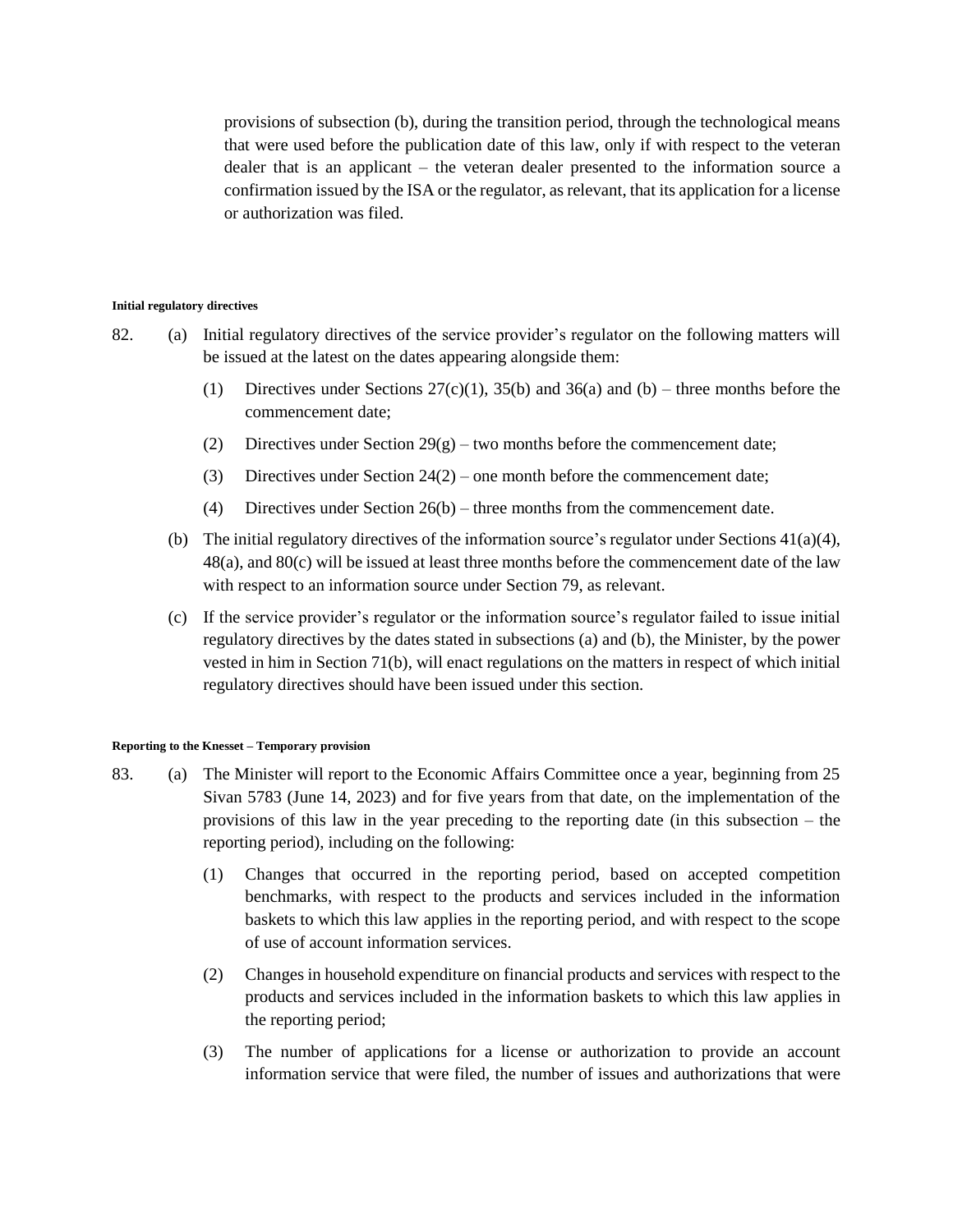provisions of subsection (b), during the transition period, through the technological means that were used before the publication date of this law, only if with respect to the veteran dealer that is an applicant – the veteran dealer presented to the information source a confirmation issued by the ISA or the regulator, as relevant, that its application for a license or authorization was filed.

###### Initial regulatory directives

82. (a) Initial regulatory directives of the service provider's regulator on the following matters will be issued at the latest on the dates appearing alongside them:

    (1) Directives under Sections 27(c)(1), 35(b) and 36(a) and (b) – three months before the commencement date;

    (2) Directives under Section 29(g) – two months before the commencement date;

    (3) Directives under Section 24(2) – one month before the commencement date;

    (4) Directives under Section 26(b) – three months from the commencement date.

    (b) The initial regulatory directives of the information source's regulator under Sections 41(a)(4), 48(a), and 80(c) will be issued at least three months before the commencement date of the law with respect to an information source under Section 79, as relevant.

    (c) If the service provider's regulator or the information source's regulator failed to issue initial regulatory directives by the dates stated in subsections (a) and (b), the Minister, by the power vested in him in Section 71(b), will enact regulations on the matters in respect of which initial regulatory directives should have been issued under this section.

###### Reporting to the Knesset – Temporary provision

83. (a) The Minister will report to the Economic Affairs Committee once a year, beginning from 25 Sivan 5783 (June 14, 2023) and for five years from that date, on the implementation of the provisions of this law in the year preceding to the reporting date (in this subsection – the reporting period), including on the following:

    (1) Changes that occurred in the reporting period, based on accepted competition benchmarks, with respect to the products and services included in the information baskets to which this law applies in the reporting period, and with respect to the scope of use of account information services.

    (2) Changes in household expenditure on financial products and services with respect to the products and services included in the information baskets to which this law applies in the reporting period;

    (3) The number of applications for a license or authorization to provide an account information service that were filed, the number of issues and authorizations that were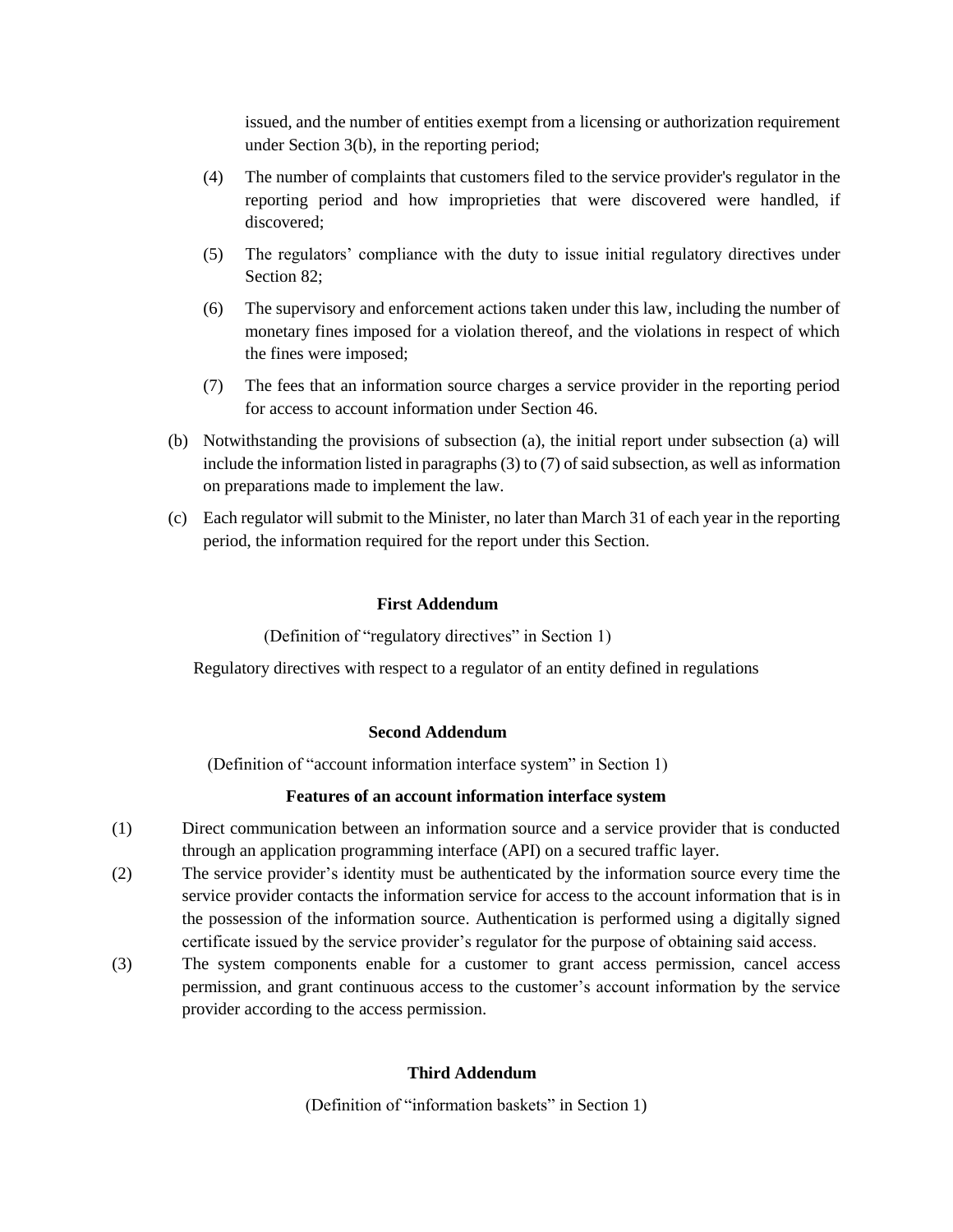issued, and the number of entities exempt from a licensing or authorization requirement under Section 3(b), in the reporting period;

(4) The number of complaints that customers filed to the service provider's regulator in the reporting period and how improprieties that were discovered were handled, if discovered;

(5) The regulators' compliance with the duty to issue initial regulatory directives under Section 82;

(6) The supervisory and enforcement actions taken under this law, including the number of monetary fines imposed for a violation thereof, and the violations in respect of which the fines were imposed;

(7) The fees that an information source charges a service provider in the reporting period for access to account information under Section 46.

(b) Notwithstanding the provisions of subsection (a), the initial report under subsection (a) will include the information listed in paragraphs (3) to (7) of said subsection, as well as information on preparations made to implement the law.

(c) Each regulator will submit to the Minister, no later than March 31 of each year in the reporting period, the information required for the report under this Section.

## First Addendum

(Definition of "regulatory directives" in Section 1)

Regulatory directives with respect to a regulator of an entity defined in regulations

## Second Addendum

(Definition of "account information interface system" in Section 1)

**Features of an account information interface system**

(1) Direct communication between an information source and a service provider that is conducted through an application programming interface (API) on a secured traffic layer.

(2) The service provider's identity must be authenticated by the information source every time the service provider contacts the information service for access to the account information that is in the possession of the information source. Authentication is performed using a digitally signed certificate issued by the service provider's regulator for the purpose of obtaining said access.

(3) The system components enable for a customer to grant access permission, cancel access permission, and grant continuous access to the customer's account information by the service provider according to the access permission.

## Third Addendum

(Definition of "information baskets" in Section 1)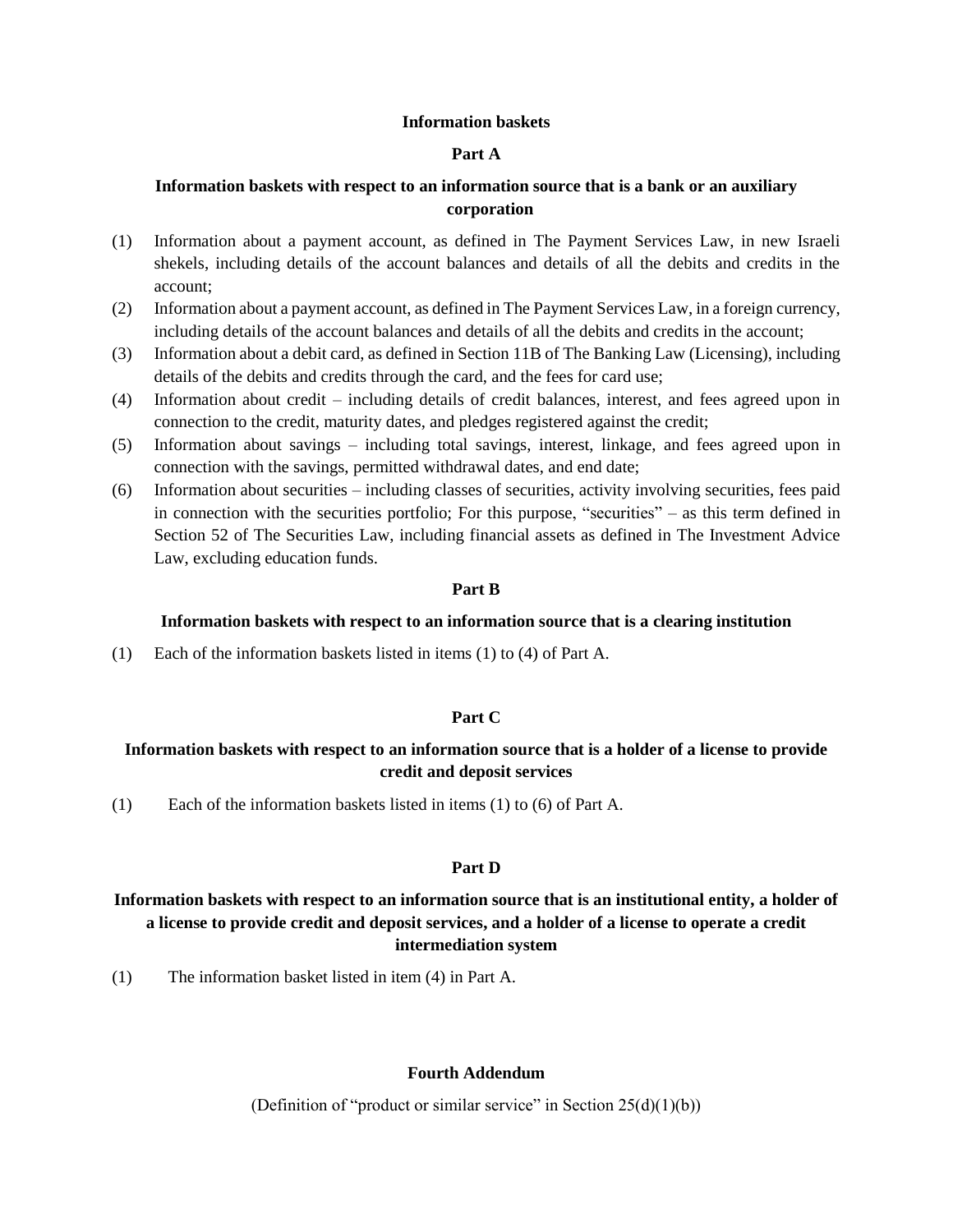## Information baskets

### Part A

### Information baskets with respect to an information source that is a bank or an auxiliary corporation

(1) Information about a payment account, as defined in The Payment Services Law, in new Israeli shekels, including details of the account balances and details of all the debits and credits in the account;

(2) Information about a payment account, as defined in The Payment Services Law, in a foreign currency, including details of the account balances and details of all the debits and credits in the account;

(3) Information about a debit card, as defined in Section 11B of The Banking Law (Licensing), including details of the debits and credits through the card, and the fees for card use;

(4) Information about credit – including details of credit balances, interest, and fees agreed upon in connection to the credit, maturity dates, and pledges registered against the credit;

(5) Information about savings – including total savings, interest, linkage, and fees agreed upon in connection with the savings, permitted withdrawal dates, and end date;

(6) Information about securities – including classes of securities, activity involving securities, fees paid in connection with the securities portfolio; For this purpose, "securities" – as this term defined in Section 52 of The Securities Law, including financial assets as defined in The Investment Advice Law, excluding education funds.

### Part B

### Information baskets with respect to an information source that is a clearing institution

(1) Each of the information baskets listed in items (1) to (4) of Part A.

### Part C

### Information baskets with respect to an information source that is a holder of a license to provide credit and deposit services

(1) Each of the information baskets listed in items (1) to (6) of Part A.

### Part D

### Information baskets with respect to an information source that is an institutional entity, a holder of a license to provide credit and deposit services, and a holder of a license to operate a credit intermediation system

(1) The information basket listed in item (4) in Part A.

## Fourth Addendum

(Definition of "product or similar service" in Section 25(d)(1)(b))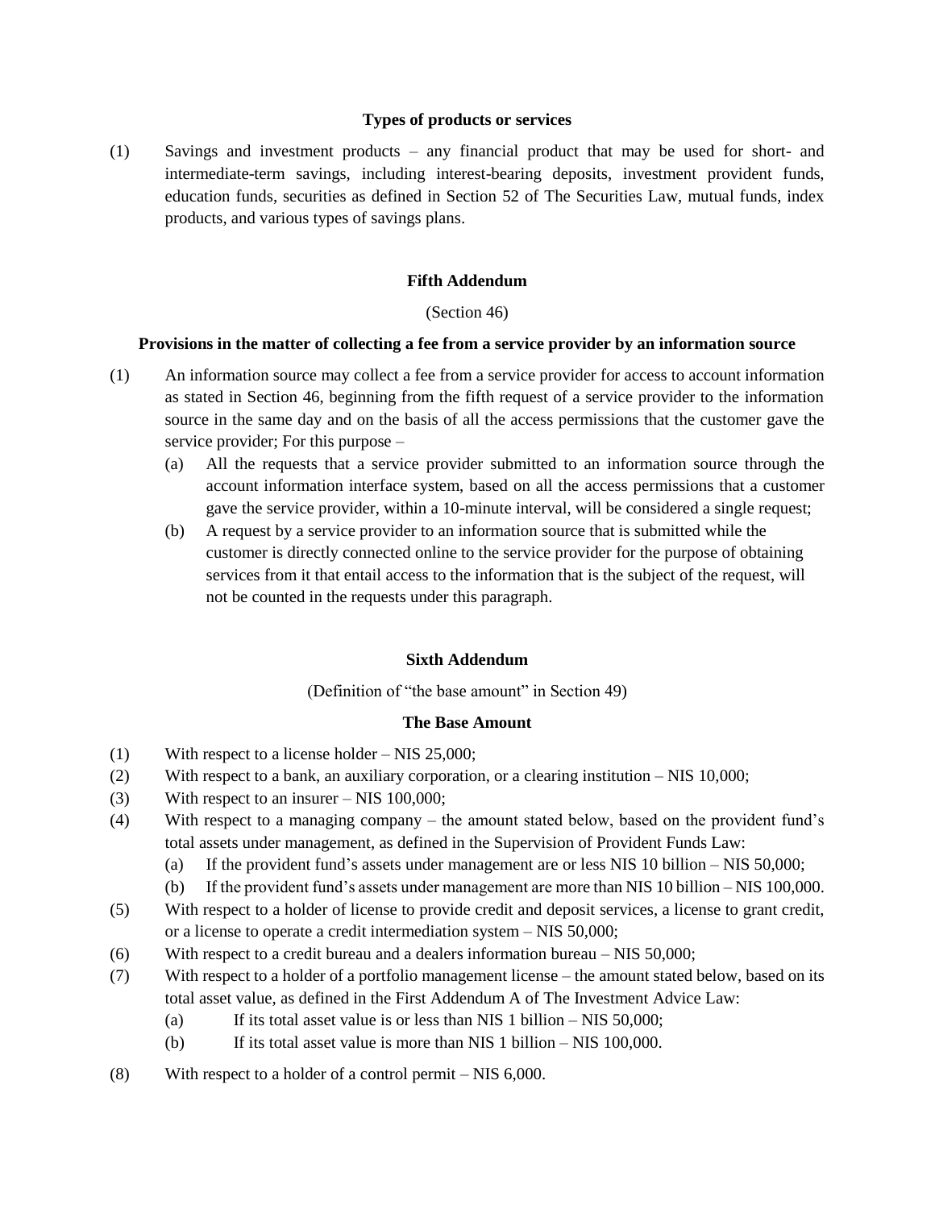**Types of products or services**

(1) Savings and investment products – any financial product that may be used for short- and intermediate-term savings, including interest-bearing deposits, investment provident funds, education funds, securities as defined in Section 52 of The Securities Law, mutual funds, index products, and various types of savings plans.

## Fifth Addendum

(Section 46)

**Provisions in the matter of collecting a fee from a service provider by an information source**

(1) An information source may collect a fee from a service provider for access to account information as stated in Section 46, beginning from the fifth request of a service provider to the information source in the same day and on the basis of all the access permissions that the customer gave the service provider; For this purpose –

  (a) All the requests that a service provider submitted to an information source through the account information interface system, based on all the access permissions that a customer gave the service provider, within a 10-minute interval, will be considered a single request;

  (b) A request by a service provider to an information source that is submitted while the customer is directly connected online to the service provider for the purpose of obtaining services from it that entail access to the information that is the subject of the request, will not be counted in the requests under this paragraph.

## Sixth Addendum

(Definition of "the base amount" in Section 49)

**The Base Amount**

(1) With respect to a license holder – NIS 25,000;

(2) With respect to a bank, an auxiliary corporation, or a clearing institution – NIS 10,000;

(3) With respect to an insurer – NIS 100,000;

(4) With respect to a managing company – the amount stated below, based on the provident fund's total assets under management, as defined in the Supervision of Provident Funds Law:

  (a) If the provident fund's assets under management are or less NIS 10 billion – NIS 50,000;

  (b) If the provident fund's assets under management are more than NIS 10 billion – NIS 100,000.

(5) With respect to a holder of license to provide credit and deposit services, a license to grant credit, or a license to operate a credit intermediation system – NIS 50,000;

(6) With respect to a credit bureau and a dealers information bureau – NIS 50,000;

(7) With respect to a holder of a portfolio management license – the amount stated below, based on its total asset value, as defined in the First Addendum A of The Investment Advice Law:

  (a) If its total asset value is or less than NIS 1 billion – NIS 50,000;

  (b) If its total asset value is more than NIS 1 billion – NIS 100,000.

(8) With respect to a holder of a control permit – NIS 6,000.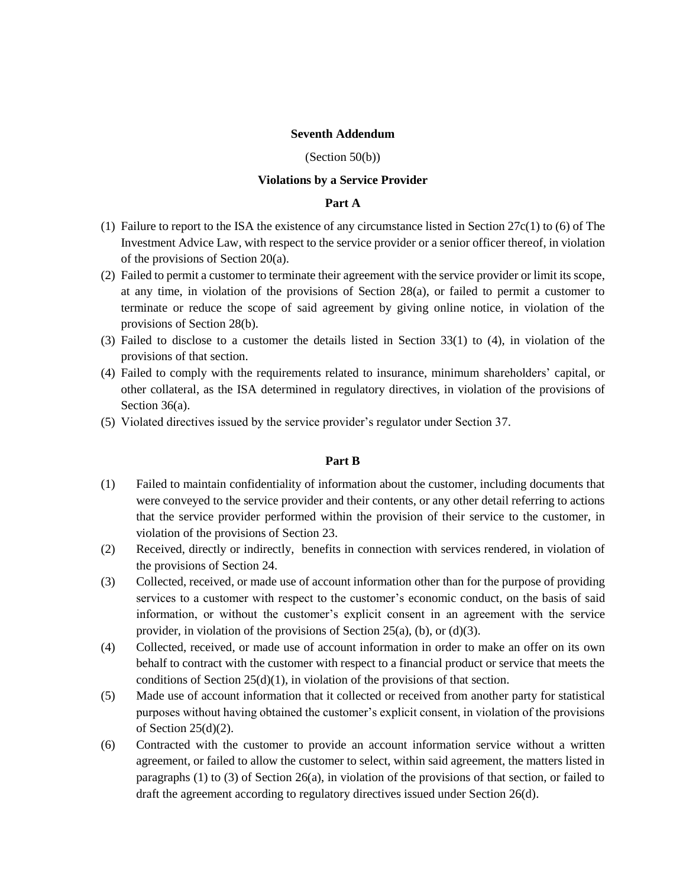**Seventh Addendum**

(Section 50(b))

**Violations by a Service Provider**

**Part A**

(1) Failure to report to the ISA the existence of any circumstance listed in Section 27c(1) to (6) of The Investment Advice Law, with respect to the service provider or a senior officer thereof, in violation of the provisions of Section 20(a).

(2) Failed to permit a customer to terminate their agreement with the service provider or limit its scope, at any time, in violation of the provisions of Section 28(a), or failed to permit a customer to terminate or reduce the scope of said agreement by giving online notice, in violation of the provisions of Section 28(b).

(3) Failed to disclose to a customer the details listed in Section 33(1) to (4), in violation of the provisions of that section.

(4) Failed to comply with the requirements related to insurance, minimum shareholders' capital, or other collateral, as the ISA determined in regulatory directives, in violation of the provisions of Section 36(a).

(5) Violated directives issued by the service provider's regulator under Section 37.

**Part B**

(1) Failed to maintain confidentiality of information about the customer, including documents that were conveyed to the service provider and their contents, or any other detail referring to actions that the service provider performed within the provision of their service to the customer, in violation of the provisions of Section 23.

(2) Received, directly or indirectly, benefits in connection with services rendered, in violation of the provisions of Section 24.

(3) Collected, received, or made use of account information other than for the purpose of providing services to a customer with respect to the customer's economic conduct, on the basis of said information, or without the customer's explicit consent in an agreement with the service provider, in violation of the provisions of Section 25(a), (b), or (d)(3).

(4) Collected, received, or made use of account information in order to make an offer on its own behalf to contract with the customer with respect to a financial product or service that meets the conditions of Section 25(d)(1), in violation of the provisions of that section.

(5) Made use of account information that it collected or received from another party for statistical purposes without having obtained the customer's explicit consent, in violation of the provisions of Section 25(d)(2).

(6) Contracted with the customer to provide an account information service without a written agreement, or failed to allow the customer to select, within said agreement, the matters listed in paragraphs (1) to (3) of Section 26(a), in violation of the provisions of that section, or failed to draft the agreement according to regulatory directives issued under Section 26(d).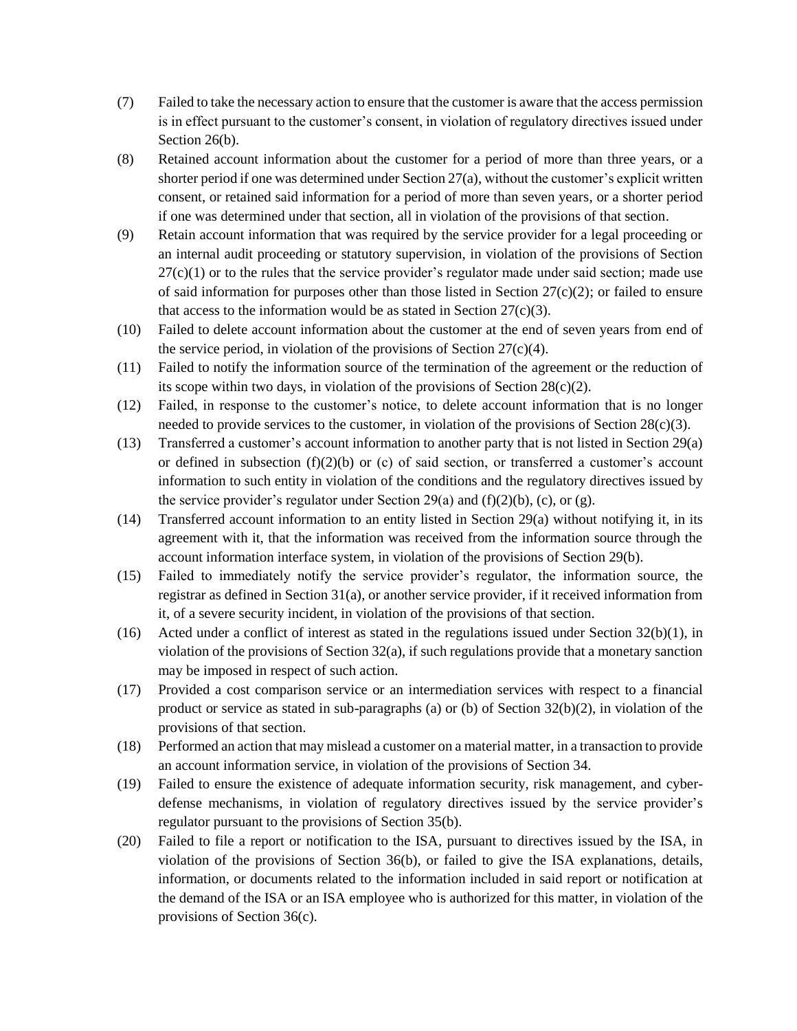(7) Failed to take the necessary action to ensure that the customer is aware that the access permission is in effect pursuant to the customer's consent, in violation of regulatory directives issued under Section 26(b).

(8) Retained account information about the customer for a period of more than three years, or a shorter period if one was determined under Section 27(a), without the customer's explicit written consent, or retained said information for a period of more than seven years, or a shorter period if one was determined under that section, all in violation of the provisions of that section.

(9) Retain account information that was required by the service provider for a legal proceeding or an internal audit proceeding or statutory supervision, in violation of the provisions of Section 27(c)(1) or to the rules that the service provider's regulator made under said section; made use of said information for purposes other than those listed in Section 27(c)(2); or failed to ensure that access to the information would be as stated in Section 27(c)(3).

(10) Failed to delete account information about the customer at the end of seven years from end of the service period, in violation of the provisions of Section 27(c)(4).

(11) Failed to notify the information source of the termination of the agreement or the reduction of its scope within two days, in violation of the provisions of Section 28(c)(2).

(12) Failed, in response to the customer's notice, to delete account information that is no longer needed to provide services to the customer, in violation of the provisions of Section 28(c)(3).

(13) Transferred a customer's account information to another party that is not listed in Section 29(a) or defined in subsection (f)(2)(b) or (c) of said section, or transferred a customer's account information to such entity in violation of the conditions and the regulatory directives issued by the service provider's regulator under Section 29(a) and (f)(2)(b), (c), or (g).

(14) Transferred account information to an entity listed in Section 29(a) without notifying it, in its agreement with it, that the information was received from the information source through the account information interface system, in violation of the provisions of Section 29(b).

(15) Failed to immediately notify the service provider's regulator, the information source, the registrar as defined in Section 31(a), or another service provider, if it received information from it, of a severe security incident, in violation of the provisions of that section.

(16) Acted under a conflict of interest as stated in the regulations issued under Section 32(b)(1), in violation of the provisions of Section 32(a), if such regulations provide that a monetary sanction may be imposed in respect of such action.

(17) Provided a cost comparison service or an intermediation services with respect to a financial product or service as stated in sub-paragraphs (a) or (b) of Section 32(b)(2), in violation of the provisions of that section.

(18) Performed an action that may mislead a customer on a material matter, in a transaction to provide an account information service, in violation of the provisions of Section 34.

(19) Failed to ensure the existence of adequate information security, risk management, and cyber-defense mechanisms, in violation of regulatory directives issued by the service provider's regulator pursuant to the provisions of Section 35(b).

(20) Failed to file a report or notification to the ISA, pursuant to directives issued by the ISA, in violation of the provisions of Section 36(b), or failed to give the ISA explanations, details, information, or documents related to the information included in said report or notification at the demand of the ISA or an ISA employee who is authorized for this matter, in violation of the provisions of Section 36(c).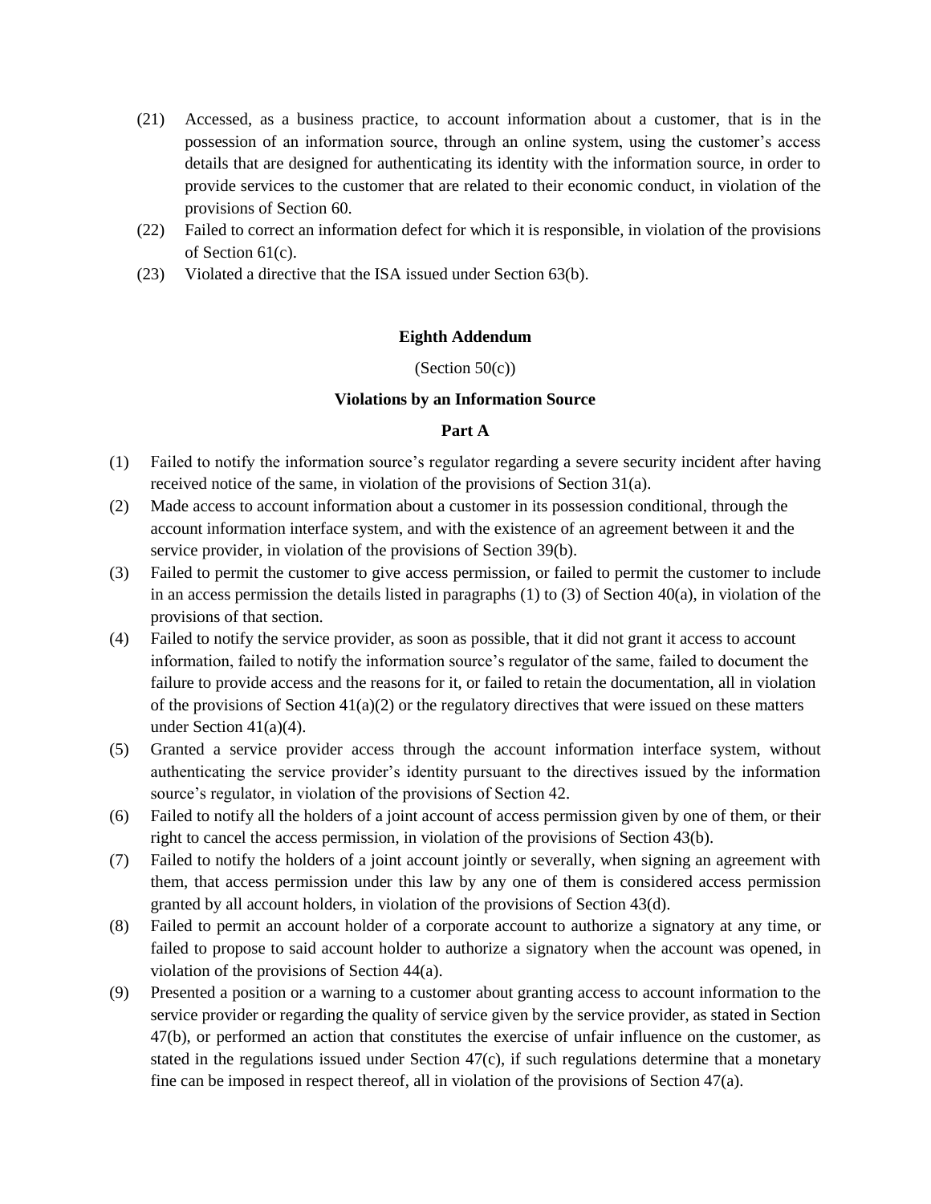(21) Accessed, as a business practice, to account information about a customer, that is in the possession of an information source, through an online system, using the customer's access details that are designed for authenticating its identity with the information source, in order to provide services to the customer that are related to their economic conduct, in violation of the provisions of Section 60.

(22) Failed to correct an information defect for which it is responsible, in violation of the provisions of Section 61(c).

(23) Violated a directive that the ISA issued under Section 63(b).

**Eighth Addendum**

(Section 50(c))

**Violations by an Information Source**

**Part A**

(1) Failed to notify the information source's regulator regarding a severe security incident after having received notice of the same, in violation of the provisions of Section 31(a).

(2) Made access to account information about a customer in its possession conditional, through the account information interface system, and with the existence of an agreement between it and the service provider, in violation of the provisions of Section 39(b).

(3) Failed to permit the customer to give access permission, or failed to permit the customer to include in an access permission the details listed in paragraphs (1) to (3) of Section 40(a), in violation of the provisions of that section.

(4) Failed to notify the service provider, as soon as possible, that it did not grant it access to account information, failed to notify the information source's regulator of the same, failed to document the failure to provide access and the reasons for it, or failed to retain the documentation, all in violation of the provisions of Section 41(a)(2) or the regulatory directives that were issued on these matters under Section 41(a)(4).

(5) Granted a service provider access through the account information interface system, without authenticating the service provider's identity pursuant to the directives issued by the information source's regulator, in violation of the provisions of Section 42.

(6) Failed to notify all the holders of a joint account of access permission given by one of them, or their right to cancel the access permission, in violation of the provisions of Section 43(b).

(7) Failed to notify the holders of a joint account jointly or severally, when signing an agreement with them, that access permission under this law by any one of them is considered access permission granted by all account holders, in violation of the provisions of Section 43(d).

(8) Failed to permit an account holder of a corporate account to authorize a signatory at any time, or failed to propose to said account holder to authorize a signatory when the account was opened, in violation of the provisions of Section 44(a).

(9) Presented a position or a warning to a customer about granting access to account information to the service provider or regarding the quality of service given by the service provider, as stated in Section 47(b), or performed an action that constitutes the exercise of unfair influence on the customer, as stated in the regulations issued under Section 47(c), if such regulations determine that a monetary fine can be imposed in respect thereof, all in violation of the provisions of Section 47(a).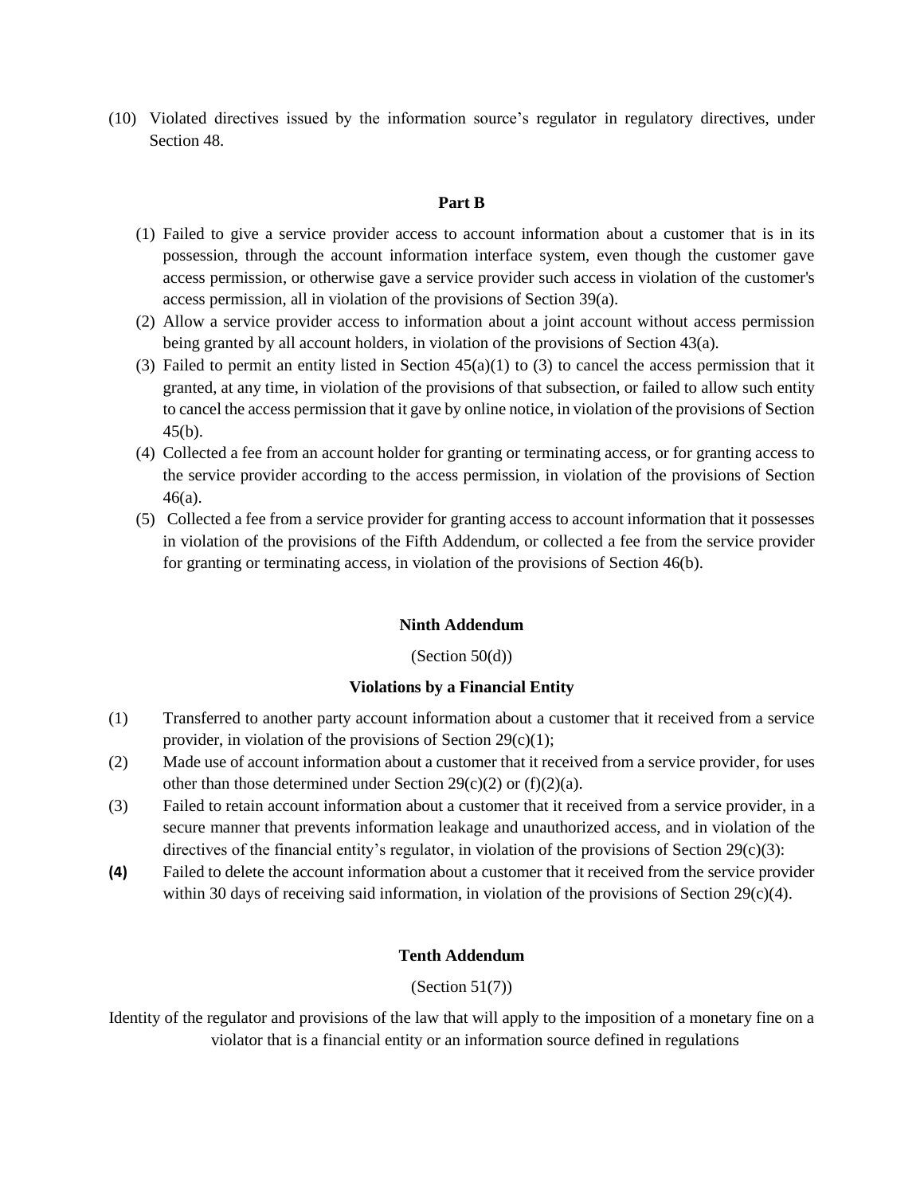(10) Violated directives issued by the information source's regulator in regulatory directives, under Section 48.

**Part B**

(1) Failed to give a service provider access to account information about a customer that is in its possession, through the account information interface system, even though the customer gave access permission, or otherwise gave a service provider such access in violation of the customer's access permission, all in violation of the provisions of Section 39(a).

(2) Allow a service provider access to information about a joint account without access permission being granted by all account holders, in violation of the provisions of Section 43(a).

(3) Failed to permit an entity listed in Section 45(a)(1) to (3) to cancel the access permission that it granted, at any time, in violation of the provisions of that subsection, or failed to allow such entity to cancel the access permission that it gave by online notice, in violation of the provisions of Section 45(b).

(4) Collected a fee from an account holder for granting or terminating access, or for granting access to the service provider according to the access permission, in violation of the provisions of Section 46(a).

(5) Collected a fee from a service provider for granting access to account information that it possesses in violation of the provisions of the Fifth Addendum, or collected a fee from the service provider for granting or terminating access, in violation of the provisions of Section 46(b).

**Ninth Addendum**

(Section 50(d))

**Violations by a Financial Entity**

(1) Transferred to another party account information about a customer that it received from a service provider, in violation of the provisions of Section 29(c)(1);

(2) Made use of account information about a customer that it received from a service provider, for uses other than those determined under Section 29(c)(2) or (f)(2)(a).

(3) Failed to retain account information about a customer that it received from a service provider, in a secure manner that prevents information leakage and unauthorized access, and in violation of the directives of the financial entity's regulator, in violation of the provisions of Section 29(c)(3):

**(4)** Failed to delete the account information about a customer that it received from the service provider within 30 days of receiving said information, in violation of the provisions of Section 29(c)(4).

**Tenth Addendum**

(Section 51(7))

Identity of the regulator and provisions of the law that will apply to the imposition of a monetary fine on a violator that is a financial entity or an information source defined in regulations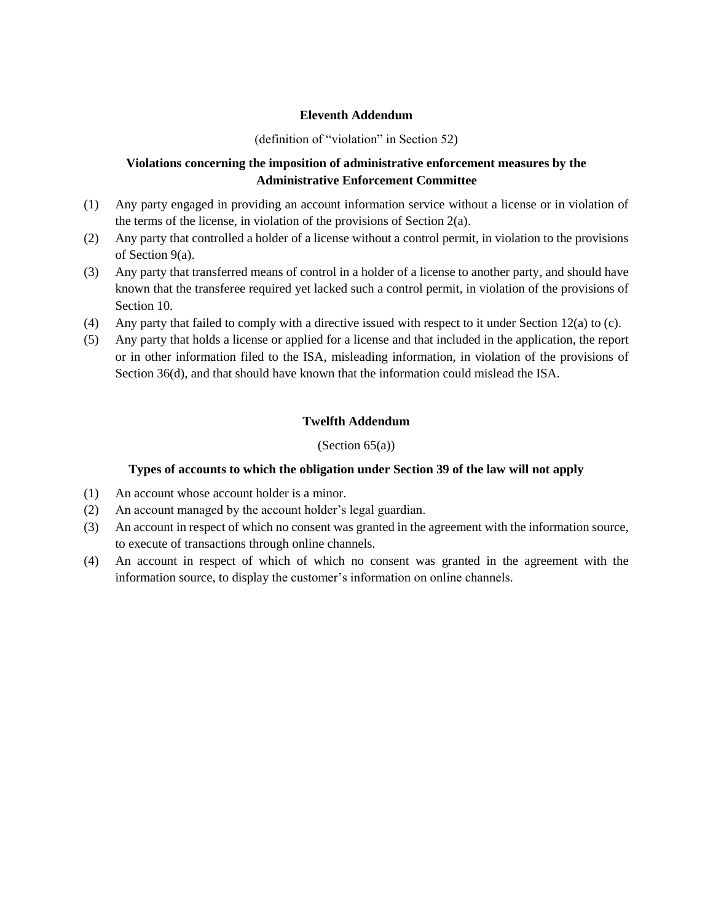## Eleventh Addendum

(definition of "violation" in Section 52)

### Violations concerning the imposition of administrative enforcement measures by the Administrative Enforcement Committee

(1) Any party engaged in providing an account information service without a license or in violation of the terms of the license, in violation of the provisions of Section 2(a).

(2) Any party that controlled a holder of a license without a control permit, in violation to the provisions of Section 9(a).

(3) Any party that transferred means of control in a holder of a license to another party, and should have known that the transferee required yet lacked such a control permit, in violation of the provisions of Section 10.

(4) Any party that failed to comply with a directive issued with respect to it under Section 12(a) to (c).

(5) Any party that holds a license or applied for a license and that included in the application, the report or in other information filed to the ISA, misleading information, in violation of the provisions of Section 36(d), and that should have known that the information could mislead the ISA.

## Twelfth Addendum

(Section 65(a))

### Types of accounts to which the obligation under Section 39 of the law will not apply

(1) An account whose account holder is a minor.

(2) An account managed by the account holder's legal guardian.

(3) An account in respect of which no consent was granted in the agreement with the information source, to execute of transactions through online channels.

(4) An account in respect of which of which no consent was granted in the agreement with the information source, to display the customer's information on online channels.